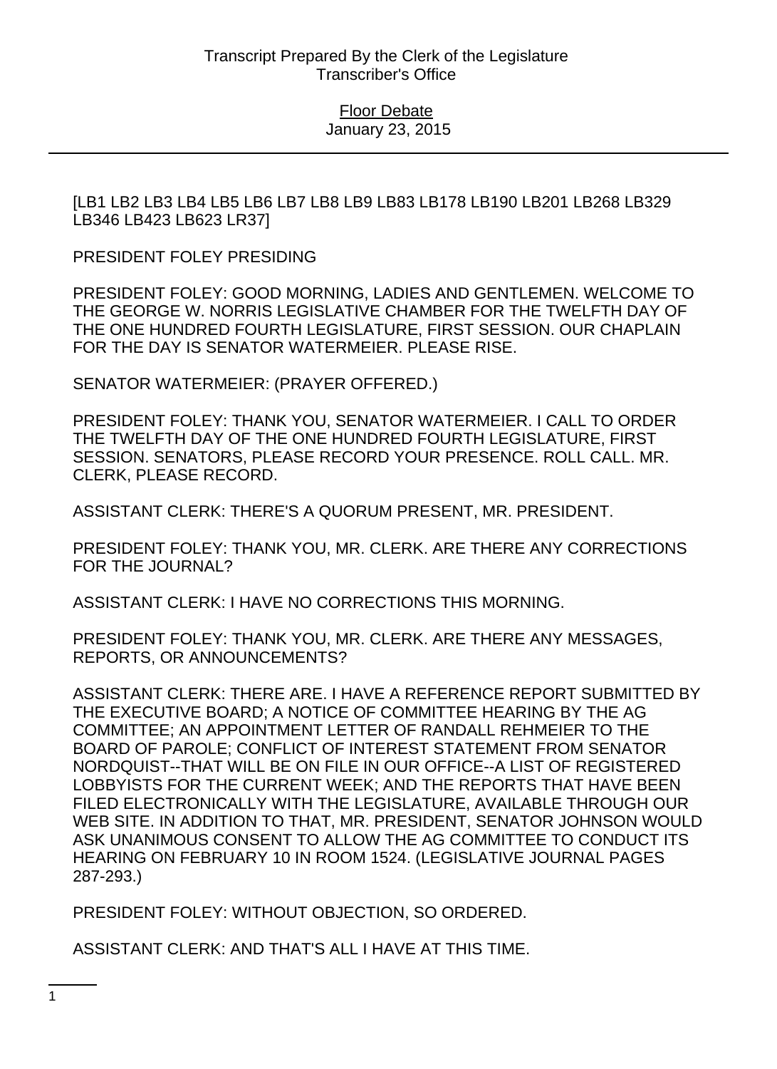[LB1 LB2 LB3 LB4 LB5 LB6 LB7 LB8 LB9 LB83 LB178 LB190 LB201 LB268 LB329 LB346 LB423 LB623 LR37]

PRESIDENT FOLEY PRESIDING

PRESIDENT FOLEY: GOOD MORNING, LADIES AND GENTLEMEN. WELCOME TO THE GEORGE W. NORRIS LEGISLATIVE CHAMBER FOR THE TWELFTH DAY OF THE ONE HUNDRED FOURTH LEGISLATURE, FIRST SESSION. OUR CHAPLAIN FOR THE DAY IS SENATOR WATERMEIER. PLEASE RISE.

SENATOR WATERMEIER: (PRAYER OFFERED.)

PRESIDENT FOLEY: THANK YOU, SENATOR WATERMEIER. I CALL TO ORDER THE TWELFTH DAY OF THE ONE HUNDRED FOURTH LEGISLATURE, FIRST SESSION. SENATORS, PLEASE RECORD YOUR PRESENCE. ROLL CALL. MR. CLERK, PLEASE RECORD.

ASSISTANT CLERK: THERE'S A QUORUM PRESENT, MR. PRESIDENT.

PRESIDENT FOLEY: THANK YOU, MR. CLERK. ARE THERE ANY CORRECTIONS FOR THE JOURNAL?

ASSISTANT CLERK: I HAVE NO CORRECTIONS THIS MORNING.

PRESIDENT FOLEY: THANK YOU, MR. CLERK. ARE THERE ANY MESSAGES, REPORTS, OR ANNOUNCEMENTS?

ASSISTANT CLERK: THERE ARE. I HAVE A REFERENCE REPORT SUBMITTED BY THE EXECUTIVE BOARD; A NOTICE OF COMMITTEE HEARING BY THE AG COMMITTEE; AN APPOINTMENT LETTER OF RANDALL REHMEIER TO THE BOARD OF PAROLE; CONFLICT OF INTEREST STATEMENT FROM SENATOR NORDQUIST--THAT WILL BE ON FILE IN OUR OFFICE--A LIST OF REGISTERED LOBBYISTS FOR THE CURRENT WEEK; AND THE REPORTS THAT HAVE BEEN FILED ELECTRONICALLY WITH THE LEGISLATURE, AVAILABLE THROUGH OUR WEB SITE. IN ADDITION TO THAT, MR. PRESIDENT, SENATOR JOHNSON WOULD ASK UNANIMOUS CONSENT TO ALLOW THE AG COMMITTEE TO CONDUCT ITS HEARING ON FEBRUARY 10 IN ROOM 1524. (LEGISLATIVE JOURNAL PAGES 287-293.)

PRESIDENT FOLEY: WITHOUT OBJECTION, SO ORDERED.

ASSISTANT CLERK: AND THAT'S ALL I HAVE AT THIS TIME.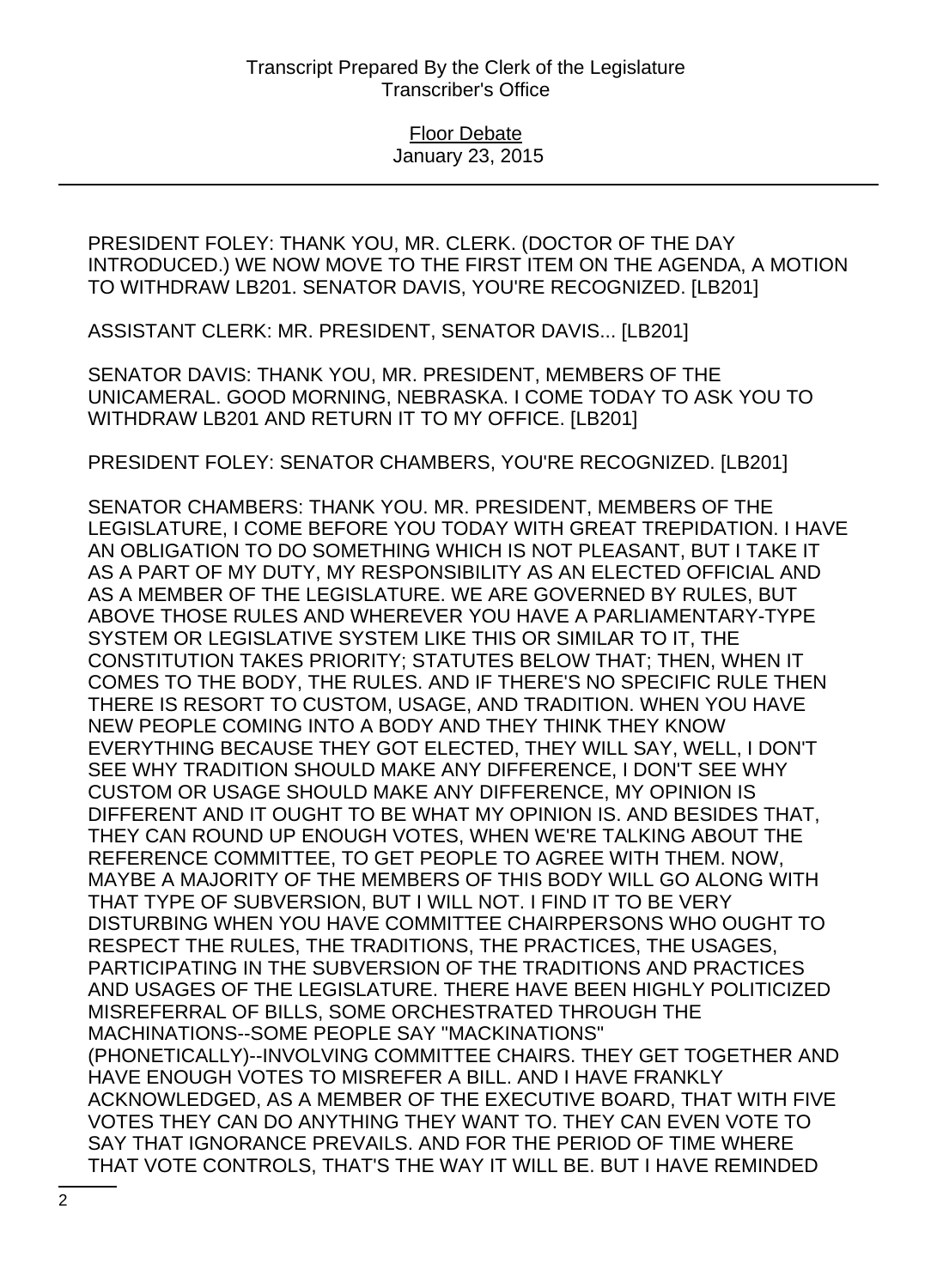PRESIDENT FOLEY: THANK YOU, MR. CLERK. (DOCTOR OF THE DAY INTRODUCED.) WE NOW MOVE TO THE FIRST ITEM ON THE AGENDA, A MOTION TO WITHDRAW LB201. SENATOR DAVIS, YOU'RE RECOGNIZED. [LB201]

ASSISTANT CLERK: MR. PRESIDENT, SENATOR DAVIS... [LB201]

SENATOR DAVIS: THANK YOU, MR. PRESIDENT, MEMBERS OF THE UNICAMERAL. GOOD MORNING, NEBRASKA. I COME TODAY TO ASK YOU TO WITHDRAW LB201 AND RETURN IT TO MY OFFICE. [LB201]

PRESIDENT FOLEY: SENATOR CHAMBERS, YOU'RE RECOGNIZED. [LB201]

SENATOR CHAMBERS: THANK YOU. MR. PRESIDENT, MEMBERS OF THE LEGISLATURE, I COME BEFORE YOU TODAY WITH GREAT TREPIDATION. I HAVE AN OBLIGATION TO DO SOMETHING WHICH IS NOT PLEASANT, BUT I TAKE IT AS A PART OF MY DUTY, MY RESPONSIBILITY AS AN ELECTED OFFICIAL AND AS A MEMBER OF THE LEGISLATURE. WE ARE GOVERNED BY RULES, BUT ABOVE THOSE RULES AND WHEREVER YOU HAVE A PARLIAMENTARY-TYPE SYSTEM OR LEGISLATIVE SYSTEM LIKE THIS OR SIMILAR TO IT, THE CONSTITUTION TAKES PRIORITY; STATUTES BELOW THAT; THEN, WHEN IT COMES TO THE BODY, THE RULES. AND IF THERE'S NO SPECIFIC RULE THEN THERE IS RESORT TO CUSTOM, USAGE, AND TRADITION. WHEN YOU HAVE NEW PEOPLE COMING INTO A BODY AND THEY THINK THEY KNOW EVERYTHING BECAUSE THEY GOT ELECTED, THEY WILL SAY, WELL, I DON'T SEE WHY TRADITION SHOULD MAKE ANY DIFFERENCE, I DON'T SEE WHY CUSTOM OR USAGE SHOULD MAKE ANY DIFFERENCE, MY OPINION IS DIFFERENT AND IT OUGHT TO BE WHAT MY OPINION IS. AND BESIDES THAT, THEY CAN ROUND UP ENOUGH VOTES, WHEN WE'RE TALKING ABOUT THE REFERENCE COMMITTEE, TO GET PEOPLE TO AGREE WITH THEM. NOW, MAYBE A MAJORITY OF THE MEMBERS OF THIS BODY WILL GO ALONG WITH THAT TYPE OF SUBVERSION, BUT I WILL NOT. I FIND IT TO BE VERY DISTURBING WHEN YOU HAVE COMMITTEE CHAIRPERSONS WHO OUGHT TO RESPECT THE RULES, THE TRADITIONS, THE PRACTICES, THE USAGES, PARTICIPATING IN THE SUBVERSION OF THE TRADITIONS AND PRACTICES AND USAGES OF THE LEGISLATURE. THERE HAVE BEEN HIGHLY POLITICIZED MISREFERRAL OF BILLS, SOME ORCHESTRATED THROUGH THE MACHINATIONS--SOME PEOPLE SAY "MACKINATIONS" (PHONETICALLY)--INVOLVING COMMITTEE CHAIRS. THEY GET TOGETHER AND HAVE ENOUGH VOTES TO MISREFER A BILL. AND I HAVE FRANKLY ACKNOWLEDGED, AS A MEMBER OF THE EXECUTIVE BOARD, THAT WITH FIVE VOTES THEY CAN DO ANYTHING THEY WANT TO. THEY CAN EVEN VOTE TO SAY THAT IGNORANCE PREVAILS. AND FOR THE PERIOD OF TIME WHERE THAT VOTE CONTROLS, THAT'S THE WAY IT WILL BE. BUT I HAVE REMINDED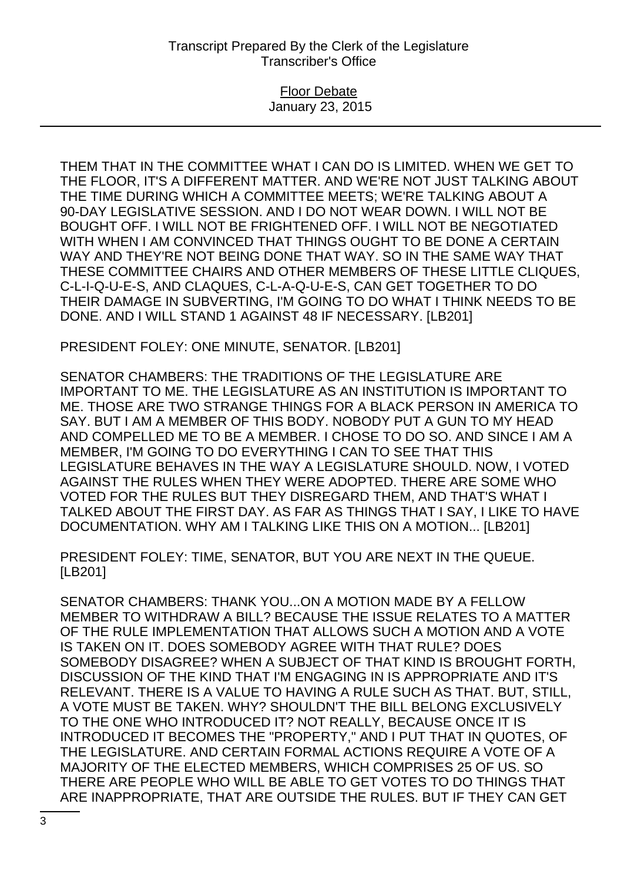THEM THAT IN THE COMMITTEE WHAT I CAN DO IS LIMITED. WHEN WE GET TO THE FLOOR, IT'S A DIFFERENT MATTER. AND WE'RE NOT JUST TALKING ABOUT THE TIME DURING WHICH A COMMITTEE MEETS; WE'RE TALKING ABOUT A 90-DAY LEGISLATIVE SESSION. AND I DO NOT WEAR DOWN. I WILL NOT BE BOUGHT OFF. I WILL NOT BE FRIGHTENED OFF. I WILL NOT BE NEGOTIATED WITH WHEN I AM CONVINCED THAT THINGS OUGHT TO BE DONE A CERTAIN WAY AND THEY'RE NOT BEING DONE THAT WAY. SO IN THE SAME WAY THAT THESE COMMITTEE CHAIRS AND OTHER MEMBERS OF THESE LITTLE CLIQUES, C-L-I-Q-U-E-S, AND CLAQUES, C-L-A-Q-U-E-S, CAN GET TOGETHER TO DO THEIR DAMAGE IN SUBVERTING, I'M GOING TO DO WHAT I THINK NEEDS TO BE DONE. AND I WILL STAND 1 AGAINST 48 IF NECESSARY. [LB201]

PRESIDENT FOLEY: ONE MINUTE, SENATOR. [LB201]

SENATOR CHAMBERS: THE TRADITIONS OF THE LEGISLATURE ARE IMPORTANT TO ME. THE LEGISLATURE AS AN INSTITUTION IS IMPORTANT TO ME. THOSE ARE TWO STRANGE THINGS FOR A BLACK PERSON IN AMERICA TO SAY. BUT I AM A MEMBER OF THIS BODY. NOBODY PUT A GUN TO MY HEAD AND COMPELLED ME TO BE A MEMBER. I CHOSE TO DO SO. AND SINCE I AM A MEMBER, I'M GOING TO DO EVERYTHING I CAN TO SEE THAT THIS LEGISLATURE BEHAVES IN THE WAY A LEGISLATURE SHOULD. NOW, I VOTED AGAINST THE RULES WHEN THEY WERE ADOPTED. THERE ARE SOME WHO VOTED FOR THE RULES BUT THEY DISREGARD THEM, AND THAT'S WHAT I TALKED ABOUT THE FIRST DAY. AS FAR AS THINGS THAT I SAY, I LIKE TO HAVE DOCUMENTATION. WHY AM I TALKING LIKE THIS ON A MOTION... [LB201]

PRESIDENT FOLEY: TIME, SENATOR, BUT YOU ARE NEXT IN THE QUEUE. [LB201]

SENATOR CHAMBERS: THANK YOU...ON A MOTION MADE BY A FELLOW MEMBER TO WITHDRAW A BILL? BECAUSE THE ISSUE RELATES TO A MATTER OF THE RULE IMPLEMENTATION THAT ALLOWS SUCH A MOTION AND A VOTE IS TAKEN ON IT. DOES SOMEBODY AGREE WITH THAT RULE? DOES SOMEBODY DISAGREE? WHEN A SUBJECT OF THAT KIND IS BROUGHT FORTH, DISCUSSION OF THE KIND THAT I'M ENGAGING IN IS APPROPRIATE AND IT'S RELEVANT. THERE IS A VALUE TO HAVING A RULE SUCH AS THAT. BUT, STILL, A VOTE MUST BE TAKEN. WHY? SHOULDN'T THE BILL BELONG EXCLUSIVELY TO THE ONE WHO INTRODUCED IT? NOT REALLY, BECAUSE ONCE IT IS INTRODUCED IT BECOMES THE "PROPERTY," AND I PUT THAT IN QUOTES, OF THE LEGISLATURE. AND CERTAIN FORMAL ACTIONS REQUIRE A VOTE OF A MAJORITY OF THE ELECTED MEMBERS, WHICH COMPRISES 25 OF US. SO THERE ARE PEOPLE WHO WILL BE ABLE TO GET VOTES TO DO THINGS THAT ARE INAPPROPRIATE, THAT ARE OUTSIDE THE RULES. BUT IF THEY CAN GET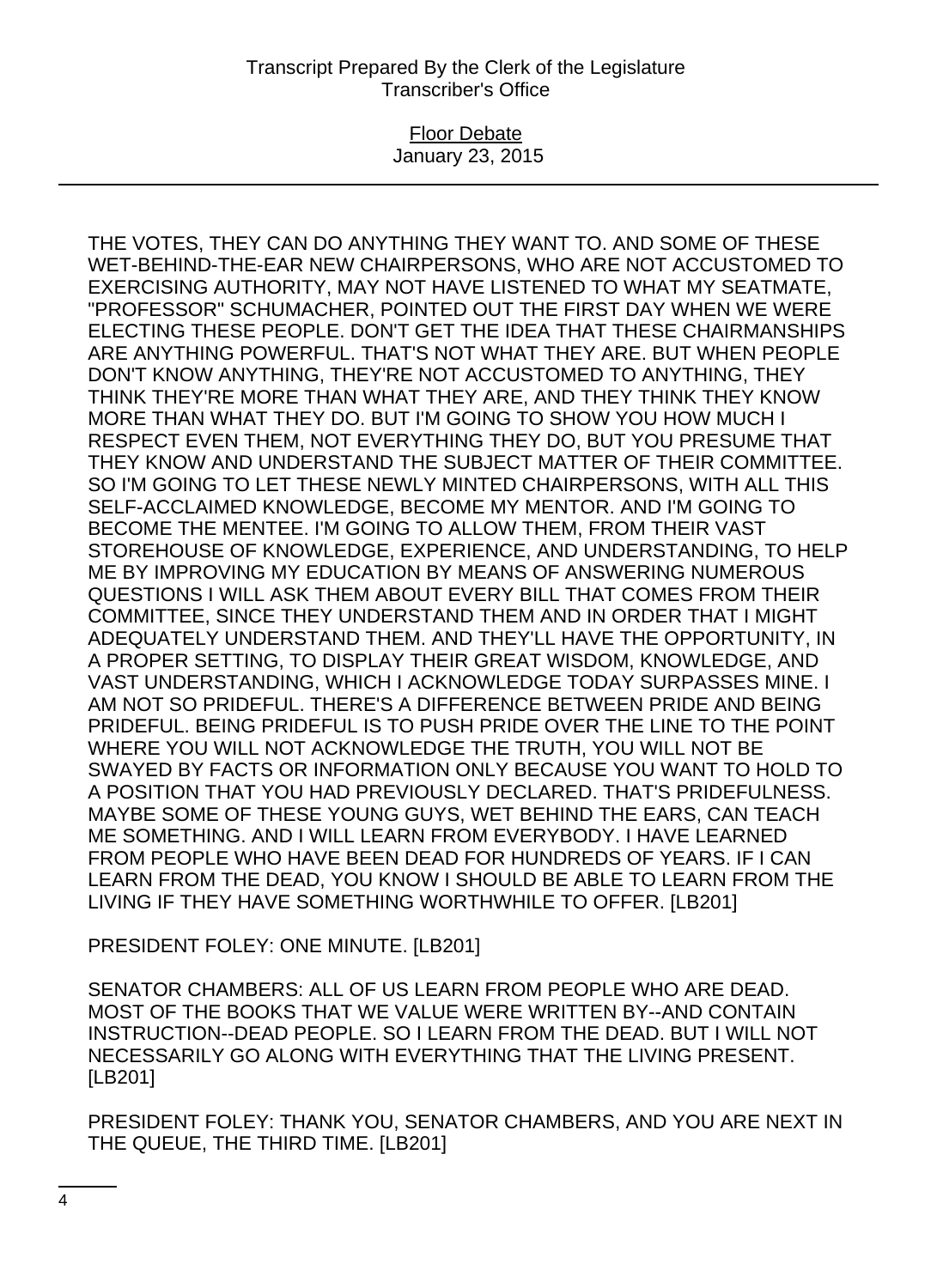THE VOTES, THEY CAN DO ANYTHING THEY WANT TO. AND SOME OF THESE WET-BEHIND-THE-EAR NEW CHAIRPERSONS, WHO ARE NOT ACCUSTOMED TO EXERCISING AUTHORITY, MAY NOT HAVE LISTENED TO WHAT MY SEATMATE, "PROFESSOR" SCHUMACHER, POINTED OUT THE FIRST DAY WHEN WE WERE ELECTING THESE PEOPLE. DON'T GET THE IDEA THAT THESE CHAIRMANSHIPS ARE ANYTHING POWERFUL. THAT'S NOT WHAT THEY ARE. BUT WHEN PEOPLE DON'T KNOW ANYTHING, THEY'RE NOT ACCUSTOMED TO ANYTHING, THEY THINK THEY'RE MORE THAN WHAT THEY ARE, AND THEY THINK THEY KNOW MORE THAN WHAT THEY DO. BUT I'M GOING TO SHOW YOU HOW MUCH I RESPECT EVEN THEM, NOT EVERYTHING THEY DO, BUT YOU PRESUME THAT THEY KNOW AND UNDERSTAND THE SUBJECT MATTER OF THEIR COMMITTEE. SO I'M GOING TO LET THESE NEWLY MINTED CHAIRPERSONS, WITH ALL THIS SELF-ACCLAIMED KNOWLEDGE, BECOME MY MENTOR. AND I'M GOING TO BECOME THE MENTEE. I'M GOING TO ALLOW THEM, FROM THEIR VAST STOREHOUSE OF KNOWLEDGE, EXPERIENCE, AND UNDERSTANDING, TO HELP ME BY IMPROVING MY EDUCATION BY MEANS OF ANSWERING NUMEROUS QUESTIONS I WILL ASK THEM ABOUT EVERY BILL THAT COMES FROM THEIR COMMITTEE, SINCE THEY UNDERSTAND THEM AND IN ORDER THAT I MIGHT ADEQUATELY UNDERSTAND THEM. AND THEY'LL HAVE THE OPPORTUNITY, IN A PROPER SETTING, TO DISPLAY THEIR GREAT WISDOM, KNOWLEDGE, AND VAST UNDERSTANDING, WHICH I ACKNOWLEDGE TODAY SURPASSES MINE. I AM NOT SO PRIDEFUL. THERE'S A DIFFERENCE BETWEEN PRIDE AND BEING PRIDEFUL. BEING PRIDEFUL IS TO PUSH PRIDE OVER THE LINE TO THE POINT WHERE YOU WILL NOT ACKNOWLEDGE THE TRUTH, YOU WILL NOT BE SWAYED BY FACTS OR INFORMATION ONLY BECAUSE YOU WANT TO HOLD TO A POSITION THAT YOU HAD PREVIOUSLY DECLARED. THAT'S PRIDEFULNESS. MAYBE SOME OF THESE YOUNG GUYS, WET BEHIND THE EARS, CAN TEACH ME SOMETHING. AND I WILL LEARN FROM EVERYBODY. I HAVE LEARNED FROM PEOPLE WHO HAVE BEEN DEAD FOR HUNDREDS OF YEARS. IF I CAN LEARN FROM THE DEAD, YOU KNOW I SHOULD BE ABLE TO LEARN FROM THE LIVING IF THEY HAVE SOMETHING WORTHWHILE TO OFFER. [LB201]

PRESIDENT FOLEY: ONE MINUTE. [LB201]

SENATOR CHAMBERS: ALL OF US LEARN FROM PEOPLE WHO ARE DEAD. MOST OF THE BOOKS THAT WE VALUE WERE WRITTEN BY--AND CONTAIN INSTRUCTION--DEAD PEOPLE. SO I LEARN FROM THE DEAD. BUT I WILL NOT NECESSARILY GO ALONG WITH EVERYTHING THAT THE LIVING PRESENT. [LB201]

PRESIDENT FOLEY: THANK YOU, SENATOR CHAMBERS, AND YOU ARE NEXT IN THE QUEUE, THE THIRD TIME. [LB201]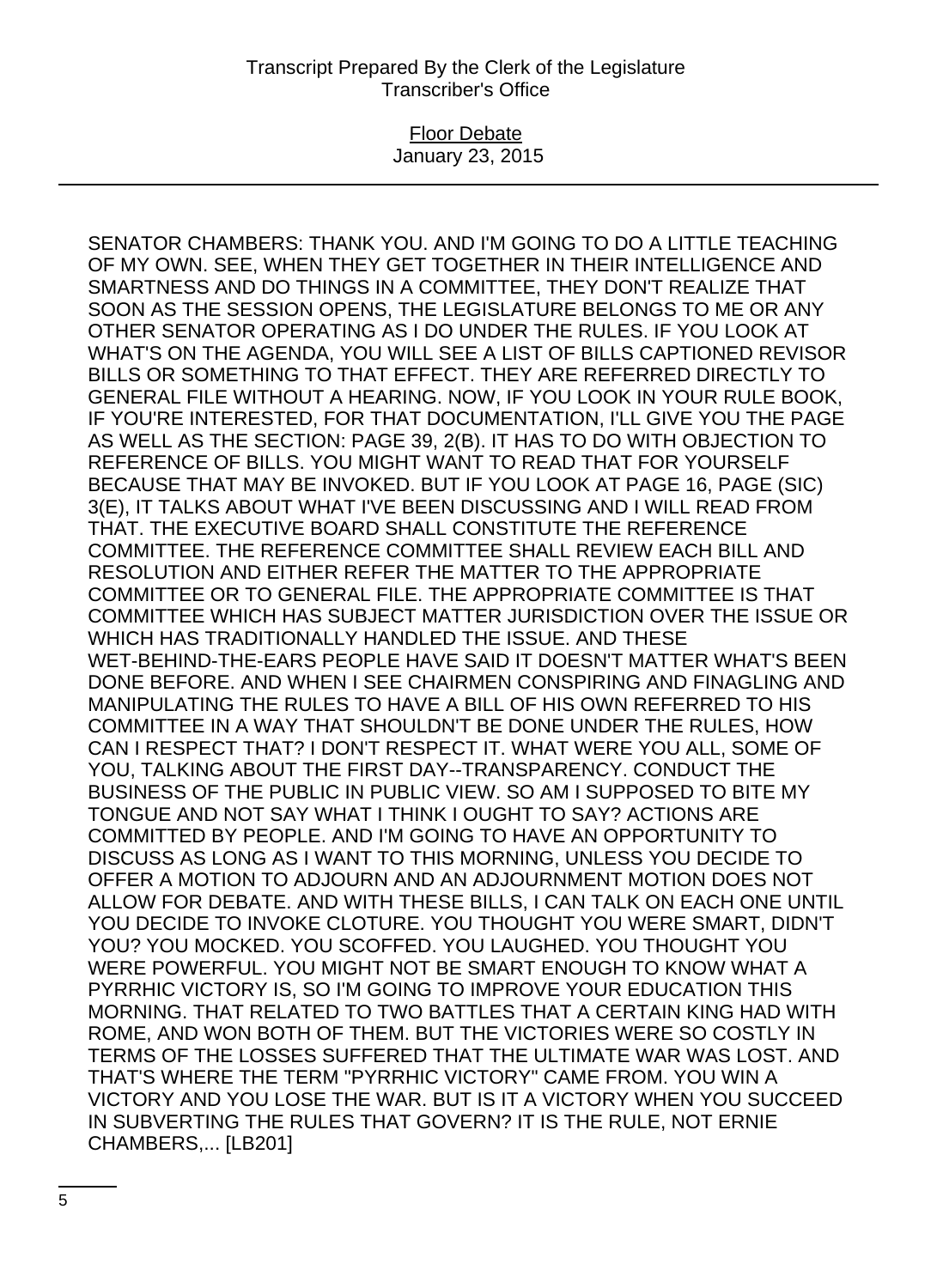SENATOR CHAMBERS: THANK YOU. AND I'M GOING TO DO A LITTLE TEACHING OF MY OWN. SEE, WHEN THEY GET TOGETHER IN THEIR INTELLIGENCE AND SMARTNESS AND DO THINGS IN A COMMITTEE, THEY DON'T REALIZE THAT SOON AS THE SESSION OPENS, THE LEGISLATURE BELONGS TO ME OR ANY OTHER SENATOR OPERATING AS I DO UNDER THE RULES. IF YOU LOOK AT WHAT'S ON THE AGENDA, YOU WILL SEE A LIST OF BILLS CAPTIONED REVISOR BILLS OR SOMETHING TO THAT EFFECT. THEY ARE REFERRED DIRECTLY TO GENERAL FILE WITHOUT A HEARING. NOW, IF YOU LOOK IN YOUR RULE BOOK, IF YOU'RE INTERESTED, FOR THAT DOCUMENTATION, I'LL GIVE YOU THE PAGE AS WELL AS THE SECTION: PAGE 39, 2(B). IT HAS TO DO WITH OBJECTION TO REFERENCE OF BILLS. YOU MIGHT WANT TO READ THAT FOR YOURSELF BECAUSE THAT MAY BE INVOKED. BUT IF YOU LOOK AT PAGE 16, PAGE (SIC) 3(E), IT TALKS ABOUT WHAT I'VE BEEN DISCUSSING AND I WILL READ FROM THAT. THE EXECUTIVE BOARD SHALL CONSTITUTE THE REFERENCE COMMITTEE. THE REFERENCE COMMITTEE SHALL REVIEW EACH BILL AND RESOLUTION AND EITHER REFER THE MATTER TO THE APPROPRIATE COMMITTEE OR TO GENERAL FILE. THE APPROPRIATE COMMITTEE IS THAT COMMITTEE WHICH HAS SUBJECT MATTER JURISDICTION OVER THE ISSUE OR WHICH HAS TRADITIONALLY HANDLED THE ISSUE. AND THESE WET-BEHIND-THE-EARS PEOPLE HAVE SAID IT DOESN'T MATTER WHAT'S BEEN DONE BEFORE. AND WHEN I SEE CHAIRMEN CONSPIRING AND FINAGLING AND MANIPULATING THE RULES TO HAVE A BILL OF HIS OWN REFERRED TO HIS COMMITTEE IN A WAY THAT SHOULDN'T BE DONE UNDER THE RULES, HOW CAN I RESPECT THAT? I DON'T RESPECT IT. WHAT WERE YOU ALL, SOME OF YOU, TALKING ABOUT THE FIRST DAY--TRANSPARENCY. CONDUCT THE BUSINESS OF THE PUBLIC IN PUBLIC VIEW. SO AM I SUPPOSED TO BITE MY TONGUE AND NOT SAY WHAT I THINK I OUGHT TO SAY? ACTIONS ARE COMMITTED BY PEOPLE. AND I'M GOING TO HAVE AN OPPORTUNITY TO DISCUSS AS LONG AS I WANT TO THIS MORNING, UNLESS YOU DECIDE TO OFFER A MOTION TO ADJOURN AND AN ADJOURNMENT MOTION DOES NOT ALLOW FOR DEBATE. AND WITH THESE BILLS, I CAN TALK ON EACH ONE UNTIL YOU DECIDE TO INVOKE CLOTURE. YOU THOUGHT YOU WERE SMART, DIDN'T YOU? YOU MOCKED. YOU SCOFFED. YOU LAUGHED. YOU THOUGHT YOU WERE POWERFUL. YOU MIGHT NOT BE SMART ENOUGH TO KNOW WHAT A PYRRHIC VICTORY IS, SO I'M GOING TO IMPROVE YOUR EDUCATION THIS MORNING. THAT RELATED TO TWO BATTLES THAT A CERTAIN KING HAD WITH ROME, AND WON BOTH OF THEM. BUT THE VICTORIES WERE SO COSTLY IN TERMS OF THE LOSSES SUFFERED THAT THE ULTIMATE WAR WAS LOST. AND THAT'S WHERE THE TERM "PYRRHIC VICTORY" CAME FROM. YOU WIN A VICTORY AND YOU LOSE THE WAR. BUT IS IT A VICTORY WHEN YOU SUCCEED IN SUBVERTING THE RULES THAT GOVERN? IT IS THE RULE, NOT ERNIE CHAMBERS,... [LB201]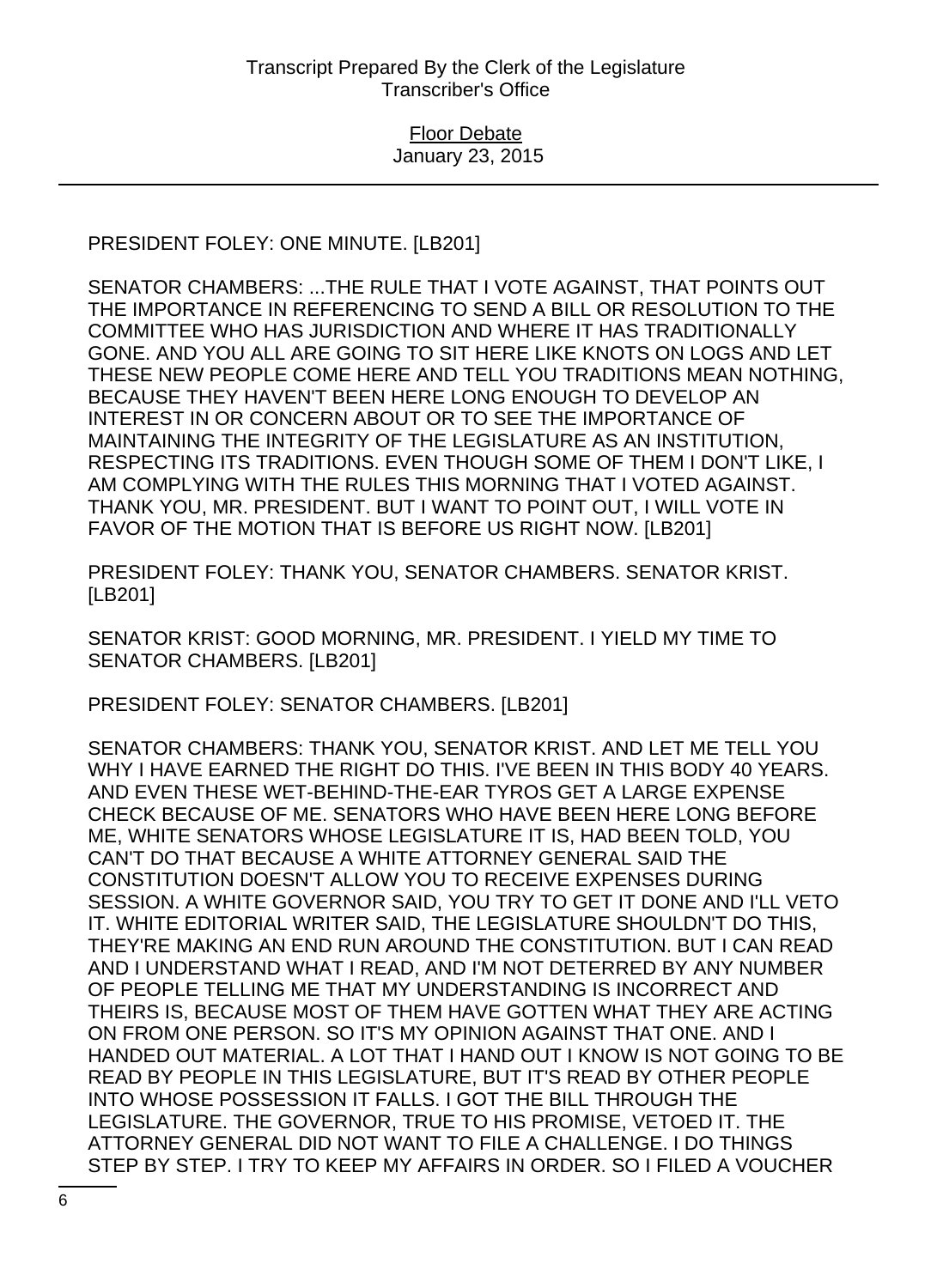PRESIDENT FOLEY: ONE MINUTE. [LB201]

SENATOR CHAMBERS: ...THE RULE THAT I VOTE AGAINST, THAT POINTS OUT THE IMPORTANCE IN REFERENCING TO SEND A BILL OR RESOLUTION TO THE COMMITTEE WHO HAS JURISDICTION AND WHERE IT HAS TRADITIONALLY GONE. AND YOU ALL ARE GOING TO SIT HERE LIKE KNOTS ON LOGS AND LET THESE NEW PEOPLE COME HERE AND TELL YOU TRADITIONS MEAN NOTHING, BECAUSE THEY HAVEN'T BEEN HERE LONG ENOUGH TO DEVELOP AN INTEREST IN OR CONCERN ABOUT OR TO SEE THE IMPORTANCE OF MAINTAINING THE INTEGRITY OF THE LEGISLATURE AS AN INSTITUTION, RESPECTING ITS TRADITIONS. EVEN THOUGH SOME OF THEM I DON'T LIKE, I AM COMPLYING WITH THE RULES THIS MORNING THAT I VOTED AGAINST. THANK YOU, MR. PRESIDENT. BUT I WANT TO POINT OUT, I WILL VOTE IN FAVOR OF THE MOTION THAT IS BEFORE US RIGHT NOW. [LB201]

PRESIDENT FOLEY: THANK YOU, SENATOR CHAMBERS. SENATOR KRIST. [LB201]

SENATOR KRIST: GOOD MORNING, MR. PRESIDENT. I YIELD MY TIME TO SENATOR CHAMBERS. [LB201]

PRESIDENT FOLEY: SENATOR CHAMBERS. [LB201]

SENATOR CHAMBERS: THANK YOU, SENATOR KRIST. AND LET ME TELL YOU WHY I HAVE EARNED THE RIGHT DO THIS. I'VE BEEN IN THIS BODY 40 YEARS. AND EVEN THESE WET-BEHIND-THE-EAR TYROS GET A LARGE EXPENSE CHECK BECAUSE OF ME. SENATORS WHO HAVE BEEN HERE LONG BEFORE ME, WHITE SENATORS WHOSE LEGISLATURE IT IS, HAD BEEN TOLD, YOU CAN'T DO THAT BECAUSE A WHITE ATTORNEY GENERAL SAID THE CONSTITUTION DOESN'T ALLOW YOU TO RECEIVE EXPENSES DURING SESSION. A WHITE GOVERNOR SAID, YOU TRY TO GET IT DONE AND I'LL VETO IT. WHITE EDITORIAL WRITER SAID, THE LEGISLATURE SHOULDN'T DO THIS, THEY'RE MAKING AN END RUN AROUND THE CONSTITUTION. BUT I CAN READ AND I UNDERSTAND WHAT I READ, AND I'M NOT DETERRED BY ANY NUMBER OF PEOPLE TELLING ME THAT MY UNDERSTANDING IS INCORRECT AND THEIRS IS, BECAUSE MOST OF THEM HAVE GOTTEN WHAT THEY ARE ACTING ON FROM ONE PERSON. SO IT'S MY OPINION AGAINST THAT ONE. AND I HANDED OUT MATERIAL. A LOT THAT I HAND OUT I KNOW IS NOT GOING TO BE READ BY PEOPLE IN THIS LEGISLATURE, BUT IT'S READ BY OTHER PEOPLE INTO WHOSE POSSESSION IT FALLS. I GOT THE BILL THROUGH THE LEGISLATURE. THE GOVERNOR, TRUE TO HIS PROMISE, VETOED IT. THE ATTORNEY GENERAL DID NOT WANT TO FILE A CHALLENGE. I DO THINGS STEP BY STEP. I TRY TO KEEP MY AFFAIRS IN ORDER. SO I FILED A VOUCHER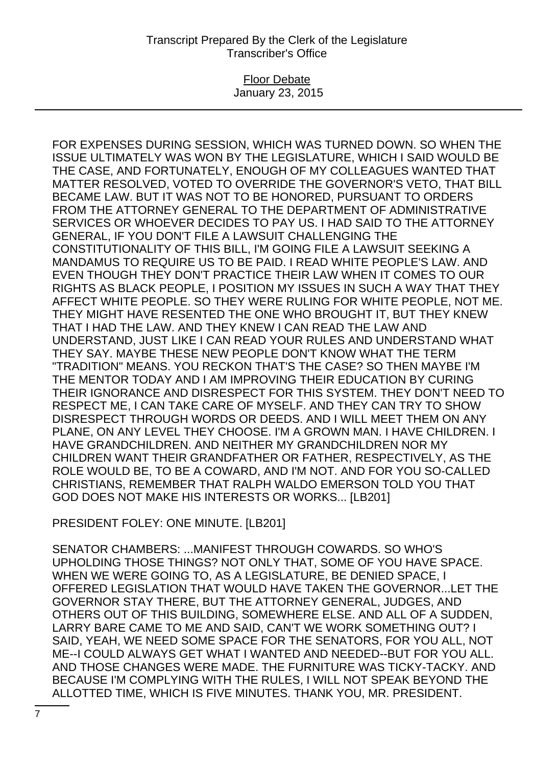FOR EXPENSES DURING SESSION, WHICH WAS TURNED DOWN. SO WHEN THE ISSUE ULTIMATELY WAS WON BY THE LEGISLATURE, WHICH I SAID WOULD BE THE CASE, AND FORTUNATELY, ENOUGH OF MY COLLEAGUES WANTED THAT MATTER RESOLVED, VOTED TO OVERRIDE THE GOVERNOR'S VETO, THAT BILL BECAME LAW. BUT IT WAS NOT TO BE HONORED, PURSUANT TO ORDERS FROM THE ATTORNEY GENERAL TO THE DEPARTMENT OF ADMINISTRATIVE SERVICES OR WHOEVER DECIDES TO PAY US. I HAD SAID TO THE ATTORNEY GENERAL, IF YOU DON'T FILE A LAWSUIT CHALLENGING THE CONSTITUTIONALITY OF THIS BILL, I'M GOING FILE A LAWSUIT SEEKING A MANDAMUS TO REQUIRE US TO BE PAID. I READ WHITE PEOPLE'S LAW. AND EVEN THOUGH THEY DON'T PRACTICE THEIR LAW WHEN IT COMES TO OUR RIGHTS AS BLACK PEOPLE, I POSITION MY ISSUES IN SUCH A WAY THAT THEY AFFECT WHITE PEOPLE. SO THEY WERE RULING FOR WHITE PEOPLE, NOT ME. THEY MIGHT HAVE RESENTED THE ONE WHO BROUGHT IT, BUT THEY KNEW THAT I HAD THE LAW. AND THEY KNEW I CAN READ THE LAW AND UNDERSTAND, JUST LIKE I CAN READ YOUR RULES AND UNDERSTAND WHAT THEY SAY. MAYBE THESE NEW PEOPLE DON'T KNOW WHAT THE TERM "TRADITION" MEANS. YOU RECKON THAT'S THE CASE? SO THEN MAYBE I'M THE MENTOR TODAY AND I AM IMPROVING THEIR EDUCATION BY CURING THEIR IGNORANCE AND DISRESPECT FOR THIS SYSTEM. THEY DON'T NEED TO RESPECT ME, I CAN TAKE CARE OF MYSELF. AND THEY CAN TRY TO SHOW DISRESPECT THROUGH WORDS OR DEEDS. AND I WILL MEET THEM ON ANY PLANE, ON ANY LEVEL THEY CHOOSE. I'M A GROWN MAN. I HAVE CHILDREN. I HAVE GRANDCHILDREN. AND NEITHER MY GRANDCHILDREN NOR MY CHILDREN WANT THEIR GRANDFATHER OR FATHER, RESPECTIVELY, AS THE ROLE WOULD BE, TO BE A COWARD, AND I'M NOT. AND FOR YOU SO-CALLED CHRISTIANS, REMEMBER THAT RALPH WALDO EMERSON TOLD YOU THAT GOD DOES NOT MAKE HIS INTERESTS OR WORKS... [LB201]

PRESIDENT FOLEY: ONE MINUTE. [LB201]

SENATOR CHAMBERS: ...MANIFEST THROUGH COWARDS. SO WHO'S UPHOLDING THOSE THINGS? NOT ONLY THAT, SOME OF YOU HAVE SPACE. WHEN WE WERE GOING TO, AS A LEGISLATURE, BE DENIED SPACE, I OFFERED LEGISLATION THAT WOULD HAVE TAKEN THE GOVERNOR...LET THE GOVERNOR STAY THERE, BUT THE ATTORNEY GENERAL, JUDGES, AND OTHERS OUT OF THIS BUILDING, SOMEWHERE ELSE. AND ALL OF A SUDDEN, LARRY BARE CAME TO ME AND SAID, CAN'T WE WORK SOMETHING OUT? I SAID, YEAH, WE NEED SOME SPACE FOR THE SENATORS, FOR YOU ALL, NOT ME--I COULD ALWAYS GET WHAT I WANTED AND NEEDED--BUT FOR YOU ALL. AND THOSE CHANGES WERE MADE. THE FURNITURE WAS TICKY-TACKY. AND BECAUSE I'M COMPLYING WITH THE RULES, I WILL NOT SPEAK BEYOND THE ALLOTTED TIME, WHICH IS FIVE MINUTES. THANK YOU, MR. PRESIDENT.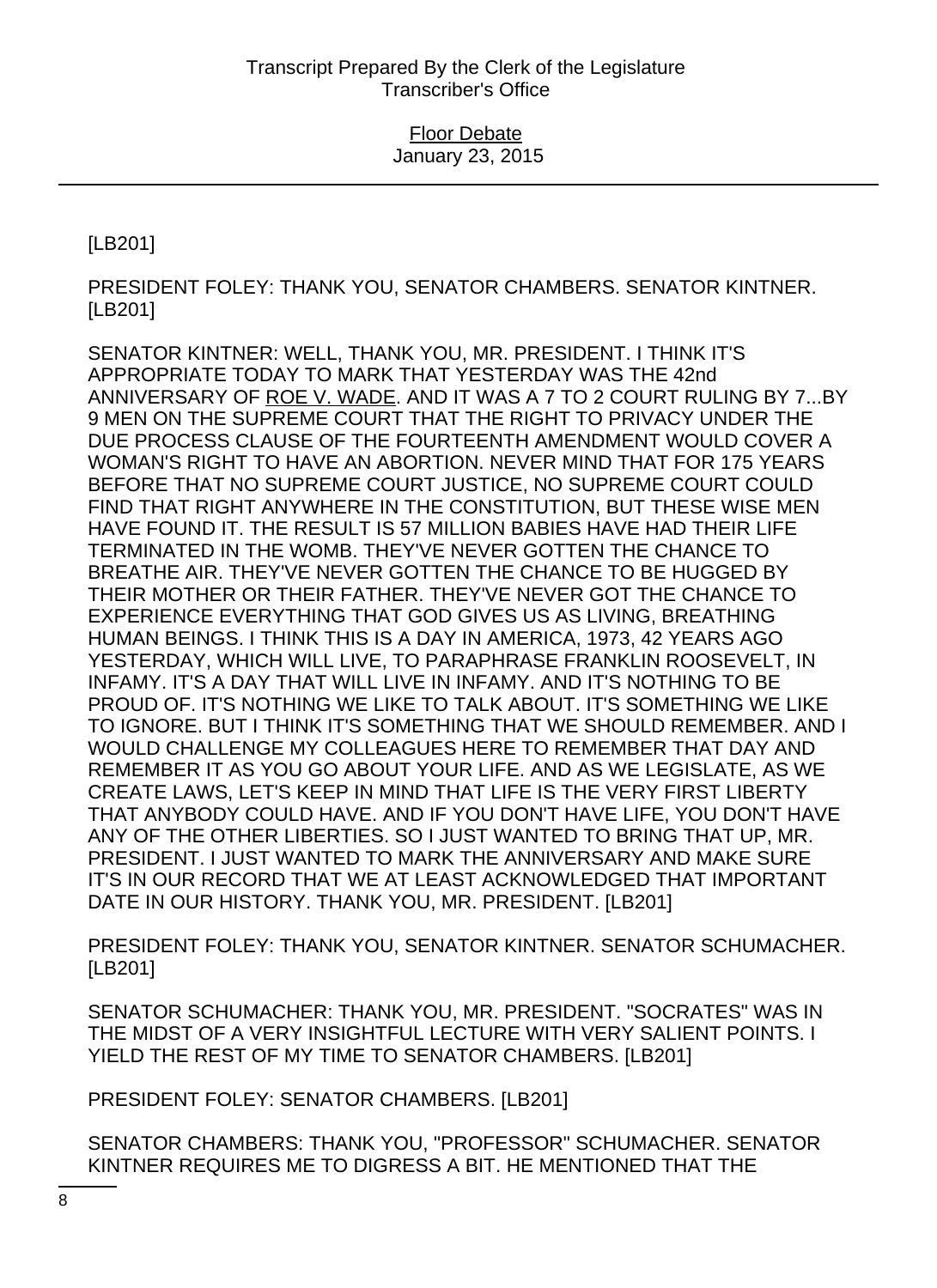[LB201]

PRESIDENT FOLEY: THANK YOU, SENATOR CHAMBERS. SENATOR KINTNER. [LB201]

SENATOR KINTNER: WELL, THANK YOU, MR. PRESIDENT. I THINK IT'S APPROPRIATE TODAY TO MARK THAT YESTERDAY WAS THE 42nd ANNIVERSARY OF ROE V. WADE. AND IT WAS A 7 TO 2 COURT RULING BY 7...BY 9 MEN ON THE SUPREME COURT THAT THE RIGHT TO PRIVACY UNDER THE DUE PROCESS CLAUSE OF THE FOURTEENTH AMENDMENT WOULD COVER A WOMAN'S RIGHT TO HAVE AN ABORTION. NEVER MIND THAT FOR 175 YEARS BEFORE THAT NO SUPREME COURT JUSTICE, NO SUPREME COURT COULD FIND THAT RIGHT ANYWHERE IN THE CONSTITUTION, BUT THESE WISE MEN HAVE FOUND IT. THE RESULT IS 57 MILLION BABIES HAVE HAD THEIR LIFE TERMINATED IN THE WOMB. THEY'VE NEVER GOTTEN THE CHANCE TO BREATHE AIR. THEY'VE NEVER GOTTEN THE CHANCE TO BE HUGGED BY THEIR MOTHER OR THEIR FATHER. THEY'VE NEVER GOT THE CHANCE TO EXPERIENCE EVERYTHING THAT GOD GIVES US AS LIVING, BREATHING HUMAN BEINGS. I THINK THIS IS A DAY IN AMERICA, 1973, 42 YEARS AGO YESTERDAY, WHICH WILL LIVE, TO PARAPHRASE FRANKLIN ROOSEVELT, IN INFAMY. IT'S A DAY THAT WILL LIVE IN INFAMY. AND IT'S NOTHING TO BE PROUD OF. IT'S NOTHING WE LIKE TO TALK ABOUT. IT'S SOMETHING WE LIKE TO IGNORE. BUT I THINK IT'S SOMETHING THAT WE SHOULD REMEMBER. AND I WOULD CHALLENGE MY COLLEAGUES HERE TO REMEMBER THAT DAY AND REMEMBER IT AS YOU GO ABOUT YOUR LIFE. AND AS WE LEGISLATE, AS WE CREATE LAWS, LET'S KEEP IN MIND THAT LIFE IS THE VERY FIRST LIBERTY THAT ANYBODY COULD HAVE. AND IF YOU DON'T HAVE LIFE, YOU DON'T HAVE ANY OF THE OTHER LIBERTIES. SO I JUST WANTED TO BRING THAT UP, MR. PRESIDENT. I JUST WANTED TO MARK THE ANNIVERSARY AND MAKE SURE IT'S IN OUR RECORD THAT WE AT LEAST ACKNOWLEDGED THAT IMPORTANT DATE IN OUR HISTORY. THANK YOU, MR. PRESIDENT. [LB201]

PRESIDENT FOLEY: THANK YOU, SENATOR KINTNER. SENATOR SCHUMACHER. [LB201]

SENATOR SCHUMACHER: THANK YOU, MR. PRESIDENT. "SOCRATES" WAS IN THE MIDST OF A VERY INSIGHTFUL LECTURE WITH VERY SALIENT POINTS. I YIELD THE REST OF MY TIME TO SENATOR CHAMBERS. [LB201]

PRESIDENT FOLEY: SENATOR CHAMBERS. [LB201]

SENATOR CHAMBERS: THANK YOU, "PROFESSOR" SCHUMACHER. SENATOR KINTNER REQUIRES ME TO DIGRESS A BIT. HE MENTIONED THAT THE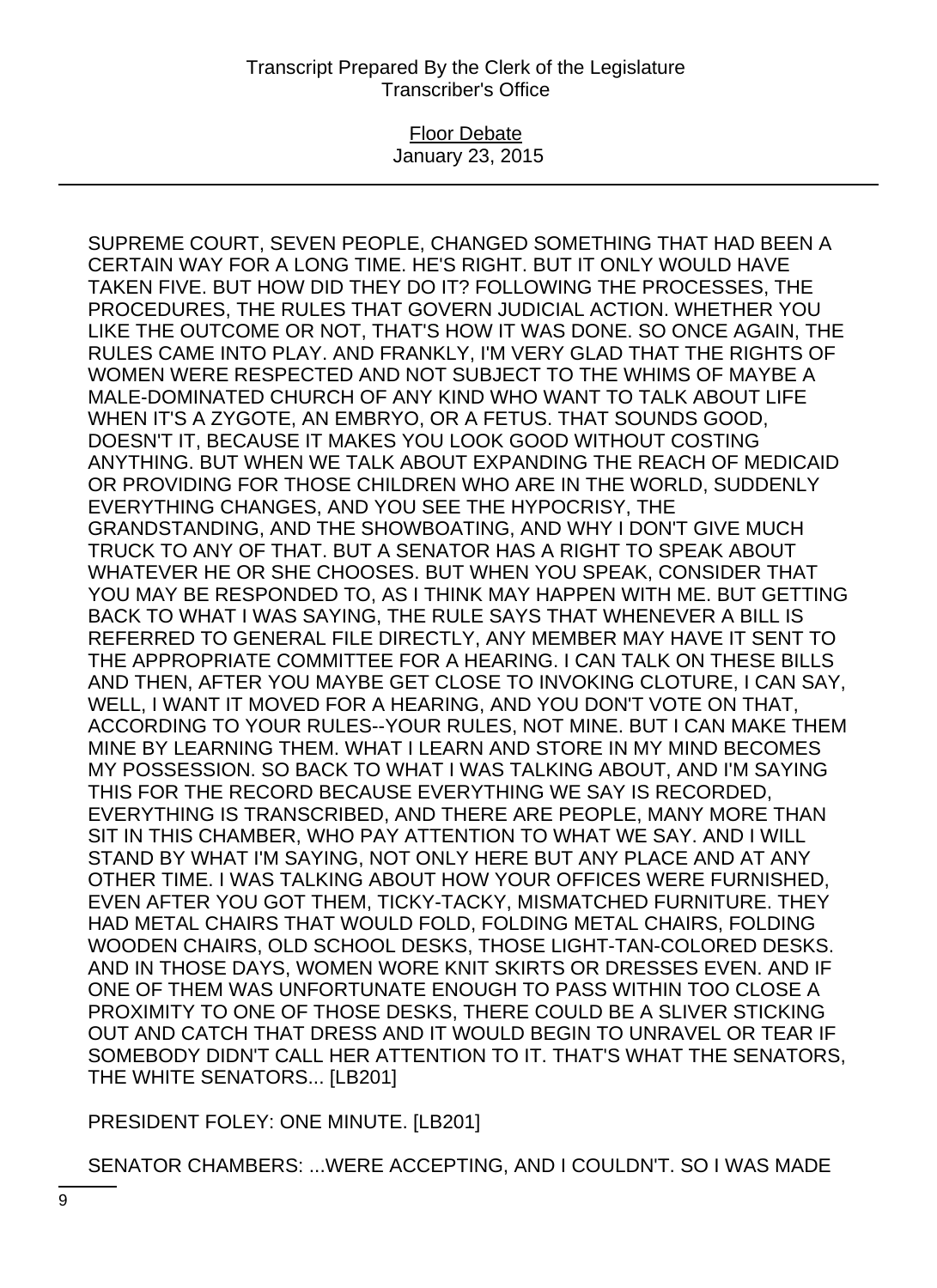SUPREME COURT, SEVEN PEOPLE, CHANGED SOMETHING THAT HAD BEEN A CERTAIN WAY FOR A LONG TIME. HE'S RIGHT. BUT IT ONLY WOULD HAVE TAKEN FIVE. BUT HOW DID THEY DO IT? FOLLOWING THE PROCESSES, THE PROCEDURES, THE RULES THAT GOVERN JUDICIAL ACTION. WHETHER YOU LIKE THE OUTCOME OR NOT, THAT'S HOW IT WAS DONE. SO ONCE AGAIN, THE RULES CAME INTO PLAY. AND FRANKLY, I'M VERY GLAD THAT THE RIGHTS OF WOMEN WERE RESPECTED AND NOT SUBJECT TO THE WHIMS OF MAYBE A MALE-DOMINATED CHURCH OF ANY KIND WHO WANT TO TALK ABOUT LIFE WHEN IT'S A ZYGOTE, AN EMBRYO, OR A FETUS. THAT SOUNDS GOOD, DOESN'T IT, BECAUSE IT MAKES YOU LOOK GOOD WITHOUT COSTING ANYTHING. BUT WHEN WE TALK ABOUT EXPANDING THE REACH OF MEDICAID OR PROVIDING FOR THOSE CHILDREN WHO ARE IN THE WORLD, SUDDENLY EVERYTHING CHANGES, AND YOU SEE THE HYPOCRISY, THE GRANDSTANDING, AND THE SHOWBOATING, AND WHY I DON'T GIVE MUCH TRUCK TO ANY OF THAT. BUT A SENATOR HAS A RIGHT TO SPEAK ABOUT WHATEVER HE OR SHE CHOOSES. BUT WHEN YOU SPEAK, CONSIDER THAT YOU MAY BE RESPONDED TO, AS I THINK MAY HAPPEN WITH ME. BUT GETTING BACK TO WHAT I WAS SAYING, THE RULE SAYS THAT WHENEVER A BILL IS REFERRED TO GENERAL FILE DIRECTLY, ANY MEMBER MAY HAVE IT SENT TO THE APPROPRIATE COMMITTEE FOR A HEARING. I CAN TALK ON THESE BILLS AND THEN, AFTER YOU MAYBE GET CLOSE TO INVOKING CLOTURE, I CAN SAY, WELL, I WANT IT MOVED FOR A HEARING, AND YOU DON'T VOTE ON THAT, ACCORDING TO YOUR RULES--YOUR RULES, NOT MINE. BUT I CAN MAKE THEM MINE BY LEARNING THEM. WHAT I LEARN AND STORE IN MY MIND BECOMES MY POSSESSION. SO BACK TO WHAT I WAS TALKING ABOUT, AND I'M SAYING THIS FOR THE RECORD BECAUSE EVERYTHING WE SAY IS RECORDED, EVERYTHING IS TRANSCRIBED, AND THERE ARE PEOPLE, MANY MORE THAN SIT IN THIS CHAMBER, WHO PAY ATTENTION TO WHAT WE SAY. AND I WILL STAND BY WHAT I'M SAYING, NOT ONLY HERE BUT ANY PLACE AND AT ANY OTHER TIME. I WAS TALKING ABOUT HOW YOUR OFFICES WERE FURNISHED, EVEN AFTER YOU GOT THEM, TICKY-TACKY, MISMATCHED FURNITURE. THEY HAD METAL CHAIRS THAT WOULD FOLD, FOLDING METAL CHAIRS, FOLDING WOODEN CHAIRS, OLD SCHOOL DESKS, THOSE LIGHT-TAN-COLORED DESKS. AND IN THOSE DAYS, WOMEN WORE KNIT SKIRTS OR DRESSES EVEN. AND IF ONE OF THEM WAS UNFORTUNATE ENOUGH TO PASS WITHIN TOO CLOSE A PROXIMITY TO ONE OF THOSE DESKS, THERE COULD BE A SLIVER STICKING OUT AND CATCH THAT DRESS AND IT WOULD BEGIN TO UNRAVEL OR TEAR IF SOMEBODY DIDN'T CALL HER ATTENTION TO IT. THAT'S WHAT THE SENATORS, THE WHITE SENATORS... [LB201]

PRESIDENT FOLEY: ONE MINUTE. [LB201]

SENATOR CHAMBERS: ...WERE ACCEPTING, AND I COULDN'T. SO I WAS MADE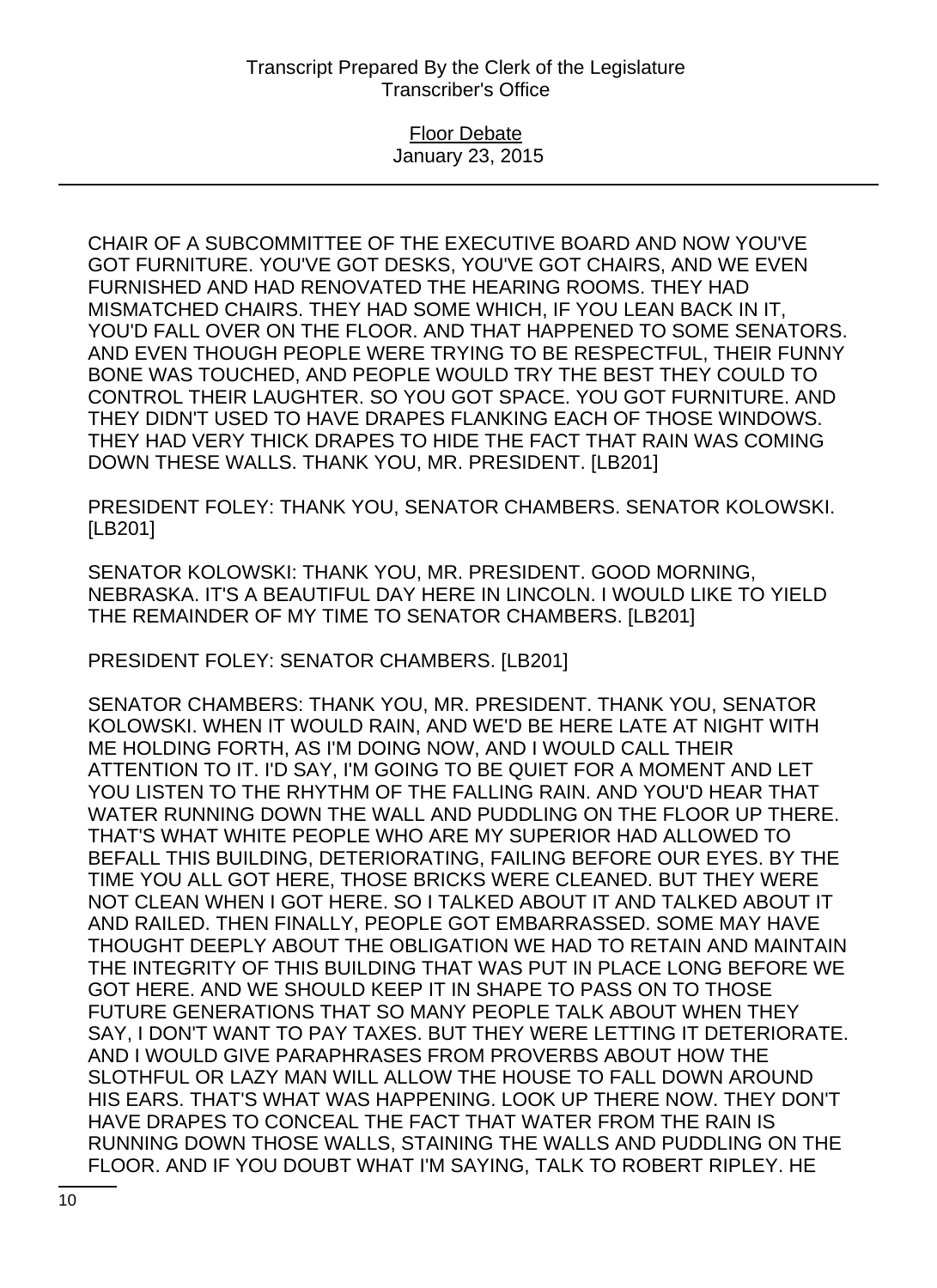CHAIR OF A SUBCOMMITTEE OF THE EXECUTIVE BOARD AND NOW YOU'VE GOT FURNITURE. YOU'VE GOT DESKS, YOU'VE GOT CHAIRS, AND WE EVEN FURNISHED AND HAD RENOVATED THE HEARING ROOMS. THEY HAD MISMATCHED CHAIRS. THEY HAD SOME WHICH, IF YOU LEAN BACK IN IT, YOU'D FALL OVER ON THE FLOOR. AND THAT HAPPENED TO SOME SENATORS. AND EVEN THOUGH PEOPLE WERE TRYING TO BE RESPECTFUL, THEIR FUNNY BONE WAS TOUCHED, AND PEOPLE WOULD TRY THE BEST THEY COULD TO CONTROL THEIR LAUGHTER. SO YOU GOT SPACE. YOU GOT FURNITURE. AND THEY DIDN'T USED TO HAVE DRAPES FLANKING EACH OF THOSE WINDOWS. THEY HAD VERY THICK DRAPES TO HIDE THE FACT THAT RAIN WAS COMING DOWN THESE WALLS. THANK YOU, MR. PRESIDENT. [LB201]

PRESIDENT FOLEY: THANK YOU, SENATOR CHAMBERS. SENATOR KOLOWSKI. [LB201]

SENATOR KOLOWSKI: THANK YOU, MR. PRESIDENT. GOOD MORNING, NEBRASKA. IT'S A BEAUTIFUL DAY HERE IN LINCOLN. I WOULD LIKE TO YIELD THE REMAINDER OF MY TIME TO SENATOR CHAMBERS. [LB201]

PRESIDENT FOLEY: SENATOR CHAMBERS. [LB201]

SENATOR CHAMBERS: THANK YOU, MR. PRESIDENT. THANK YOU, SENATOR KOLOWSKI. WHEN IT WOULD RAIN, AND WE'D BE HERE LATE AT NIGHT WITH ME HOLDING FORTH, AS I'M DOING NOW, AND I WOULD CALL THEIR ATTENTION TO IT. I'D SAY, I'M GOING TO BE QUIET FOR A MOMENT AND LET YOU LISTEN TO THE RHYTHM OF THE FALLING RAIN. AND YOU'D HEAR THAT WATER RUNNING DOWN THE WALL AND PUDDLING ON THE FLOOR UP THERE. THAT'S WHAT WHITE PEOPLE WHO ARE MY SUPERIOR HAD ALLOWED TO BEFALL THIS BUILDING, DETERIORATING, FAILING BEFORE OUR EYES. BY THE TIME YOU ALL GOT HERE, THOSE BRICKS WERE CLEANED. BUT THEY WERE NOT CLEAN WHEN I GOT HERE. SO I TALKED ABOUT IT AND TALKED ABOUT IT AND RAILED. THEN FINALLY, PEOPLE GOT EMBARRASSED. SOME MAY HAVE THOUGHT DEEPLY ABOUT THE OBLIGATION WE HAD TO RETAIN AND MAINTAIN THE INTEGRITY OF THIS BUILDING THAT WAS PUT IN PLACE LONG BEFORE WE GOT HERE. AND WE SHOULD KEEP IT IN SHAPE TO PASS ON TO THOSE FUTURE GENERATIONS THAT SO MANY PEOPLE TALK ABOUT WHEN THEY SAY, I DON'T WANT TO PAY TAXES. BUT THEY WERE LETTING IT DETERIORATE. AND I WOULD GIVE PARAPHRASES FROM PROVERBS ABOUT HOW THE SLOTHFUL OR LAZY MAN WILL ALLOW THE HOUSE TO FALL DOWN AROUND HIS EARS. THAT'S WHAT WAS HAPPENING. LOOK UP THERE NOW. THEY DON'T HAVE DRAPES TO CONCEAL THE FACT THAT WATER FROM THE RAIN IS RUNNING DOWN THOSE WALLS, STAINING THE WALLS AND PUDDLING ON THE FLOOR. AND IF YOU DOUBT WHAT I'M SAYING, TALK TO ROBERT RIPLEY. HE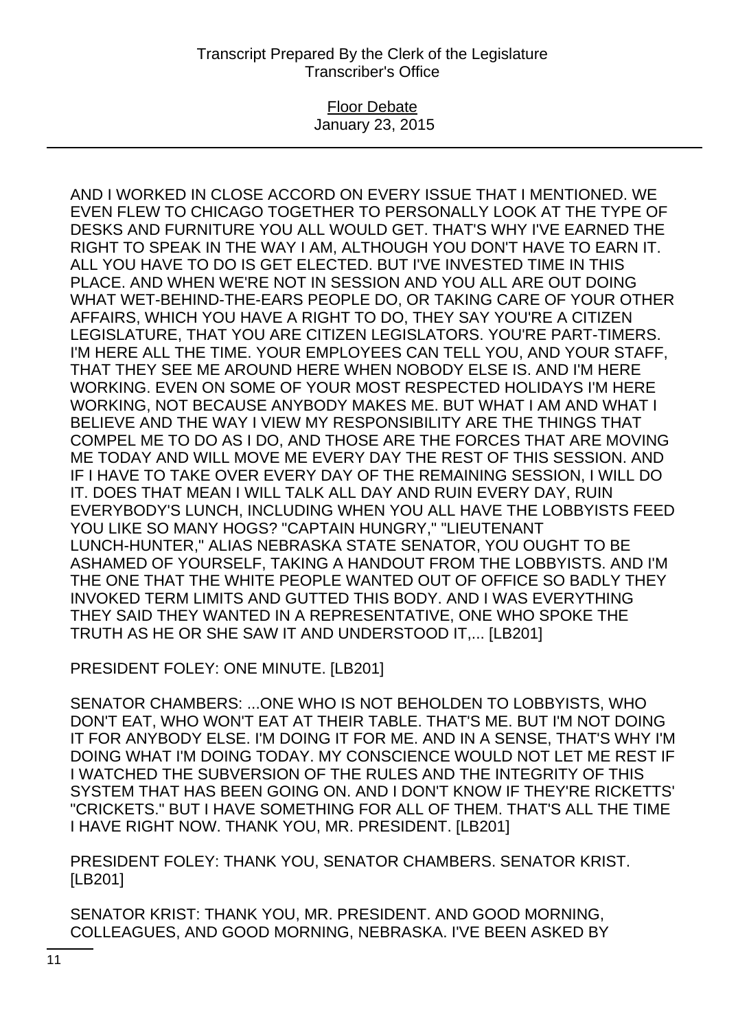AND I WORKED IN CLOSE ACCORD ON EVERY ISSUE THAT I MENTIONED. WE EVEN FLEW TO CHICAGO TOGETHER TO PERSONALLY LOOK AT THE TYPE OF DESKS AND FURNITURE YOU ALL WOULD GET. THAT'S WHY I'VE EARNED THE RIGHT TO SPEAK IN THE WAY I AM, ALTHOUGH YOU DON'T HAVE TO EARN IT. ALL YOU HAVE TO DO IS GET ELECTED. BUT I'VE INVESTED TIME IN THIS PLACE. AND WHEN WE'RE NOT IN SESSION AND YOU ALL ARE OUT DOING WHAT WET-BEHIND-THE-EARS PEOPLE DO, OR TAKING CARE OF YOUR OTHER AFFAIRS, WHICH YOU HAVE A RIGHT TO DO, THEY SAY YOU'RE A CITIZEN LEGISLATURE, THAT YOU ARE CITIZEN LEGISLATORS. YOU'RE PART-TIMERS. I'M HERE ALL THE TIME. YOUR EMPLOYEES CAN TELL YOU, AND YOUR STAFF, THAT THEY SEE ME AROUND HERE WHEN NOBODY ELSE IS. AND I'M HERE WORKING. EVEN ON SOME OF YOUR MOST RESPECTED HOLIDAYS I'M HERE WORKING, NOT BECAUSE ANYBODY MAKES ME. BUT WHAT I AM AND WHAT I BELIEVE AND THE WAY I VIEW MY RESPONSIBILITY ARE THE THINGS THAT COMPEL ME TO DO AS I DO, AND THOSE ARE THE FORCES THAT ARE MOVING ME TODAY AND WILL MOVE ME EVERY DAY THE REST OF THIS SESSION. AND IF I HAVE TO TAKE OVER EVERY DAY OF THE REMAINING SESSION, I WILL DO IT. DOES THAT MEAN I WILL TALK ALL DAY AND RUIN EVERY DAY, RUIN EVERYBODY'S LUNCH, INCLUDING WHEN YOU ALL HAVE THE LOBBYISTS FEED YOU LIKE SO MANY HOGS? "CAPTAIN HUNGRY," "LIEUTENANT LUNCH-HUNTER," ALIAS NEBRASKA STATE SENATOR, YOU OUGHT TO BE ASHAMED OF YOURSELF, TAKING A HANDOUT FROM THE LOBBYISTS. AND I'M THE ONE THAT THE WHITE PEOPLE WANTED OUT OF OFFICE SO BADLY THEY INVOKED TERM LIMITS AND GUTTED THIS BODY. AND I WAS EVERYTHING THEY SAID THEY WANTED IN A REPRESENTATIVE, ONE WHO SPOKE THE TRUTH AS HE OR SHE SAW IT AND UNDERSTOOD IT,... [LB201]

PRESIDENT FOLEY: ONE MINUTE. [LB201]

SENATOR CHAMBERS: ...ONE WHO IS NOT BEHOLDEN TO LOBBYISTS, WHO DON'T EAT, WHO WON'T EAT AT THEIR TABLE. THAT'S ME. BUT I'M NOT DOING IT FOR ANYBODY ELSE. I'M DOING IT FOR ME. AND IN A SENSE, THAT'S WHY I'M DOING WHAT I'M DOING TODAY. MY CONSCIENCE WOULD NOT LET ME REST IF I WATCHED THE SUBVERSION OF THE RULES AND THE INTEGRITY OF THIS SYSTEM THAT HAS BEEN GOING ON. AND I DON'T KNOW IF THEY'RE RICKETTS' "CRICKETS." BUT I HAVE SOMETHING FOR ALL OF THEM. THAT'S ALL THE TIME I HAVE RIGHT NOW. THANK YOU, MR. PRESIDENT. [LB201]

PRESIDENT FOLEY: THANK YOU, SENATOR CHAMBERS. SENATOR KRIST. [LB201]

SENATOR KRIST: THANK YOU, MR. PRESIDENT. AND GOOD MORNING, COLLEAGUES, AND GOOD MORNING, NEBRASKA. I'VE BEEN ASKED BY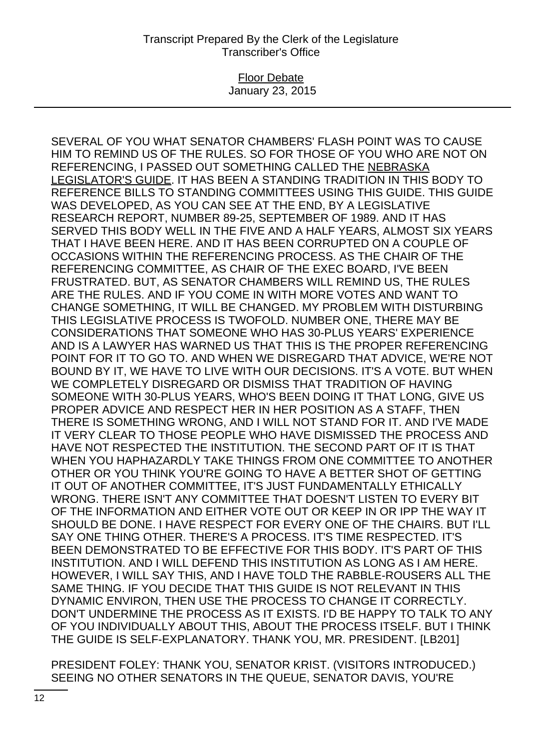SEVERAL OF YOU WHAT SENATOR CHAMBERS' FLASH POINT WAS TO CAUSE HIM TO REMIND US OF THE RULES. SO FOR THOSE OF YOU WHO ARE NOT ON REFERENCING, I PASSED OUT SOMETHING CALLED THE NEBRASKA LEGISLATOR'S GUIDE. IT HAS BEEN A STANDING TRADITION IN THIS BODY TO REFERENCE BILLS TO STANDING COMMITTEES USING THIS GUIDE. THIS GUIDE WAS DEVELOPED, AS YOU CAN SEE AT THE END, BY A LEGISLATIVE RESEARCH REPORT, NUMBER 89-25, SEPTEMBER OF 1989. AND IT HAS SERVED THIS BODY WELL IN THE FIVE AND A HALF YEARS, ALMOST SIX YEARS THAT I HAVE BEEN HERE. AND IT HAS BEEN CORRUPTED ON A COUPLE OF OCCASIONS WITHIN THE REFERENCING PROCESS. AS THE CHAIR OF THE REFERENCING COMMITTEE, AS CHAIR OF THE EXEC BOARD, I'VE BEEN FRUSTRATED. BUT, AS SENATOR CHAMBERS WILL REMIND US, THE RULES ARE THE RULES. AND IF YOU COME IN WITH MORE VOTES AND WANT TO CHANGE SOMETHING, IT WILL BE CHANGED. MY PROBLEM WITH DISTURBING THIS LEGISLATIVE PROCESS IS TWOFOLD. NUMBER ONE, THERE MAY BE CONSIDERATIONS THAT SOMEONE WHO HAS 30-PLUS YEARS' EXPERIENCE AND IS A LAWYER HAS WARNED US THAT THIS IS THE PROPER REFERENCING POINT FOR IT TO GO TO. AND WHEN WE DISREGARD THAT ADVICE, WE'RE NOT BOUND BY IT, WE HAVE TO LIVE WITH OUR DECISIONS. IT'S A VOTE. BUT WHEN WE COMPLETELY DISREGARD OR DISMISS THAT TRADITION OF HAVING SOMEONE WITH 30-PLUS YEARS, WHO'S BEEN DOING IT THAT LONG, GIVE US PROPER ADVICE AND RESPECT HER IN HER POSITION AS A STAFF, THEN THERE IS SOMETHING WRONG, AND I WILL NOT STAND FOR IT. AND I'VE MADE IT VERY CLEAR TO THOSE PEOPLE WHO HAVE DISMISSED THE PROCESS AND HAVE NOT RESPECTED THE INSTITUTION. THE SECOND PART OF IT IS THAT WHEN YOU HAPHAZARDLY TAKE THINGS FROM ONE COMMITTEE TO ANOTHER OTHER OR YOU THINK YOU'RE GOING TO HAVE A BETTER SHOT OF GETTING IT OUT OF ANOTHER COMMITTEE, IT'S JUST FUNDAMENTALLY ETHICALLY WRONG. THERE ISN'T ANY COMMITTEE THAT DOESN'T LISTEN TO EVERY BIT OF THE INFORMATION AND EITHER VOTE OUT OR KEEP IN OR IPP THE WAY IT SHOULD BE DONE. I HAVE RESPECT FOR EVERY ONE OF THE CHAIRS. BUT I'LL SAY ONE THING OTHER. THERE'S A PROCESS. IT'S TIME RESPECTED. IT'S BEEN DEMONSTRATED TO BE EFFECTIVE FOR THIS BODY. IT'S PART OF THIS INSTITUTION. AND I WILL DEFEND THIS INSTITUTION AS LONG AS I AM HERE. HOWEVER, I WILL SAY THIS, AND I HAVE TOLD THE RABBLE-ROUSERS ALL THE SAME THING. IF YOU DECIDE THAT THIS GUIDE IS NOT RELEVANT IN THIS DYNAMIC ENVIRON, THEN USE THE PROCESS TO CHANGE IT CORRECTLY. DON'T UNDERMINE THE PROCESS AS IT EXISTS. I'D BE HAPPY TO TALK TO ANY OF YOU INDIVIDUALLY ABOUT THIS, ABOUT THE PROCESS ITSELF. BUT I THINK THE GUIDE IS SELF-EXPLANATORY. THANK YOU, MR. PRESIDENT. [LB201]

PRESIDENT FOLEY: THANK YOU, SENATOR KRIST. (VISITORS INTRODUCED.) SEEING NO OTHER SENATORS IN THE QUEUE, SENATOR DAVIS, YOU'RE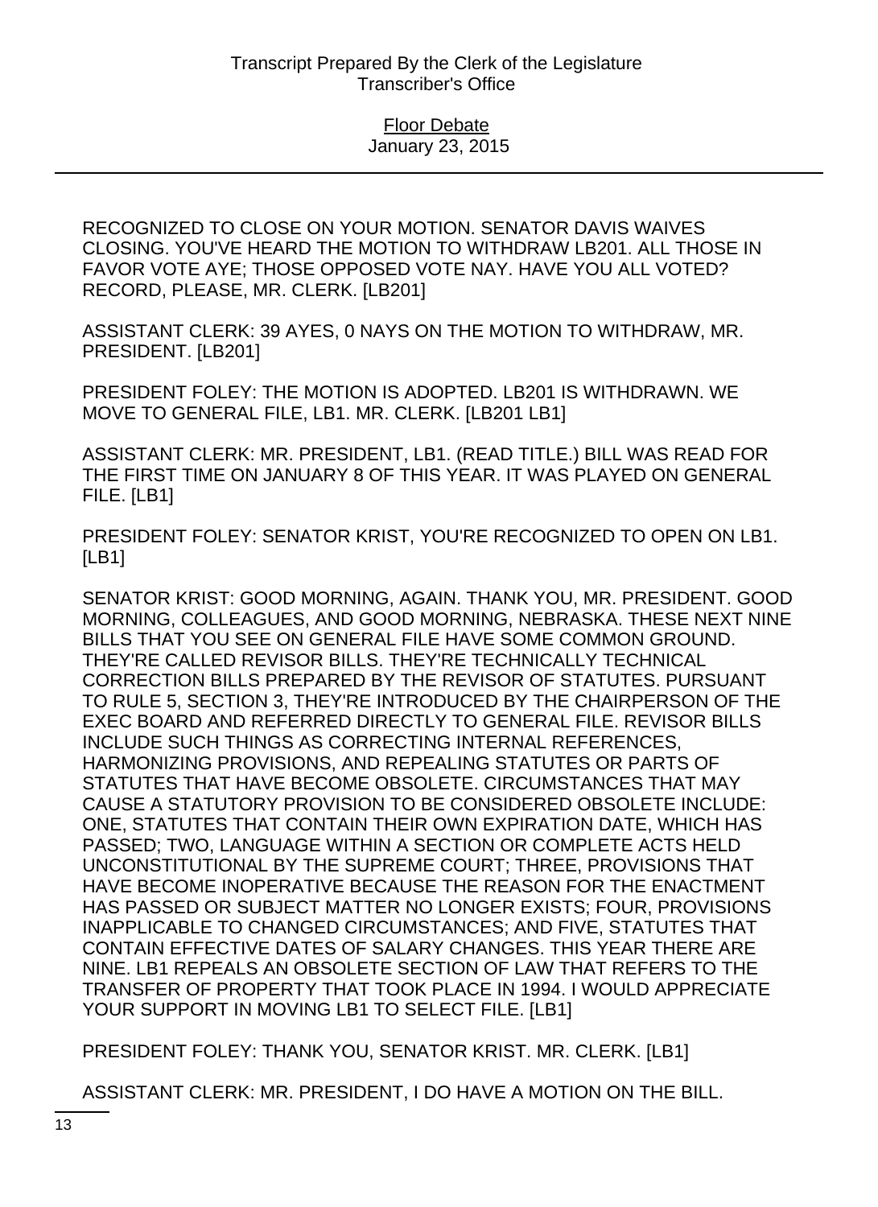RECOGNIZED TO CLOSE ON YOUR MOTION. SENATOR DAVIS WAIVES CLOSING. YOU'VE HEARD THE MOTION TO WITHDRAW LB201. ALL THOSE IN FAVOR VOTE AYE; THOSE OPPOSED VOTE NAY. HAVE YOU ALL VOTED? RECORD, PLEASE, MR. CLERK. [LB201]

ASSISTANT CLERK: 39 AYES, 0 NAYS ON THE MOTION TO WITHDRAW, MR. PRESIDENT. [LB201]

PRESIDENT FOLEY: THE MOTION IS ADOPTED. LB201 IS WITHDRAWN. WE MOVE TO GENERAL FILE, LB1. MR. CLERK. [LB201 LB1]

ASSISTANT CLERK: MR. PRESIDENT, LB1. (READ TITLE.) BILL WAS READ FOR THE FIRST TIME ON JANUARY 8 OF THIS YEAR. IT WAS PLAYED ON GENERAL FILE. [LB1]

PRESIDENT FOLEY: SENATOR KRIST, YOU'RE RECOGNIZED TO OPEN ON LB1. [LB1]

SENATOR KRIST: GOOD MORNING, AGAIN. THANK YOU, MR. PRESIDENT. GOOD MORNING, COLLEAGUES, AND GOOD MORNING, NEBRASKA. THESE NEXT NINE BILLS THAT YOU SEE ON GENERAL FILE HAVE SOME COMMON GROUND. THEY'RE CALLED REVISOR BILLS. THEY'RE TECHNICALLY TECHNICAL CORRECTION BILLS PREPARED BY THE REVISOR OF STATUTES. PURSUANT TO RULE 5, SECTION 3, THEY'RE INTRODUCED BY THE CHAIRPERSON OF THE EXEC BOARD AND REFERRED DIRECTLY TO GENERAL FILE. REVISOR BILLS INCLUDE SUCH THINGS AS CORRECTING INTERNAL REFERENCES, HARMONIZING PROVISIONS, AND REPEALING STATUTES OR PARTS OF STATUTES THAT HAVE BECOME OBSOLETE. CIRCUMSTANCES THAT MAY CAUSE A STATUTORY PROVISION TO BE CONSIDERED OBSOLETE INCLUDE: ONE, STATUTES THAT CONTAIN THEIR OWN EXPIRATION DATE, WHICH HAS PASSED; TWO, LANGUAGE WITHIN A SECTION OR COMPLETE ACTS HELD UNCONSTITUTIONAL BY THE SUPREME COURT; THREE, PROVISIONS THAT HAVE BECOME INOPERATIVE BECAUSE THE REASON FOR THE ENACTMENT HAS PASSED OR SUBJECT MATTER NO LONGER EXISTS; FOUR, PROVISIONS INAPPLICABLE TO CHANGED CIRCUMSTANCES; AND FIVE, STATUTES THAT CONTAIN EFFECTIVE DATES OF SALARY CHANGES. THIS YEAR THERE ARE NINE. LB1 REPEALS AN OBSOLETE SECTION OF LAW THAT REFERS TO THE TRANSFER OF PROPERTY THAT TOOK PLACE IN 1994. I WOULD APPRECIATE YOUR SUPPORT IN MOVING LB1 TO SELECT FILE. [LB1]

PRESIDENT FOLEY: THANK YOU, SENATOR KRIST. MR. CLERK. [LB1]

ASSISTANT CLERK: MR. PRESIDENT, I DO HAVE A MOTION ON THE BILL.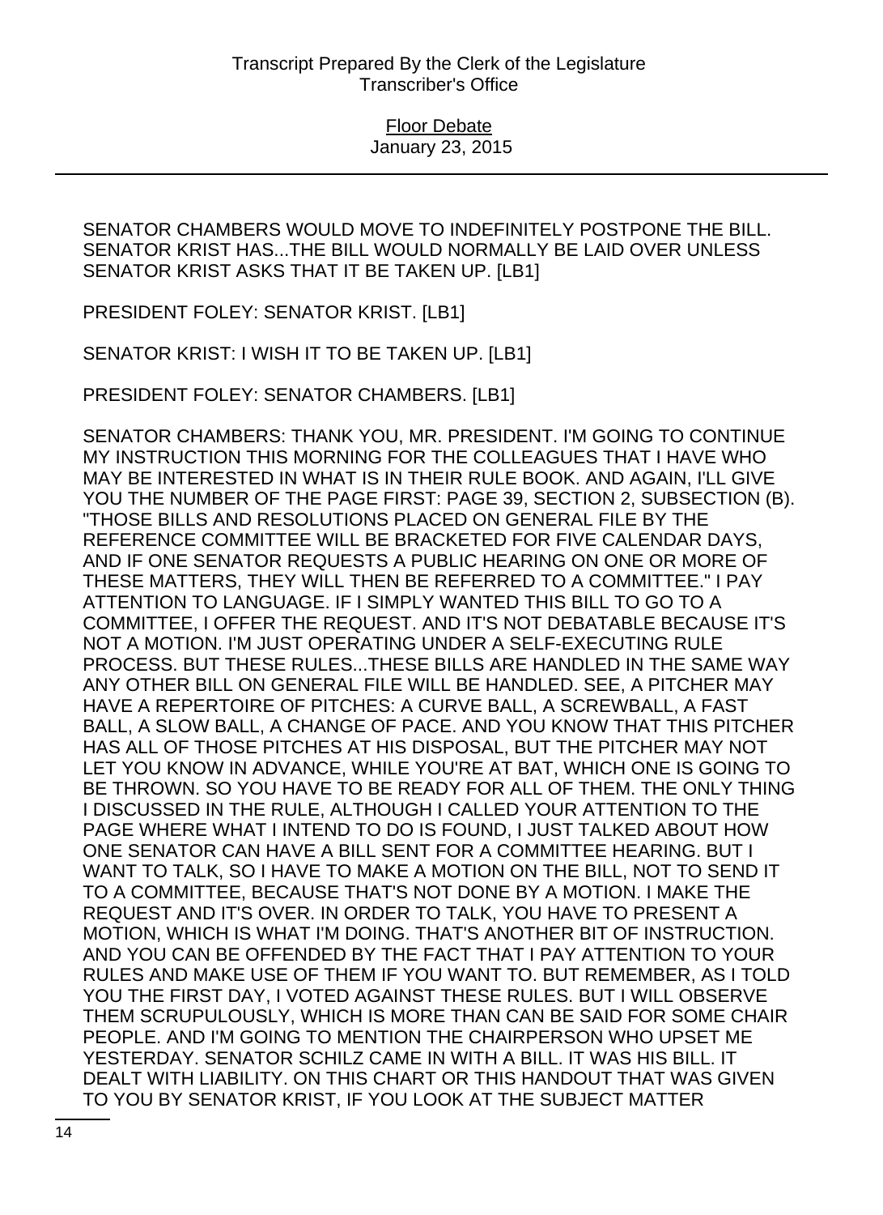SENATOR CHAMBERS WOULD MOVE TO INDEFINITELY POSTPONE THE BILL. SENATOR KRIST HAS...THE BILL WOULD NORMALLY BE LAID OVER UNLESS SENATOR KRIST ASKS THAT IT BE TAKEN UP. [LB1]

PRESIDENT FOLEY: SENATOR KRIST. [LB1]

SENATOR KRIST: I WISH IT TO BE TAKEN UP. [LB1]

PRESIDENT FOLEY: SENATOR CHAMBERS. [LB1]

SENATOR CHAMBERS: THANK YOU, MR. PRESIDENT. I'M GOING TO CONTINUE MY INSTRUCTION THIS MORNING FOR THE COLLEAGUES THAT I HAVE WHO MAY BE INTERESTED IN WHAT IS IN THEIR RULE BOOK. AND AGAIN, I'LL GIVE YOU THE NUMBER OF THE PAGE FIRST: PAGE 39, SECTION 2, SUBSECTION (B). "THOSE BILLS AND RESOLUTIONS PLACED ON GENERAL FILE BY THE REFERENCE COMMITTEE WILL BE BRACKETED FOR FIVE CALENDAR DAYS, AND IF ONE SENATOR REQUESTS A PUBLIC HEARING ON ONE OR MORE OF THESE MATTERS, THEY WILL THEN BE REFERRED TO A COMMITTEE." I PAY ATTENTION TO LANGUAGE. IF I SIMPLY WANTED THIS BILL TO GO TO A COMMITTEE, I OFFER THE REQUEST. AND IT'S NOT DEBATABLE BECAUSE IT'S NOT A MOTION. I'M JUST OPERATING UNDER A SELF-EXECUTING RULE PROCESS. BUT THESE RULES...THESE BILLS ARE HANDLED IN THE SAME WAY ANY OTHER BILL ON GENERAL FILE WILL BE HANDLED. SEE, A PITCHER MAY HAVE A REPERTOIRE OF PITCHES: A CURVE BALL, A SCREWBALL, A FAST BALL, A SLOW BALL, A CHANGE OF PACE. AND YOU KNOW THAT THIS PITCHER HAS ALL OF THOSE PITCHES AT HIS DISPOSAL, BUT THE PITCHER MAY NOT LET YOU KNOW IN ADVANCE, WHILE YOU'RE AT BAT, WHICH ONE IS GOING TO BE THROWN. SO YOU HAVE TO BE READY FOR ALL OF THEM. THE ONLY THING I DISCUSSED IN THE RULE, ALTHOUGH I CALLED YOUR ATTENTION TO THE PAGE WHERE WHAT I INTEND TO DO IS FOUND, I JUST TALKED ABOUT HOW ONE SENATOR CAN HAVE A BILL SENT FOR A COMMITTEE HEARING. BUT I WANT TO TALK, SO I HAVE TO MAKE A MOTION ON THE BILL, NOT TO SEND IT TO A COMMITTEE, BECAUSE THAT'S NOT DONE BY A MOTION. I MAKE THE REQUEST AND IT'S OVER. IN ORDER TO TALK, YOU HAVE TO PRESENT A MOTION, WHICH IS WHAT I'M DOING. THAT'S ANOTHER BIT OF INSTRUCTION. AND YOU CAN BE OFFENDED BY THE FACT THAT I PAY ATTENTION TO YOUR RULES AND MAKE USE OF THEM IF YOU WANT TO. BUT REMEMBER, AS I TOLD YOU THE FIRST DAY, I VOTED AGAINST THESE RULES. BUT I WILL OBSERVE THEM SCRUPULOUSLY, WHICH IS MORE THAN CAN BE SAID FOR SOME CHAIR PEOPLE. AND I'M GOING TO MENTION THE CHAIRPERSON WHO UPSET ME YESTERDAY. SENATOR SCHILZ CAME IN WITH A BILL. IT WAS HIS BILL. IT DEALT WITH LIABILITY. ON THIS CHART OR THIS HANDOUT THAT WAS GIVEN TO YOU BY SENATOR KRIST, IF YOU LOOK AT THE SUBJECT MATTER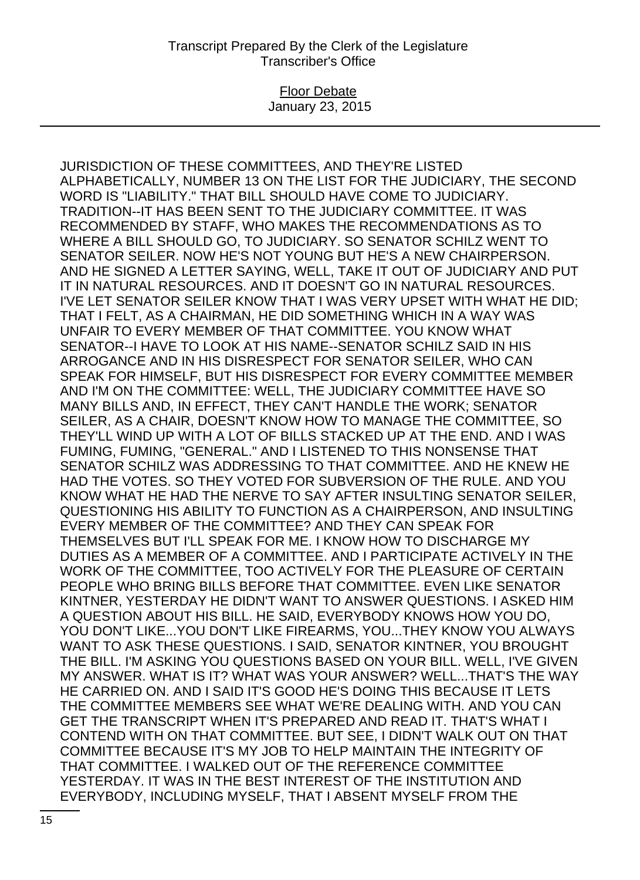JURISDICTION OF THESE COMMITTEES, AND THEY'RE LISTED ALPHABETICALLY, NUMBER 13 ON THE LIST FOR THE JUDICIARY, THE SECOND WORD IS "LIABILITY." THAT BILL SHOULD HAVE COME TO JUDICIARY. TRADITION--IT HAS BEEN SENT TO THE JUDICIARY COMMITTEE. IT WAS RECOMMENDED BY STAFF, WHO MAKES THE RECOMMENDATIONS AS TO WHERE A BILL SHOULD GO, TO JUDICIARY. SO SENATOR SCHILZ WENT TO SENATOR SEILER. NOW HE'S NOT YOUNG BUT HE'S A NEW CHAIRPERSON. AND HE SIGNED A LETTER SAYING, WELL, TAKE IT OUT OF JUDICIARY AND PUT IT IN NATURAL RESOURCES. AND IT DOESN'T GO IN NATURAL RESOURCES. I'VE LET SENATOR SEILER KNOW THAT I WAS VERY UPSET WITH WHAT HE DID; THAT I FELT, AS A CHAIRMAN, HE DID SOMETHING WHICH IN A WAY WAS UNFAIR TO EVERY MEMBER OF THAT COMMITTEE. YOU KNOW WHAT SENATOR--I HAVE TO LOOK AT HIS NAME--SENATOR SCHILZ SAID IN HIS ARROGANCE AND IN HIS DISRESPECT FOR SENATOR SEILER, WHO CAN SPEAK FOR HIMSELF, BUT HIS DISRESPECT FOR EVERY COMMITTEE MEMBER AND I'M ON THE COMMITTEE: WELL, THE JUDICIARY COMMITTEE HAVE SO MANY BILLS AND, IN EFFECT, THEY CAN'T HANDLE THE WORK; SENATOR SEILER, AS A CHAIR, DOESN'T KNOW HOW TO MANAGE THE COMMITTEE, SO THEY'LL WIND UP WITH A LOT OF BILLS STACKED UP AT THE END. AND I WAS FUMING, FUMING, "GENERAL." AND I LISTENED TO THIS NONSENSE THAT SENATOR SCHILZ WAS ADDRESSING TO THAT COMMITTEE. AND HE KNEW HE HAD THE VOTES. SO THEY VOTED FOR SUBVERSION OF THE RULE. AND YOU KNOW WHAT HE HAD THE NERVE TO SAY AFTER INSULTING SENATOR SEILER, QUESTIONING HIS ABILITY TO FUNCTION AS A CHAIRPERSON, AND INSULTING EVERY MEMBER OF THE COMMITTEE? AND THEY CAN SPEAK FOR THEMSELVES BUT I'LL SPEAK FOR ME. I KNOW HOW TO DISCHARGE MY DUTIES AS A MEMBER OF A COMMITTEE. AND I PARTICIPATE ACTIVELY IN THE WORK OF THE COMMITTEE, TOO ACTIVELY FOR THE PLEASURE OF CERTAIN PEOPLE WHO BRING BILLS BEFORE THAT COMMITTEE. EVEN LIKE SENATOR KINTNER, YESTERDAY HE DIDN'T WANT TO ANSWER QUESTIONS. I ASKED HIM A QUESTION ABOUT HIS BILL. HE SAID, EVERYBODY KNOWS HOW YOU DO, YOU DON'T LIKE...YOU DON'T LIKE FIREARMS, YOU...THEY KNOW YOU ALWAYS WANT TO ASK THESE QUESTIONS. I SAID, SENATOR KINTNER, YOU BROUGHT THE BILL. I'M ASKING YOU QUESTIONS BASED ON YOUR BILL. WELL, I'VE GIVEN MY ANSWER. WHAT IS IT? WHAT WAS YOUR ANSWER? WELL...THAT'S THE WAY HE CARRIED ON. AND I SAID IT'S GOOD HE'S DOING THIS BECAUSE IT LETS THE COMMITTEE MEMBERS SEE WHAT WE'RE DEALING WITH. AND YOU CAN GET THE TRANSCRIPT WHEN IT'S PREPARED AND READ IT. THAT'S WHAT I CONTEND WITH ON THAT COMMITTEE. BUT SEE, I DIDN'T WALK OUT ON THAT COMMITTEE BECAUSE IT'S MY JOB TO HELP MAINTAIN THE INTEGRITY OF THAT COMMITTEE. I WALKED OUT OF THE REFERENCE COMMITTEE YESTERDAY. IT WAS IN THE BEST INTEREST OF THE INSTITUTION AND EVERYBODY, INCLUDING MYSELF, THAT I ABSENT MYSELF FROM THE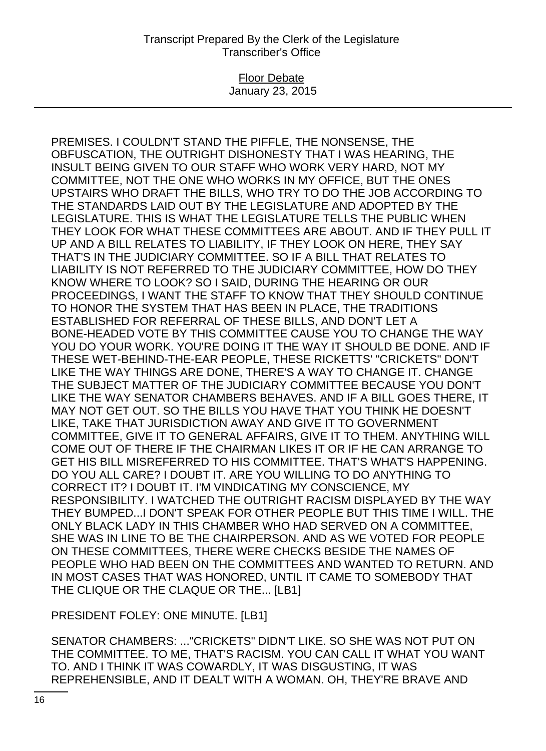PREMISES. I COULDN'T STAND THE PIFFLE, THE NONSENSE, THE OBFUSCATION, THE OUTRIGHT DISHONESTY THAT I WAS HEARING, THE INSULT BEING GIVEN TO OUR STAFF WHO WORK VERY HARD, NOT MY COMMITTEE, NOT THE ONE WHO WORKS IN MY OFFICE, BUT THE ONES UPSTAIRS WHO DRAFT THE BILLS, WHO TRY TO DO THE JOB ACCORDING TO THE STANDARDS LAID OUT BY THE LEGISLATURE AND ADOPTED BY THE LEGISLATURE. THIS IS WHAT THE LEGISLATURE TELLS THE PUBLIC WHEN THEY LOOK FOR WHAT THESE COMMITTEES ARE ABOUT. AND IF THEY PULL IT UP AND A BILL RELATES TO LIABILITY, IF THEY LOOK ON HERE, THEY SAY THAT'S IN THE JUDICIARY COMMITTEE. SO IF A BILL THAT RELATES TO LIABILITY IS NOT REFERRED TO THE JUDICIARY COMMITTEE, HOW DO THEY KNOW WHERE TO LOOK? SO I SAID, DURING THE HEARING OR OUR PROCEEDINGS, I WANT THE STAFF TO KNOW THAT THEY SHOULD CONTINUE TO HONOR THE SYSTEM THAT HAS BEEN IN PLACE, THE TRADITIONS ESTABLISHED FOR REFERRAL OF THESE BILLS, AND DON'T LET A BONE-HEADED VOTE BY THIS COMMITTEE CAUSE YOU TO CHANGE THE WAY YOU DO YOUR WORK. YOU'RE DOING IT THE WAY IT SHOULD BE DONE. AND IF THESE WET-BEHIND-THE-EAR PEOPLE, THESE RICKETTS' "CRICKETS" DON'T LIKE THE WAY THINGS ARE DONE, THERE'S A WAY TO CHANGE IT. CHANGE THE SUBJECT MATTER OF THE JUDICIARY COMMITTEE BECAUSE YOU DON'T LIKE THE WAY SENATOR CHAMBERS BEHAVES. AND IF A BILL GOES THERE, IT MAY NOT GET OUT. SO THE BILLS YOU HAVE THAT YOU THINK HE DOESN'T LIKE, TAKE THAT JURISDICTION AWAY AND GIVE IT TO GOVERNMENT COMMITTEE, GIVE IT TO GENERAL AFFAIRS, GIVE IT TO THEM. ANYTHING WILL COME OUT OF THERE IF THE CHAIRMAN LIKES IT OR IF HE CAN ARRANGE TO GET HIS BILL MISREFERRED TO HIS COMMITTEE. THAT'S WHAT'S HAPPENING. DO YOU ALL CARE? I DOUBT IT. ARE YOU WILLING TO DO ANYTHING TO CORRECT IT? I DOUBT IT. I'M VINDICATING MY CONSCIENCE, MY RESPONSIBILITY. I WATCHED THE OUTRIGHT RACISM DISPLAYED BY THE WAY THEY BUMPED...I DON'T SPEAK FOR OTHER PEOPLE BUT THIS TIME I WILL. THE ONLY BLACK LADY IN THIS CHAMBER WHO HAD SERVED ON A COMMITTEE, SHE WAS IN LINE TO BE THE CHAIRPERSON. AND AS WE VOTED FOR PEOPLE ON THESE COMMITTEES, THERE WERE CHECKS BESIDE THE NAMES OF PEOPLE WHO HAD BEEN ON THE COMMITTEES AND WANTED TO RETURN. AND IN MOST CASES THAT WAS HONORED, UNTIL IT CAME TO SOMEBODY THAT THE CLIQUE OR THE CLAQUE OR THE... [LB1]

PRESIDENT FOLEY: ONE MINUTE. [LB1]

SENATOR CHAMBERS: ..."CRICKETS" DIDN'T LIKE. SO SHE WAS NOT PUT ON THE COMMITTEE. TO ME, THAT'S RACISM. YOU CAN CALL IT WHAT YOU WANT TO. AND I THINK IT WAS COWARDLY, IT WAS DISGUSTING, IT WAS REPREHENSIBLE, AND IT DEALT WITH A WOMAN. OH, THEY'RE BRAVE AND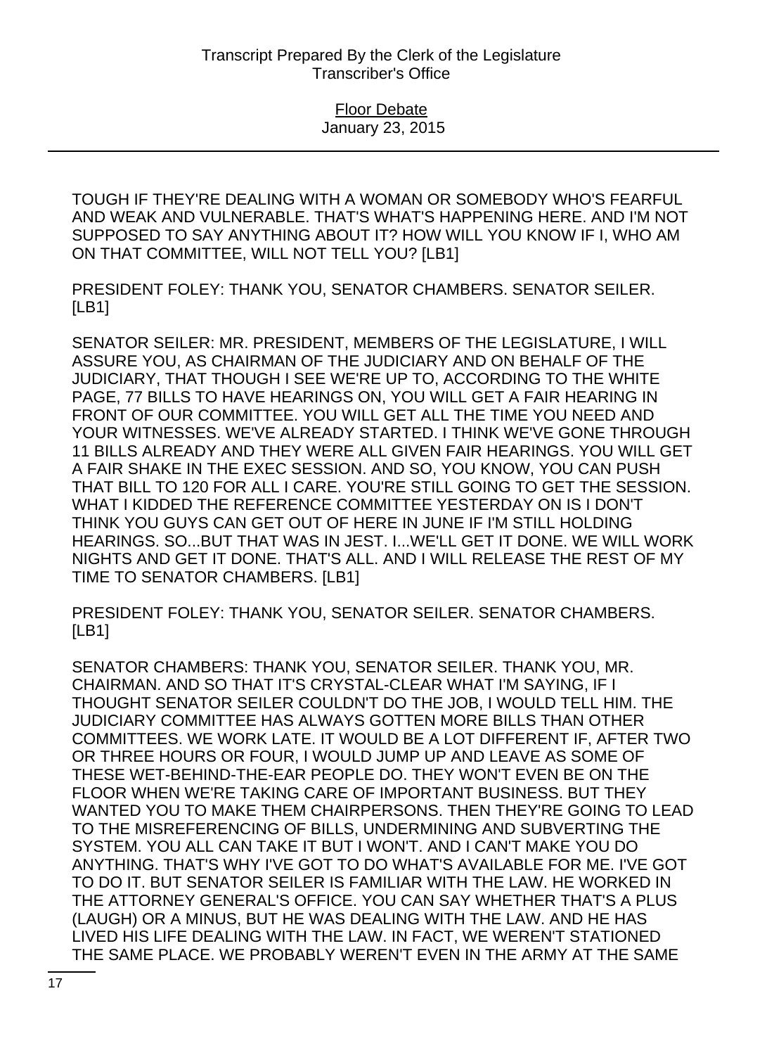TOUGH IF THEY'RE DEALING WITH A WOMAN OR SOMEBODY WHO'S FEARFUL AND WEAK AND VULNERABLE. THAT'S WHAT'S HAPPENING HERE. AND I'M NOT SUPPOSED TO SAY ANYTHING ABOUT IT? HOW WILL YOU KNOW IF I, WHO AM ON THAT COMMITTEE, WILL NOT TELL YOU? [LB1]

PRESIDENT FOLEY: THANK YOU, SENATOR CHAMBERS. SENATOR SEILER. [LB1]

SENATOR SEILER: MR. PRESIDENT, MEMBERS OF THE LEGISLATURE, I WILL ASSURE YOU, AS CHAIRMAN OF THE JUDICIARY AND ON BEHALF OF THE JUDICIARY, THAT THOUGH I SEE WE'RE UP TO, ACCORDING TO THE WHITE PAGE, 77 BILLS TO HAVE HEARINGS ON, YOU WILL GET A FAIR HEARING IN FRONT OF OUR COMMITTEE. YOU WILL GET ALL THE TIME YOU NEED AND YOUR WITNESSES. WE'VE ALREADY STARTED. I THINK WE'VE GONE THROUGH 11 BILLS ALREADY AND THEY WERE ALL GIVEN FAIR HEARINGS. YOU WILL GET A FAIR SHAKE IN THE EXEC SESSION. AND SO, YOU KNOW, YOU CAN PUSH THAT BILL TO 120 FOR ALL I CARE. YOU'RE STILL GOING TO GET THE SESSION. WHAT I KIDDED THE REFERENCE COMMITTEE YESTERDAY ON IS I DON'T THINK YOU GUYS CAN GET OUT OF HERE IN JUNE IF I'M STILL HOLDING HEARINGS. SO...BUT THAT WAS IN JEST. I...WE'LL GET IT DONE. WE WILL WORK NIGHTS AND GET IT DONE. THAT'S ALL. AND I WILL RELEASE THE REST OF MY TIME TO SENATOR CHAMBERS. [LB1]

PRESIDENT FOLEY: THANK YOU, SENATOR SEILER. SENATOR CHAMBERS. [LB1]

SENATOR CHAMBERS: THANK YOU, SENATOR SEILER. THANK YOU, MR. CHAIRMAN. AND SO THAT IT'S CRYSTAL-CLEAR WHAT I'M SAYING, IF I THOUGHT SENATOR SEILER COULDN'T DO THE JOB, I WOULD TELL HIM. THE JUDICIARY COMMITTEE HAS ALWAYS GOTTEN MORE BILLS THAN OTHER COMMITTEES. WE WORK LATE. IT WOULD BE A LOT DIFFERENT IF, AFTER TWO OR THREE HOURS OR FOUR, I WOULD JUMP UP AND LEAVE AS SOME OF THESE WET-BEHIND-THE-EAR PEOPLE DO. THEY WON'T EVEN BE ON THE FLOOR WHEN WE'RE TAKING CARE OF IMPORTANT BUSINESS. BUT THEY WANTED YOU TO MAKE THEM CHAIRPERSONS. THEN THEY'RE GOING TO LEAD TO THE MISREFERENCING OF BILLS, UNDERMINING AND SUBVERTING THE SYSTEM. YOU ALL CAN TAKE IT BUT I WON'T. AND I CAN'T MAKE YOU DO ANYTHING. THAT'S WHY I'VE GOT TO DO WHAT'S AVAILABLE FOR ME. I'VE GOT TO DO IT. BUT SENATOR SEILER IS FAMILIAR WITH THE LAW. HE WORKED IN THE ATTORNEY GENERAL'S OFFICE. YOU CAN SAY WHETHER THAT'S A PLUS (LAUGH) OR A MINUS, BUT HE WAS DEALING WITH THE LAW. AND HE HAS LIVED HIS LIFE DEALING WITH THE LAW. IN FACT, WE WEREN'T STATIONED THE SAME PLACE. WE PROBABLY WEREN'T EVEN IN THE ARMY AT THE SAME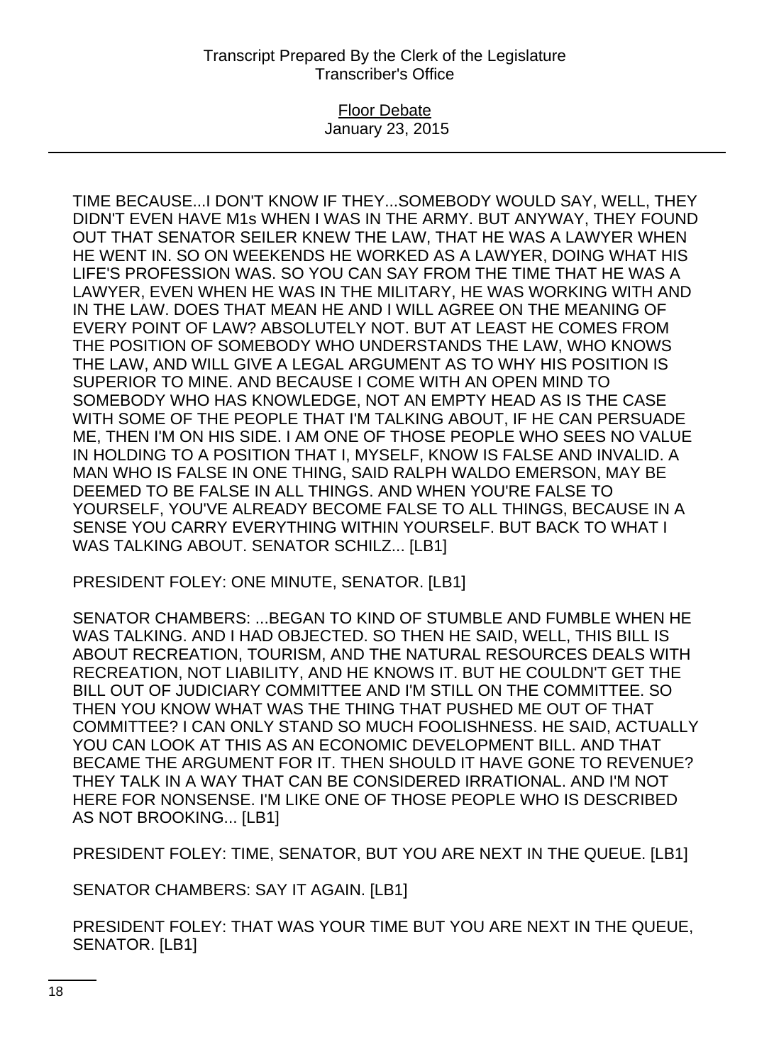TIME BECAUSE...I DON'T KNOW IF THEY...SOMEBODY WOULD SAY, WELL, THEY DIDN'T EVEN HAVE M1s WHEN I WAS IN THE ARMY. BUT ANYWAY, THEY FOUND OUT THAT SENATOR SEILER KNEW THE LAW, THAT HE WAS A LAWYER WHEN HE WENT IN. SO ON WEEKENDS HE WORKED AS A LAWYER, DOING WHAT HIS LIFE'S PROFESSION WAS. SO YOU CAN SAY FROM THE TIME THAT HE WAS A LAWYER, EVEN WHEN HE WAS IN THE MILITARY, HE WAS WORKING WITH AND IN THE LAW. DOES THAT MEAN HE AND I WILL AGREE ON THE MEANING OF EVERY POINT OF LAW? ABSOLUTELY NOT. BUT AT LEAST HE COMES FROM THE POSITION OF SOMEBODY WHO UNDERSTANDS THE LAW, WHO KNOWS THE LAW, AND WILL GIVE A LEGAL ARGUMENT AS TO WHY HIS POSITION IS SUPERIOR TO MINE. AND BECAUSE I COME WITH AN OPEN MIND TO SOMEBODY WHO HAS KNOWLEDGE, NOT AN EMPTY HEAD AS IS THE CASE WITH SOME OF THE PEOPLE THAT I'M TALKING ABOUT, IF HE CAN PERSUADE ME, THEN I'M ON HIS SIDE. I AM ONE OF THOSE PEOPLE WHO SEES NO VALUE IN HOLDING TO A POSITION THAT I, MYSELF, KNOW IS FALSE AND INVALID. A MAN WHO IS FALSE IN ONE THING, SAID RALPH WALDO EMERSON, MAY BE DEEMED TO BE FALSE IN ALL THINGS. AND WHEN YOU'RE FALSE TO YOURSELF, YOU'VE ALREADY BECOME FALSE TO ALL THINGS, BECAUSE IN A SENSE YOU CARRY EVERYTHING WITHIN YOURSELF. BUT BACK TO WHAT I WAS TALKING ABOUT. SENATOR SCHILZ... [LB1]

PRESIDENT FOLEY: ONE MINUTE, SENATOR. [LB1]

SENATOR CHAMBERS: ...BEGAN TO KIND OF STUMBLE AND FUMBLE WHEN HE WAS TALKING. AND I HAD OBJECTED. SO THEN HE SAID, WELL, THIS BILL IS ABOUT RECREATION, TOURISM, AND THE NATURAL RESOURCES DEALS WITH RECREATION, NOT LIABILITY, AND HE KNOWS IT. BUT HE COULDN'T GET THE BILL OUT OF JUDICIARY COMMITTEE AND I'M STILL ON THE COMMITTEE. SO THEN YOU KNOW WHAT WAS THE THING THAT PUSHED ME OUT OF THAT COMMITTEE? I CAN ONLY STAND SO MUCH FOOLISHNESS. HE SAID, ACTUALLY YOU CAN LOOK AT THIS AS AN ECONOMIC DEVELOPMENT BILL. AND THAT BECAME THE ARGUMENT FOR IT. THEN SHOULD IT HAVE GONE TO REVENUE? THEY TALK IN A WAY THAT CAN BE CONSIDERED IRRATIONAL. AND I'M NOT HERE FOR NONSENSE. I'M LIKE ONE OF THOSE PEOPLE WHO IS DESCRIBED AS NOT BROOKING... [LB1]

PRESIDENT FOLEY: TIME, SENATOR, BUT YOU ARE NEXT IN THE QUEUE. [LB1]

SENATOR CHAMBERS: SAY IT AGAIN. [LB1]

PRESIDENT FOLEY: THAT WAS YOUR TIME BUT YOU ARE NEXT IN THE QUEUE, SENATOR. [LB1]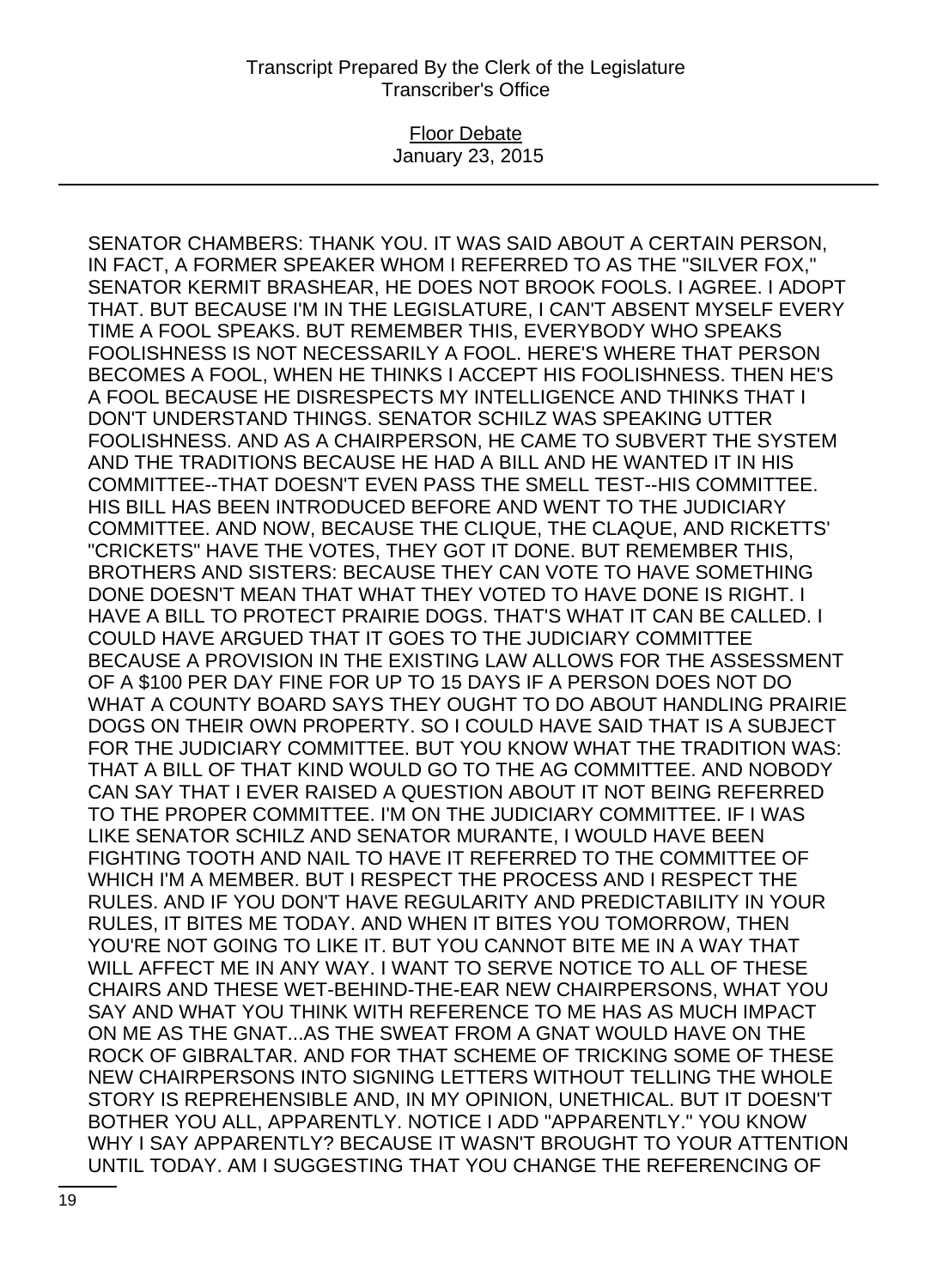SENATOR CHAMBERS: THANK YOU. IT WAS SAID ABOUT A CERTAIN PERSON, IN FACT, A FORMER SPEAKER WHOM I REFERRED TO AS THE "SILVER FOX," SENATOR KERMIT BRASHEAR, HE DOES NOT BROOK FOOLS. I AGREE. I ADOPT THAT. BUT BECAUSE I'M IN THE LEGISLATURE, I CAN'T ABSENT MYSELF EVERY TIME A FOOL SPEAKS. BUT REMEMBER THIS, EVERYBODY WHO SPEAKS FOOLISHNESS IS NOT NECESSARILY A FOOL. HERE'S WHERE THAT PERSON BECOMES A FOOL, WHEN HE THINKS I ACCEPT HIS FOOLISHNESS. THEN HE'S A FOOL BECAUSE HE DISRESPECTS MY INTELLIGENCE AND THINKS THAT I DON'T UNDERSTAND THINGS. SENATOR SCHILZ WAS SPEAKING UTTER FOOLISHNESS. AND AS A CHAIRPERSON, HE CAME TO SUBVERT THE SYSTEM AND THE TRADITIONS BECAUSE HE HAD A BILL AND HE WANTED IT IN HIS COMMITTEE--THAT DOESN'T EVEN PASS THE SMELL TEST--HIS COMMITTEE. HIS BILL HAS BEEN INTRODUCED BEFORE AND WENT TO THE JUDICIARY COMMITTEE. AND NOW, BECAUSE THE CLIQUE, THE CLAQUE, AND RICKETTS' "CRICKETS" HAVE THE VOTES, THEY GOT IT DONE. BUT REMEMBER THIS, BROTHERS AND SISTERS: BECAUSE THEY CAN VOTE TO HAVE SOMETHING DONE DOESN'T MEAN THAT WHAT THEY VOTED TO HAVE DONE IS RIGHT. I HAVE A BILL TO PROTECT PRAIRIE DOGS. THAT'S WHAT IT CAN BE CALLED. I COULD HAVE ARGUED THAT IT GOES TO THE JUDICIARY COMMITTEE BECAUSE A PROVISION IN THE EXISTING LAW ALLOWS FOR THE ASSESSMENT OF A $100 PER DAY FINE FOR UP TO 15 DAYS IF A PERSON DOES NOT DO WHAT A COUNTY BOARD SAYS THEY OUGHT TO DO ABOUT HANDLING PRAIRIE DOGS ON THEIR OWN PROPERTY. SO I COULD HAVE SAID THAT IS A SUBJECT FOR THE JUDICIARY COMMITTEE. BUT YOU KNOW WHAT THE TRADITION WAS: THAT A BILL OF THAT KIND WOULD GO TO THE AG COMMITTEE. AND NOBODY CAN SAY THAT I EVER RAISED A QUESTION ABOUT IT NOT BEING REFERRED TO THE PROPER COMMITTEE. I'M ON THE JUDICIARY COMMITTEE. IF I WAS LIKE SENATOR SCHILZ AND SENATOR MURANTE, I WOULD HAVE BEEN FIGHTING TOOTH AND NAIL TO HAVE IT REFERRED TO THE COMMITTEE OF WHICH I'M A MEMBER. BUT I RESPECT THE PROCESS AND I RESPECT THE RULES. AND IF YOU DON'T HAVE REGULARITY AND PREDICTABILITY IN YOUR RULES, IT BITES ME TODAY. AND WHEN IT BITES YOU TOMORROW, THEN YOU'RE NOT GOING TO LIKE IT. BUT YOU CANNOT BITE ME IN A WAY THAT WILL AFFECT ME IN ANY WAY. I WANT TO SERVE NOTICE TO ALL OF THESE CHAIRS AND THESE WET-BEHIND-THE-EAR NEW CHAIRPERSONS, WHAT YOU SAY AND WHAT YOU THINK WITH REFERENCE TO ME HAS AS MUCH IMPACT ON ME AS THE GNAT...AS THE SWEAT FROM A GNAT WOULD HAVE ON THE ROCK OF GIBRALTAR. AND FOR THAT SCHEME OF TRICKING SOME OF THESE NEW CHAIRPERSONS INTO SIGNING LETTERS WITHOUT TELLING THE WHOLE STORY IS REPREHENSIBLE AND, IN MY OPINION, UNETHICAL. BUT IT DOESN'T BOTHER YOU ALL, APPARENTLY. NOTICE I ADD "APPARENTLY." YOU KNOW WHY I SAY APPARENTLY? BECAUSE IT WASN'T BROUGHT TO YOUR ATTENTION UNTIL TODAY. AM I SUGGESTING THAT YOU CHANGE THE REFERENCING OF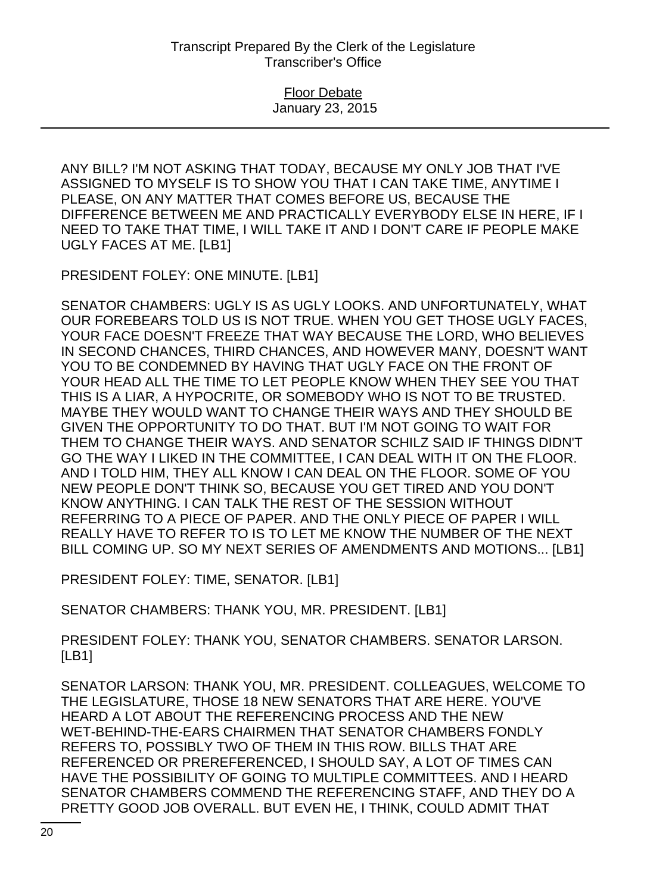ANY BILL? I'M NOT ASKING THAT TODAY, BECAUSE MY ONLY JOB THAT I'VE ASSIGNED TO MYSELF IS TO SHOW YOU THAT I CAN TAKE TIME, ANYTIME I PLEASE, ON ANY MATTER THAT COMES BEFORE US, BECAUSE THE DIFFERENCE BETWEEN ME AND PRACTICALLY EVERYBODY ELSE IN HERE, IF I NEED TO TAKE THAT TIME, I WILL TAKE IT AND I DON'T CARE IF PEOPLE MAKE UGLY FACES AT ME. [LB1]

PRESIDENT FOLEY: ONE MINUTE. [LB1]

SENATOR CHAMBERS: UGLY IS AS UGLY LOOKS. AND UNFORTUNATELY, WHAT OUR FOREBEARS TOLD US IS NOT TRUE. WHEN YOU GET THOSE UGLY FACES, YOUR FACE DOESN'T FREEZE THAT WAY BECAUSE THE LORD, WHO BELIEVES IN SECOND CHANCES, THIRD CHANCES, AND HOWEVER MANY, DOESN'T WANT YOU TO BE CONDEMNED BY HAVING THAT UGLY FACE ON THE FRONT OF YOUR HEAD ALL THE TIME TO LET PEOPLE KNOW WHEN THEY SEE YOU THAT THIS IS A LIAR, A HYPOCRITE, OR SOMEBODY WHO IS NOT TO BE TRUSTED. MAYBE THEY WOULD WANT TO CHANGE THEIR WAYS AND THEY SHOULD BE GIVEN THE OPPORTUNITY TO DO THAT. BUT I'M NOT GOING TO WAIT FOR THEM TO CHANGE THEIR WAYS. AND SENATOR SCHILZ SAID IF THINGS DIDN'T GO THE WAY I LIKED IN THE COMMITTEE, I CAN DEAL WITH IT ON THE FLOOR. AND I TOLD HIM, THEY ALL KNOW I CAN DEAL ON THE FLOOR. SOME OF YOU NEW PEOPLE DON'T THINK SO, BECAUSE YOU GET TIRED AND YOU DON'T KNOW ANYTHING. I CAN TALK THE REST OF THE SESSION WITHOUT REFERRING TO A PIECE OF PAPER. AND THE ONLY PIECE OF PAPER I WILL REALLY HAVE TO REFER TO IS TO LET ME KNOW THE NUMBER OF THE NEXT BILL COMING UP. SO MY NEXT SERIES OF AMENDMENTS AND MOTIONS... [LB1]

PRESIDENT FOLEY: TIME, SENATOR. [LB1]

SENATOR CHAMBERS: THANK YOU, MR. PRESIDENT. [LB1]

PRESIDENT FOLEY: THANK YOU, SENATOR CHAMBERS. SENATOR LARSON. [LB1]

SENATOR LARSON: THANK YOU, MR. PRESIDENT. COLLEAGUES, WELCOME TO THE LEGISLATURE, THOSE 18 NEW SENATORS THAT ARE HERE. YOU'VE HEARD A LOT ABOUT THE REFERENCING PROCESS AND THE NEW WET-BEHIND-THE-EARS CHAIRMEN THAT SENATOR CHAMBERS FONDLY REFERS TO, POSSIBLY TWO OF THEM IN THIS ROW. BILLS THAT ARE REFERENCED OR PREREFERENCED, I SHOULD SAY, A LOT OF TIMES CAN HAVE THE POSSIBILITY OF GOING TO MULTIPLE COMMITTEES. AND I HEARD SENATOR CHAMBERS COMMEND THE REFERENCING STAFF, AND THEY DO A PRETTY GOOD JOB OVERALL. BUT EVEN HE, I THINK, COULD ADMIT THAT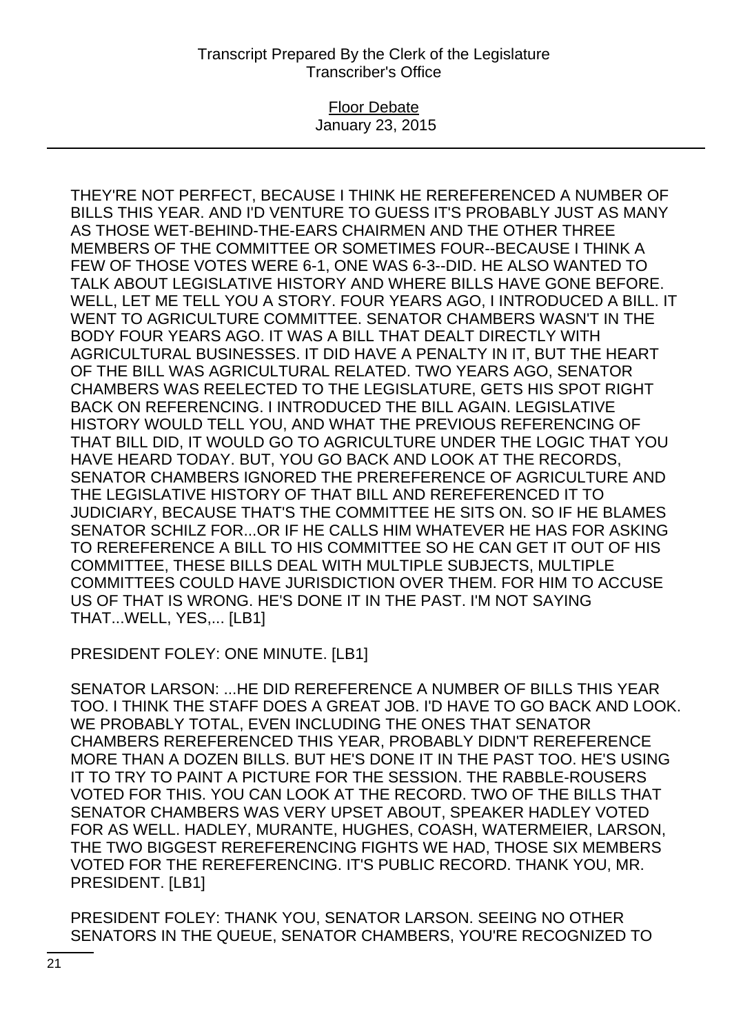THEY'RE NOT PERFECT, BECAUSE I THINK HE REREFERENCED A NUMBER OF BILLS THIS YEAR. AND I'D VENTURE TO GUESS IT'S PROBABLY JUST AS MANY AS THOSE WET-BEHIND-THE-EARS CHAIRMEN AND THE OTHER THREE MEMBERS OF THE COMMITTEE OR SOMETIMES FOUR--BECAUSE I THINK A FEW OF THOSE VOTES WERE 6-1, ONE WAS 6-3--DID. HE ALSO WANTED TO TALK ABOUT LEGISLATIVE HISTORY AND WHERE BILLS HAVE GONE BEFORE. WELL, LET ME TELL YOU A STORY. FOUR YEARS AGO, I INTRODUCED A BILL. IT WENT TO AGRICULTURE COMMITTEE. SENATOR CHAMBERS WASN'T IN THE BODY FOUR YEARS AGO. IT WAS A BILL THAT DEALT DIRECTLY WITH AGRICULTURAL BUSINESSES. IT DID HAVE A PENALTY IN IT, BUT THE HEART OF THE BILL WAS AGRICULTURAL RELATED. TWO YEARS AGO, SENATOR CHAMBERS WAS REELECTED TO THE LEGISLATURE, GETS HIS SPOT RIGHT BACK ON REFERENCING. I INTRODUCED THE BILL AGAIN. LEGISLATIVE HISTORY WOULD TELL YOU, AND WHAT THE PREVIOUS REFERENCING OF THAT BILL DID, IT WOULD GO TO AGRICULTURE UNDER THE LOGIC THAT YOU HAVE HEARD TODAY. BUT, YOU GO BACK AND LOOK AT THE RECORDS, SENATOR CHAMBERS IGNORED THE PREREFERENCE OF AGRICULTURE AND THE LEGISLATIVE HISTORY OF THAT BILL AND REREFERENCED IT TO JUDICIARY, BECAUSE THAT'S THE COMMITTEE HE SITS ON. SO IF HE BLAMES SENATOR SCHILZ FOR...OR IF HE CALLS HIM WHATEVER HE HAS FOR ASKING TO REREFERENCE A BILL TO HIS COMMITTEE SO HE CAN GET IT OUT OF HIS COMMITTEE, THESE BILLS DEAL WITH MULTIPLE SUBJECTS, MULTIPLE COMMITTEES COULD HAVE JURISDICTION OVER THEM. FOR HIM TO ACCUSE US OF THAT IS WRONG. HE'S DONE IT IN THE PAST. I'M NOT SAYING THAT...WELL, YES,... [LB1]

PRESIDENT FOLEY: ONE MINUTE. [LB1]

SENATOR LARSON: ...HE DID REREFERENCE A NUMBER OF BILLS THIS YEAR TOO. I THINK THE STAFF DOES A GREAT JOB. I'D HAVE TO GO BACK AND LOOK. WE PROBABLY TOTAL, EVEN INCLUDING THE ONES THAT SENATOR CHAMBERS REREFERENCED THIS YEAR, PROBABLY DIDN'T REREFERENCE MORE THAN A DOZEN BILLS. BUT HE'S DONE IT IN THE PAST TOO. HE'S USING IT TO TRY TO PAINT A PICTURE FOR THE SESSION. THE RABBLE-ROUSERS VOTED FOR THIS. YOU CAN LOOK AT THE RECORD. TWO OF THE BILLS THAT SENATOR CHAMBERS WAS VERY UPSET ABOUT, SPEAKER HADLEY VOTED FOR AS WELL. HADLEY, MURANTE, HUGHES, COASH, WATERMEIER, LARSON, THE TWO BIGGEST REREFERENCING FIGHTS WE HAD, THOSE SIX MEMBERS VOTED FOR THE REREFERENCING. IT'S PUBLIC RECORD. THANK YOU, MR. PRESIDENT. [LB1]

PRESIDENT FOLEY: THANK YOU, SENATOR LARSON. SEEING NO OTHER SENATORS IN THE QUEUE, SENATOR CHAMBERS, YOU'RE RECOGNIZED TO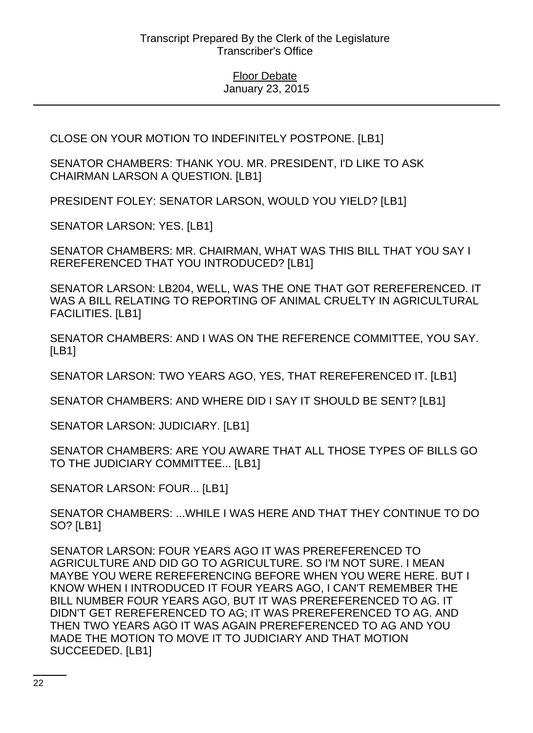CLOSE ON YOUR MOTION TO INDEFINITELY POSTPONE. [LB1]

SENATOR CHAMBERS: THANK YOU. MR. PRESIDENT, I'D LIKE TO ASK CHAIRMAN LARSON A QUESTION. [LB1]

PRESIDENT FOLEY: SENATOR LARSON, WOULD YOU YIELD? [LB1]

SENATOR LARSON: YES. [LB1]

SENATOR CHAMBERS: MR. CHAIRMAN, WHAT WAS THIS BILL THAT YOU SAY I REREFERENCED THAT YOU INTRODUCED? [LB1]

SENATOR LARSON: LB204, WELL, WAS THE ONE THAT GOT REREFERENCED. IT WAS A BILL RELATING TO REPORTING OF ANIMAL CRUELTY IN AGRICULTURAL FACILITIES. [LB1]

SENATOR CHAMBERS: AND I WAS ON THE REFERENCE COMMITTEE, YOU SAY. [LB1]

SENATOR LARSON: TWO YEARS AGO, YES, THAT REREFERENCED IT. [LB1]

SENATOR CHAMBERS: AND WHERE DID I SAY IT SHOULD BE SENT? [LB1]

SENATOR LARSON: JUDICIARY. [LB1]

SENATOR CHAMBERS: ARE YOU AWARE THAT ALL THOSE TYPES OF BILLS GO TO THE JUDICIARY COMMITTEE... [LB1]

SENATOR LARSON: FOUR... [LB1]

SENATOR CHAMBERS: ...WHILE I WAS HERE AND THAT THEY CONTINUE TO DO SO? [LB1]

SENATOR LARSON: FOUR YEARS AGO IT WAS PREREFERENCED TO AGRICULTURE AND DID GO TO AGRICULTURE. SO I'M NOT SURE. I MEAN MAYBE YOU WERE REREFERENCING BEFORE WHEN YOU WERE HERE. BUT I KNOW WHEN I INTRODUCED IT FOUR YEARS AGO, I CAN'T REMEMBER THE BILL NUMBER FOUR YEARS AGO, BUT IT WAS PREREFERENCED TO AG. IT DIDN'T GET REREFERENCED TO AG; IT WAS PREREFERENCED TO AG. AND THEN TWO YEARS AGO IT WAS AGAIN PREREFERENCED TO AG AND YOU MADE THE MOTION TO MOVE IT TO JUDICIARY AND THAT MOTION SUCCEEDED. [LB1]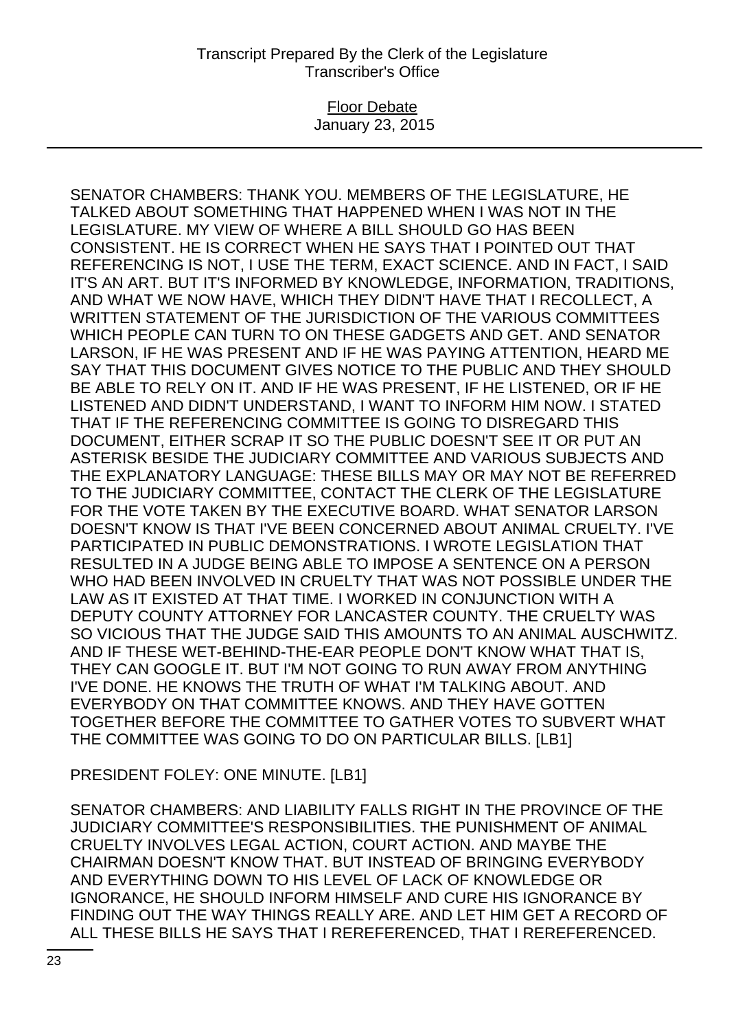SENATOR CHAMBERS: THANK YOU. MEMBERS OF THE LEGISLATURE, HE TALKED ABOUT SOMETHING THAT HAPPENED WHEN I WAS NOT IN THE LEGISLATURE. MY VIEW OF WHERE A BILL SHOULD GO HAS BEEN CONSISTENT. HE IS CORRECT WHEN HE SAYS THAT I POINTED OUT THAT REFERENCING IS NOT, I USE THE TERM, EXACT SCIENCE. AND IN FACT, I SAID IT'S AN ART. BUT IT'S INFORMED BY KNOWLEDGE, INFORMATION, TRADITIONS, AND WHAT WE NOW HAVE, WHICH THEY DIDN'T HAVE THAT I RECOLLECT, A WRITTEN STATEMENT OF THE JURISDICTION OF THE VARIOUS COMMITTEES WHICH PEOPLE CAN TURN TO ON THESE GADGETS AND GET. AND SENATOR LARSON, IF HE WAS PRESENT AND IF HE WAS PAYING ATTENTION, HEARD ME SAY THAT THIS DOCUMENT GIVES NOTICE TO THE PUBLIC AND THEY SHOULD BE ABLE TO RELY ON IT. AND IF HE WAS PRESENT, IF HE LISTENED, OR IF HE LISTENED AND DIDN'T UNDERSTAND, I WANT TO INFORM HIM NOW. I STATED THAT IF THE REFERENCING COMMITTEE IS GOING TO DISREGARD THIS DOCUMENT, EITHER SCRAP IT SO THE PUBLIC DOESN'T SEE IT OR PUT AN ASTERISK BESIDE THE JUDICIARY COMMITTEE AND VARIOUS SUBJECTS AND THE EXPLANATORY LANGUAGE: THESE BILLS MAY OR MAY NOT BE REFERRED TO THE JUDICIARY COMMITTEE, CONTACT THE CLERK OF THE LEGISLATURE FOR THE VOTE TAKEN BY THE EXECUTIVE BOARD. WHAT SENATOR LARSON DOESN'T KNOW IS THAT I'VE BEEN CONCERNED ABOUT ANIMAL CRUELTY. I'VE PARTICIPATED IN PUBLIC DEMONSTRATIONS. I WROTE LEGISLATION THAT RESULTED IN A JUDGE BEING ABLE TO IMPOSE A SENTENCE ON A PERSON WHO HAD BEEN INVOLVED IN CRUELTY THAT WAS NOT POSSIBLE UNDER THE LAW AS IT EXISTED AT THAT TIME. I WORKED IN CONJUNCTION WITH A DEPUTY COUNTY ATTORNEY FOR LANCASTER COUNTY. THE CRUELTY WAS SO VICIOUS THAT THE JUDGE SAID THIS AMOUNTS TO AN ANIMAL AUSCHWITZ. AND IF THESE WET-BEHIND-THE-EAR PEOPLE DON'T KNOW WHAT THAT IS, THEY CAN GOOGLE IT. BUT I'M NOT GOING TO RUN AWAY FROM ANYTHING I'VE DONE. HE KNOWS THE TRUTH OF WHAT I'M TALKING ABOUT. AND EVERYBODY ON THAT COMMITTEE KNOWS. AND THEY HAVE GOTTEN TOGETHER BEFORE THE COMMITTEE TO GATHER VOTES TO SUBVERT WHAT THE COMMITTEE WAS GOING TO DO ON PARTICULAR BILLS. [LB1]

PRESIDENT FOLEY: ONE MINUTE. [LB1]

SENATOR CHAMBERS: AND LIABILITY FALLS RIGHT IN THE PROVINCE OF THE JUDICIARY COMMITTEE'S RESPONSIBILITIES. THE PUNISHMENT OF ANIMAL CRUELTY INVOLVES LEGAL ACTION, COURT ACTION. AND MAYBE THE CHAIRMAN DOESN'T KNOW THAT. BUT INSTEAD OF BRINGING EVERYBODY AND EVERYTHING DOWN TO HIS LEVEL OF LACK OF KNOWLEDGE OR IGNORANCE, HE SHOULD INFORM HIMSELF AND CURE HIS IGNORANCE BY FINDING OUT THE WAY THINGS REALLY ARE. AND LET HIM GET A RECORD OF ALL THESE BILLS HE SAYS THAT I REREFERENCED, THAT I REREFERENCED.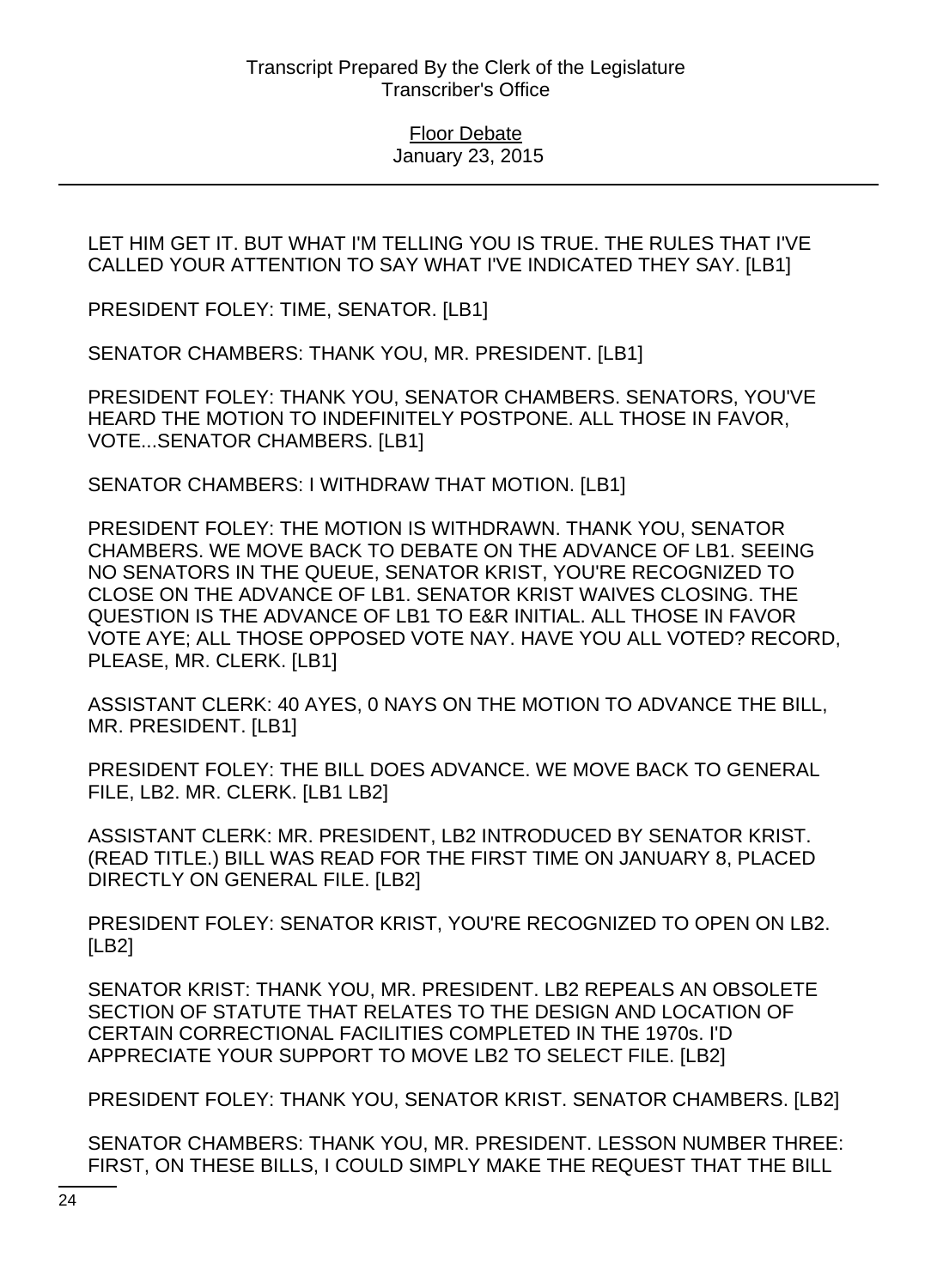LET HIM GET IT. BUT WHAT I'M TELLING YOU IS TRUE. THE RULES THAT I'VE CALLED YOUR ATTENTION TO SAY WHAT I'VE INDICATED THEY SAY. [LB1]

PRESIDENT FOLEY: TIME, SENATOR. [LB1]

SENATOR CHAMBERS: THANK YOU, MR. PRESIDENT. [LB1]

PRESIDENT FOLEY: THANK YOU, SENATOR CHAMBERS. SENATORS, YOU'VE HEARD THE MOTION TO INDEFINITELY POSTPONE. ALL THOSE IN FAVOR, VOTE...SENATOR CHAMBERS. [LB1]

SENATOR CHAMBERS: I WITHDRAW THAT MOTION. [LB1]

PRESIDENT FOLEY: THE MOTION IS WITHDRAWN. THANK YOU, SENATOR CHAMBERS. WE MOVE BACK TO DEBATE ON THE ADVANCE OF LB1. SEEING NO SENATORS IN THE QUEUE, SENATOR KRIST, YOU'RE RECOGNIZED TO CLOSE ON THE ADVANCE OF LB1. SENATOR KRIST WAIVES CLOSING. THE QUESTION IS THE ADVANCE OF LB1 TO E&R INITIAL. ALL THOSE IN FAVOR VOTE AYE; ALL THOSE OPPOSED VOTE NAY. HAVE YOU ALL VOTED? RECORD, PLEASE, MR. CLERK. [LB1]

ASSISTANT CLERK: 40 AYES, 0 NAYS ON THE MOTION TO ADVANCE THE BILL, MR. PRESIDENT. [LB1]

PRESIDENT FOLEY: THE BILL DOES ADVANCE. WE MOVE BACK TO GENERAL FILE, LB2. MR. CLERK. [LB1 LB2]

ASSISTANT CLERK: MR. PRESIDENT, LB2 INTRODUCED BY SENATOR KRIST. (READ TITLE.) BILL WAS READ FOR THE FIRST TIME ON JANUARY 8, PLACED DIRECTLY ON GENERAL FILE. [LB2]

PRESIDENT FOLEY: SENATOR KRIST, YOU'RE RECOGNIZED TO OPEN ON LB2. [LB2]

SENATOR KRIST: THANK YOU, MR. PRESIDENT. LB2 REPEALS AN OBSOLETE SECTION OF STATUTE THAT RELATES TO THE DESIGN AND LOCATION OF CERTAIN CORRECTIONAL FACILITIES COMPLETED IN THE 1970s. I'D APPRECIATE YOUR SUPPORT TO MOVE LB2 TO SELECT FILE. [LB2]

PRESIDENT FOLEY: THANK YOU, SENATOR KRIST. SENATOR CHAMBERS. [LB2]

SENATOR CHAMBERS: THANK YOU, MR. PRESIDENT. LESSON NUMBER THREE: FIRST, ON THESE BILLS, I COULD SIMPLY MAKE THE REQUEST THAT THE BILL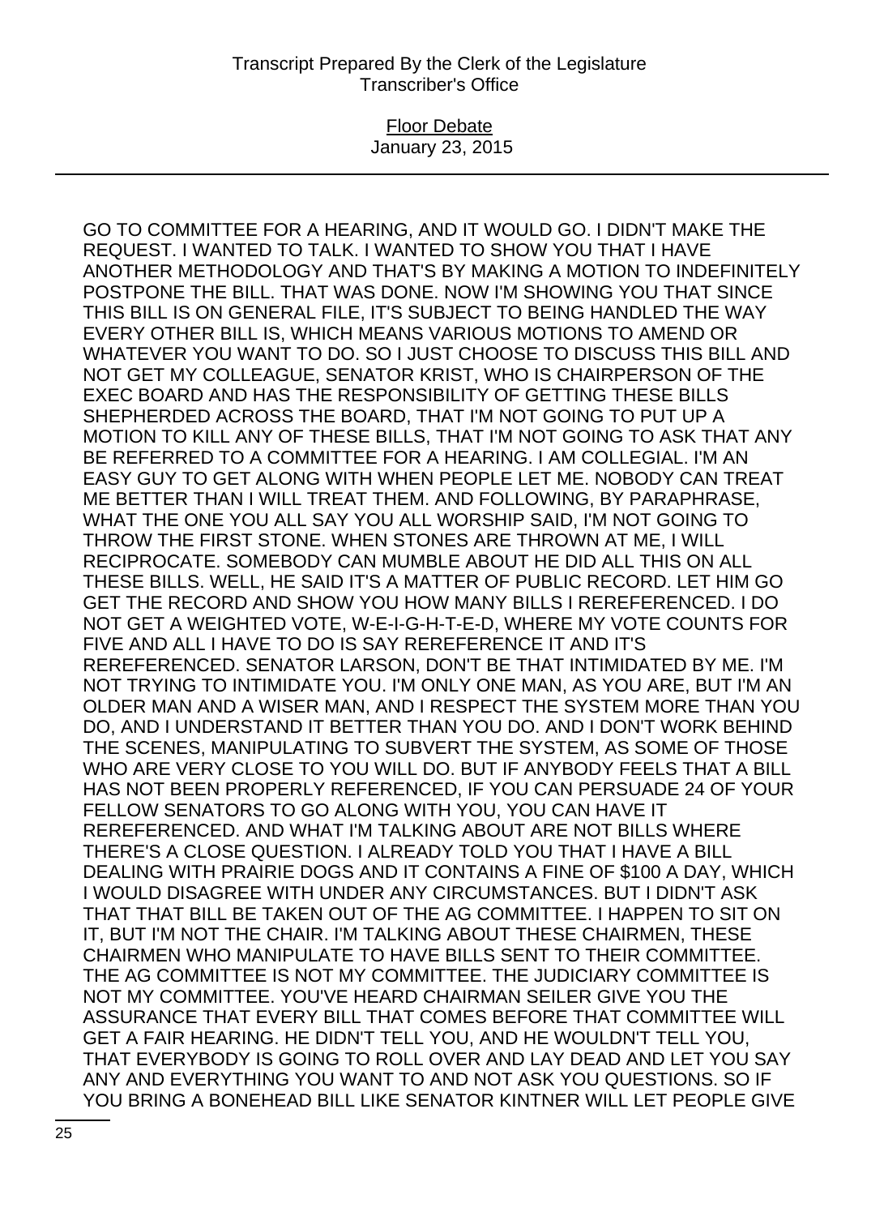GO TO COMMITTEE FOR A HEARING, AND IT WOULD GO. I DIDN'T MAKE THE REQUEST. I WANTED TO TALK. I WANTED TO SHOW YOU THAT I HAVE ANOTHER METHODOLOGY AND THAT'S BY MAKING A MOTION TO INDEFINITELY POSTPONE THE BILL. THAT WAS DONE. NOW I'M SHOWING YOU THAT SINCE THIS BILL IS ON GENERAL FILE, IT'S SUBJECT TO BEING HANDLED THE WAY EVERY OTHER BILL IS, WHICH MEANS VARIOUS MOTIONS TO AMEND OR WHATEVER YOU WANT TO DO. SO I JUST CHOOSE TO DISCUSS THIS BILL AND NOT GET MY COLLEAGUE, SENATOR KRIST, WHO IS CHAIRPERSON OF THE EXEC BOARD AND HAS THE RESPONSIBILITY OF GETTING THESE BILLS SHEPHERDED ACROSS THE BOARD, THAT I'M NOT GOING TO PUT UP A MOTION TO KILL ANY OF THESE BILLS, THAT I'M NOT GOING TO ASK THAT ANY BE REFERRED TO A COMMITTEE FOR A HEARING. I AM COLLEGIAL. I'M AN EASY GUY TO GET ALONG WITH WHEN PEOPLE LET ME. NOBODY CAN TREAT ME BETTER THAN I WILL TREAT THEM. AND FOLLOWING, BY PARAPHRASE, WHAT THE ONE YOU ALL SAY YOU ALL WORSHIP SAID, I'M NOT GOING TO THROW THE FIRST STONE. WHEN STONES ARE THROWN AT ME, I WILL RECIPROCATE. SOMEBODY CAN MUMBLE ABOUT HE DID ALL THIS ON ALL THESE BILLS. WELL, HE SAID IT'S A MATTER OF PUBLIC RECORD. LET HIM GO GET THE RECORD AND SHOW YOU HOW MANY BILLS I REREFERENCED. I DO NOT GET A WEIGHTED VOTE, W-E-I-G-H-T-E-D, WHERE MY VOTE COUNTS FOR FIVE AND ALL I HAVE TO DO IS SAY REREFERENCE IT AND IT'S REREFERENCED. SENATOR LARSON, DON'T BE THAT INTIMIDATED BY ME. I'M NOT TRYING TO INTIMIDATE YOU. I'M ONLY ONE MAN, AS YOU ARE, BUT I'M AN OLDER MAN AND A WISER MAN, AND I RESPECT THE SYSTEM MORE THAN YOU DO, AND I UNDERSTAND IT BETTER THAN YOU DO. AND I DON'T WORK BEHIND THE SCENES, MANIPULATING TO SUBVERT THE SYSTEM, AS SOME OF THOSE WHO ARE VERY CLOSE TO YOU WILL DO. BUT IF ANYBODY FEELS THAT A BILL HAS NOT BEEN PROPERLY REFERENCED, IF YOU CAN PERSUADE 24 OF YOUR FELLOW SENATORS TO GO ALONG WITH YOU, YOU CAN HAVE IT REREFERENCED. AND WHAT I'M TALKING ABOUT ARE NOT BILLS WHERE THERE'S A CLOSE QUESTION. I ALREADY TOLD YOU THAT I HAVE A BILL DEALING WITH PRAIRIE DOGS AND IT CONTAINS A FINE OF $100 A DAY, WHICH I WOULD DISAGREE WITH UNDER ANY CIRCUMSTANCES. BUT I DIDN'T ASK THAT THAT BILL BE TAKEN OUT OF THE AG COMMITTEE. I HAPPEN TO SIT ON IT, BUT I'M NOT THE CHAIR. I'M TALKING ABOUT THESE CHAIRMEN, THESE CHAIRMEN WHO MANIPULATE TO HAVE BILLS SENT TO THEIR COMMITTEE. THE AG COMMITTEE IS NOT MY COMMITTEE. THE JUDICIARY COMMITTEE IS NOT MY COMMITTEE. YOU'VE HEARD CHAIRMAN SEILER GIVE YOU THE ASSURANCE THAT EVERY BILL THAT COMES BEFORE THAT COMMITTEE WILL GET A FAIR HEARING. HE DIDN'T TELL YOU, AND HE WOULDN'T TELL YOU, THAT EVERYBODY IS GOING TO ROLL OVER AND LAY DEAD AND LET YOU SAY ANY AND EVERYTHING YOU WANT TO AND NOT ASK YOU QUESTIONS. SO IF YOU BRING A BONEHEAD BILL LIKE SENATOR KINTNER WILL LET PEOPLE GIVE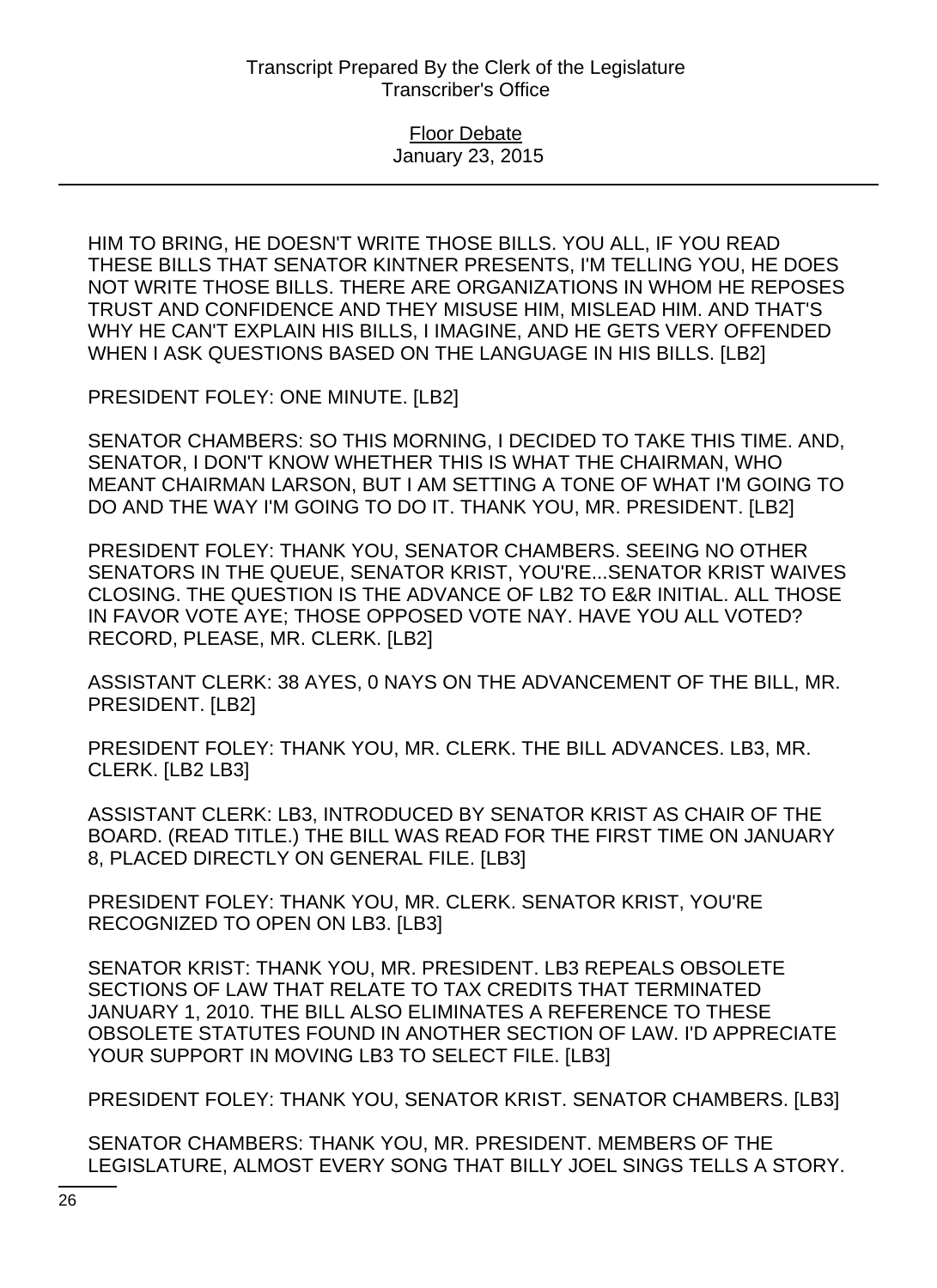HIM TO BRING, HE DOESN'T WRITE THOSE BILLS. YOU ALL, IF YOU READ THESE BILLS THAT SENATOR KINTNER PRESENTS, I'M TELLING YOU, HE DOES NOT WRITE THOSE BILLS. THERE ARE ORGANIZATIONS IN WHOM HE REPOSES TRUST AND CONFIDENCE AND THEY MISUSE HIM, MISLEAD HIM. AND THAT'S WHY HE CAN'T EXPLAIN HIS BILLS, I IMAGINE, AND HE GETS VERY OFFENDED WHEN I ASK QUESTIONS BASED ON THE LANGUAGE IN HIS BILLS. [LB2]

PRESIDENT FOLEY: ONE MINUTE. [LB2]

SENATOR CHAMBERS: SO THIS MORNING, I DECIDED TO TAKE THIS TIME. AND, SENATOR, I DON'T KNOW WHETHER THIS IS WHAT THE CHAIRMAN, WHO MEANT CHAIRMAN LARSON, BUT I AM SETTING A TONE OF WHAT I'M GOING TO DO AND THE WAY I'M GOING TO DO IT. THANK YOU, MR. PRESIDENT. [LB2]

PRESIDENT FOLEY: THANK YOU, SENATOR CHAMBERS. SEEING NO OTHER SENATORS IN THE QUEUE, SENATOR KRIST, YOU'RE...SENATOR KRIST WAIVES CLOSING. THE QUESTION IS THE ADVANCE OF LB2 TO E&R INITIAL. ALL THOSE IN FAVOR VOTE AYE; THOSE OPPOSED VOTE NAY. HAVE YOU ALL VOTED? RECORD, PLEASE, MR. CLERK. [LB2]

ASSISTANT CLERK: 38 AYES, 0 NAYS ON THE ADVANCEMENT OF THE BILL, MR. PRESIDENT. [LB2]

PRESIDENT FOLEY: THANK YOU, MR. CLERK. THE BILL ADVANCES. LB3, MR. CLERK. [LB2 LB3]

ASSISTANT CLERK: LB3, INTRODUCED BY SENATOR KRIST AS CHAIR OF THE BOARD. (READ TITLE.) THE BILL WAS READ FOR THE FIRST TIME ON JANUARY 8, PLACED DIRECTLY ON GENERAL FILE. [LB3]

PRESIDENT FOLEY: THANK YOU, MR. CLERK. SENATOR KRIST, YOU'RE RECOGNIZED TO OPEN ON LB3. [LB3]

SENATOR KRIST: THANK YOU, MR. PRESIDENT. LB3 REPEALS OBSOLETE SECTIONS OF LAW THAT RELATE TO TAX CREDITS THAT TERMINATED JANUARY 1, 2010. THE BILL ALSO ELIMINATES A REFERENCE TO THESE OBSOLETE STATUTES FOUND IN ANOTHER SECTION OF LAW. I'D APPRECIATE YOUR SUPPORT IN MOVING LB3 TO SELECT FILE. [LB3]

PRESIDENT FOLEY: THANK YOU, SENATOR KRIST. SENATOR CHAMBERS. [LB3]

SENATOR CHAMBERS: THANK YOU, MR. PRESIDENT. MEMBERS OF THE LEGISLATURE, ALMOST EVERY SONG THAT BILLY JOEL SINGS TELLS A STORY.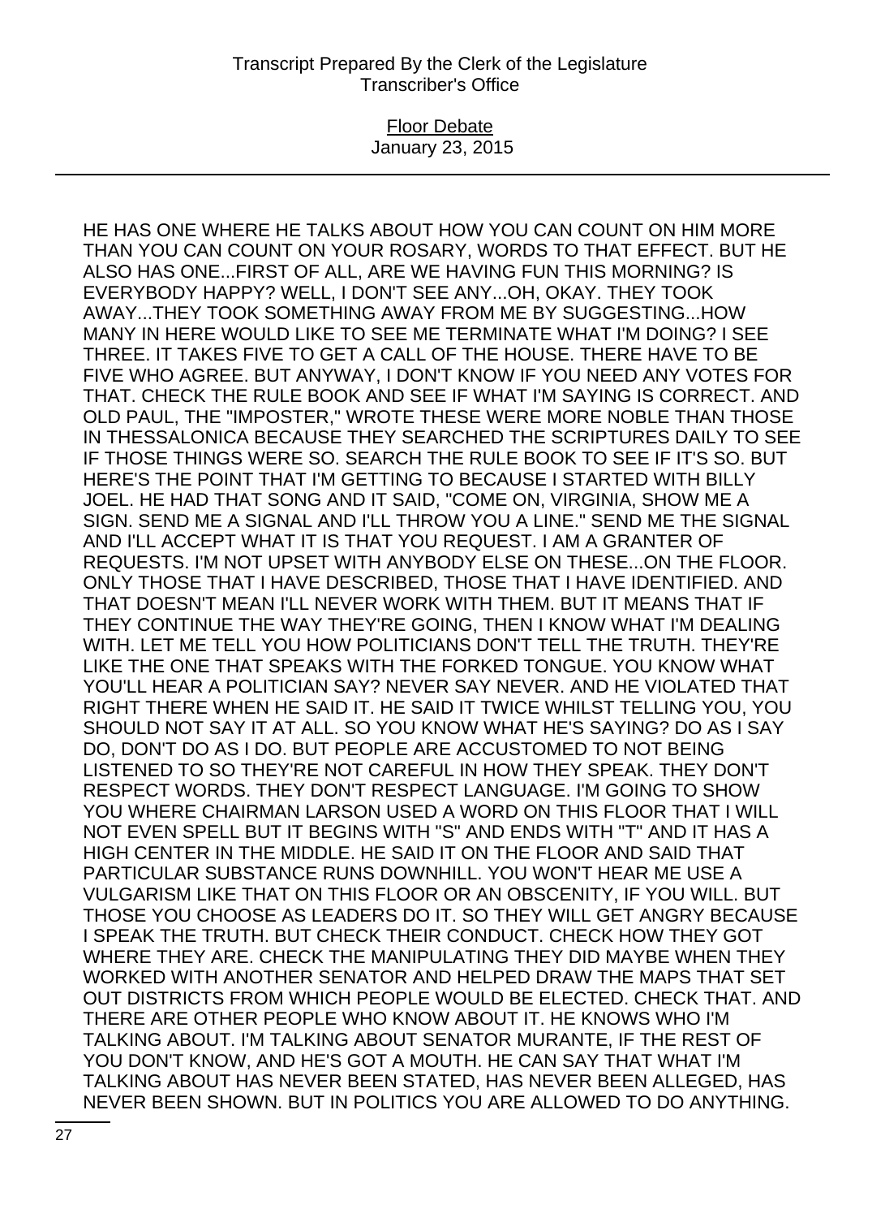HE HAS ONE WHERE HE TALKS ABOUT HOW YOU CAN COUNT ON HIM MORE THAN YOU CAN COUNT ON YOUR ROSARY, WORDS TO THAT EFFECT. BUT HE ALSO HAS ONE...FIRST OF ALL, ARE WE HAVING FUN THIS MORNING? IS EVERYBODY HAPPY? WELL, I DON'T SEE ANY...OH, OKAY. THEY TOOK AWAY...THEY TOOK SOMETHING AWAY FROM ME BY SUGGESTING...HOW MANY IN HERE WOULD LIKE TO SEE ME TERMINATE WHAT I'M DOING? I SEE THREE. IT TAKES FIVE TO GET A CALL OF THE HOUSE. THERE HAVE TO BE FIVE WHO AGREE. BUT ANYWAY, I DON'T KNOW IF YOU NEED ANY VOTES FOR THAT. CHECK THE RULE BOOK AND SEE IF WHAT I'M SAYING IS CORRECT. AND OLD PAUL, THE "IMPOSTER," WROTE THESE WERE MORE NOBLE THAN THOSE IN THESSALONICA BECAUSE THEY SEARCHED THE SCRIPTURES DAILY TO SEE IF THOSE THINGS WERE SO. SEARCH THE RULE BOOK TO SEE IF IT'S SO. BUT HERE'S THE POINT THAT I'M GETTING TO BECAUSE I STARTED WITH BILLY JOEL. HE HAD THAT SONG AND IT SAID, "COME ON, VIRGINIA, SHOW ME A SIGN. SEND ME A SIGNAL AND I'LL THROW YOU A LINE." SEND ME THE SIGNAL AND I'LL ACCEPT WHAT IT IS THAT YOU REQUEST. I AM A GRANTER OF REQUESTS. I'M NOT UPSET WITH ANYBODY ELSE ON THESE...ON THE FLOOR. ONLY THOSE THAT I HAVE DESCRIBED, THOSE THAT I HAVE IDENTIFIED. AND THAT DOESN'T MEAN I'LL NEVER WORK WITH THEM. BUT IT MEANS THAT IF THEY CONTINUE THE WAY THEY'RE GOING, THEN I KNOW WHAT I'M DEALING WITH. LET ME TELL YOU HOW POLITICIANS DON'T TELL THE TRUTH. THEY'RE LIKE THE ONE THAT SPEAKS WITH THE FORKED TONGUE. YOU KNOW WHAT YOU'LL HEAR A POLITICIAN SAY? NEVER SAY NEVER. AND HE VIOLATED THAT RIGHT THERE WHEN HE SAID IT. HE SAID IT TWICE WHILST TELLING YOU, YOU SHOULD NOT SAY IT AT ALL. SO YOU KNOW WHAT HE'S SAYING? DO AS I SAY DO, DON'T DO AS I DO. BUT PEOPLE ARE ACCUSTOMED TO NOT BEING LISTENED TO SO THEY'RE NOT CAREFUL IN HOW THEY SPEAK. THEY DON'T RESPECT WORDS. THEY DON'T RESPECT LANGUAGE. I'M GOING TO SHOW YOU WHERE CHAIRMAN LARSON USED A WORD ON THIS FLOOR THAT I WILL NOT EVEN SPELL BUT IT BEGINS WITH "S" AND ENDS WITH "T" AND IT HAS A HIGH CENTER IN THE MIDDLE. HE SAID IT ON THE FLOOR AND SAID THAT PARTICULAR SUBSTANCE RUNS DOWNHILL. YOU WON'T HEAR ME USE A VULGARISM LIKE THAT ON THIS FLOOR OR AN OBSCENITY, IF YOU WILL. BUT THOSE YOU CHOOSE AS LEADERS DO IT. SO THEY WILL GET ANGRY BECAUSE I SPEAK THE TRUTH. BUT CHECK THEIR CONDUCT. CHECK HOW THEY GOT WHERE THEY ARE. CHECK THE MANIPULATING THEY DID MAYBE WHEN THEY WORKED WITH ANOTHER SENATOR AND HELPED DRAW THE MAPS THAT SET OUT DISTRICTS FROM WHICH PEOPLE WOULD BE ELECTED. CHECK THAT. AND THERE ARE OTHER PEOPLE WHO KNOW ABOUT IT. HE KNOWS WHO I'M TALKING ABOUT. I'M TALKING ABOUT SENATOR MURANTE, IF THE REST OF YOU DON'T KNOW, AND HE'S GOT A MOUTH. HE CAN SAY THAT WHAT I'M TALKING ABOUT HAS NEVER BEEN STATED, HAS NEVER BEEN ALLEGED, HAS NEVER BEEN SHOWN. BUT IN POLITICS YOU ARE ALLOWED TO DO ANYTHING.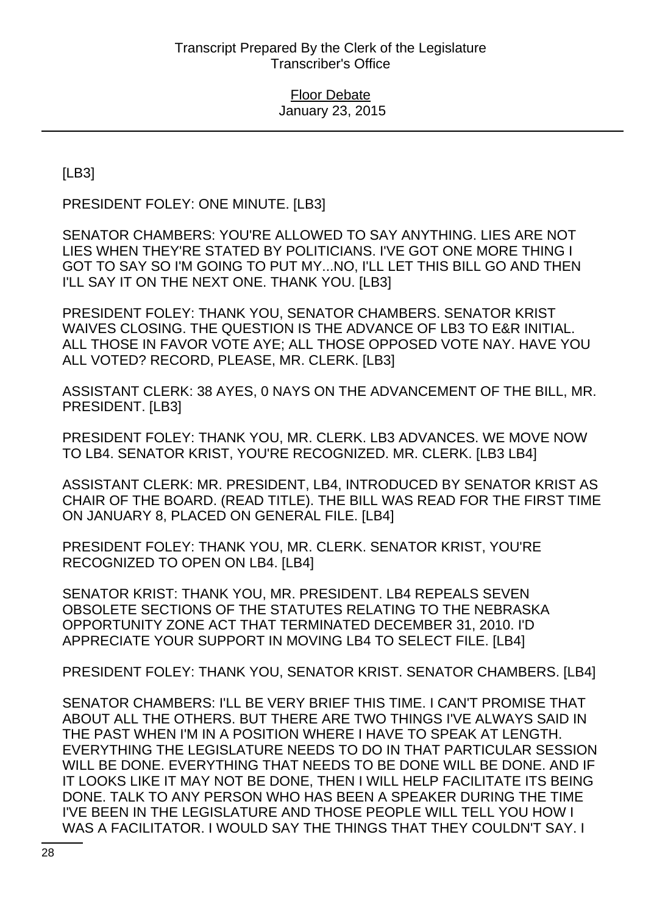[LB3]

PRESIDENT FOLEY: ONE MINUTE. [LB3]

SENATOR CHAMBERS: YOU'RE ALLOWED TO SAY ANYTHING. LIES ARE NOT LIES WHEN THEY'RE STATED BY POLITICIANS. I'VE GOT ONE MORE THING I GOT TO SAY SO I'M GOING TO PUT MY...NO, I'LL LET THIS BILL GO AND THEN I'LL SAY IT ON THE NEXT ONE. THANK YOU. [LB3]

PRESIDENT FOLEY: THANK YOU, SENATOR CHAMBERS. SENATOR KRIST WAIVES CLOSING. THE QUESTION IS THE ADVANCE OF LB3 TO E&R INITIAL. ALL THOSE IN FAVOR VOTE AYE; ALL THOSE OPPOSED VOTE NAY. HAVE YOU ALL VOTED? RECORD, PLEASE, MR. CLERK. [LB3]

ASSISTANT CLERK: 38 AYES, 0 NAYS ON THE ADVANCEMENT OF THE BILL, MR. PRESIDENT. [LB3]

PRESIDENT FOLEY: THANK YOU, MR. CLERK. LB3 ADVANCES. WE MOVE NOW TO LB4. SENATOR KRIST, YOU'RE RECOGNIZED. MR. CLERK. [LB3 LB4]

ASSISTANT CLERK: MR. PRESIDENT, LB4, INTRODUCED BY SENATOR KRIST AS CHAIR OF THE BOARD. (READ TITLE). THE BILL WAS READ FOR THE FIRST TIME ON JANUARY 8, PLACED ON GENERAL FILE. [LB4]

PRESIDENT FOLEY: THANK YOU, MR. CLERK. SENATOR KRIST, YOU'RE RECOGNIZED TO OPEN ON LB4. [LB4]

SENATOR KRIST: THANK YOU, MR. PRESIDENT. LB4 REPEALS SEVEN OBSOLETE SECTIONS OF THE STATUTES RELATING TO THE NEBRASKA OPPORTUNITY ZONE ACT THAT TERMINATED DECEMBER 31, 2010. I'D APPRECIATE YOUR SUPPORT IN MOVING LB4 TO SELECT FILE. [LB4]

PRESIDENT FOLEY: THANK YOU, SENATOR KRIST. SENATOR CHAMBERS. [LB4]

SENATOR CHAMBERS: I'LL BE VERY BRIEF THIS TIME. I CAN'T PROMISE THAT ABOUT ALL THE OTHERS. BUT THERE ARE TWO THINGS I'VE ALWAYS SAID IN THE PAST WHEN I'M IN A POSITION WHERE I HAVE TO SPEAK AT LENGTH. EVERYTHING THE LEGISLATURE NEEDS TO DO IN THAT PARTICULAR SESSION WILL BE DONE. EVERYTHING THAT NEEDS TO BE DONE WILL BE DONE. AND IF IT LOOKS LIKE IT MAY NOT BE DONE, THEN I WILL HELP FACILITATE ITS BEING DONE. TALK TO ANY PERSON WHO HAS BEEN A SPEAKER DURING THE TIME I'VE BEEN IN THE LEGISLATURE AND THOSE PEOPLE WILL TELL YOU HOW I WAS A FACILITATOR. I WOULD SAY THE THINGS THAT THEY COULDN'T SAY. I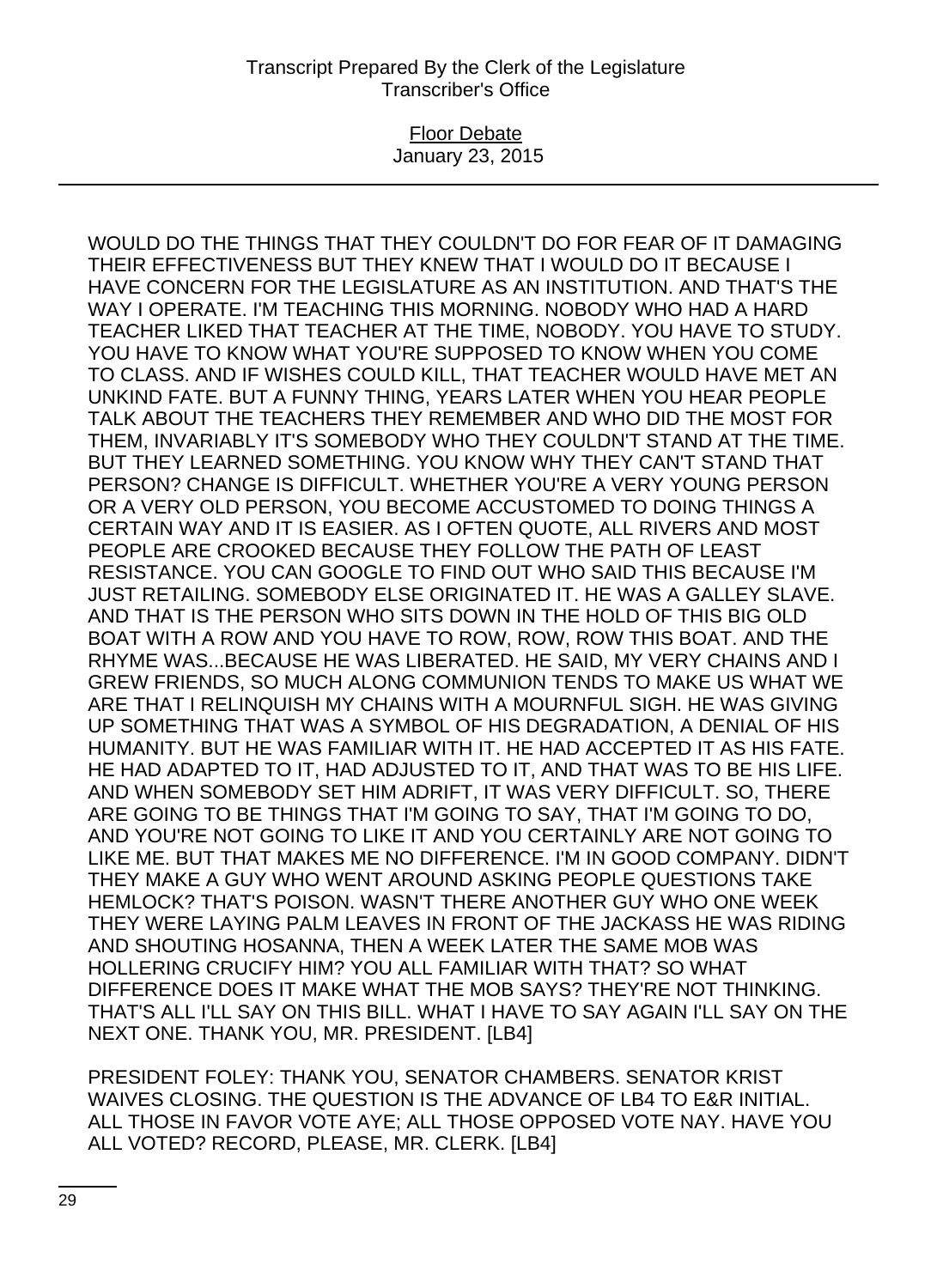WOULD DO THE THINGS THAT THEY COULDN'T DO FOR FEAR OF IT DAMAGING THEIR EFFECTIVENESS BUT THEY KNEW THAT I WOULD DO IT BECAUSE I HAVE CONCERN FOR THE LEGISLATURE AS AN INSTITUTION. AND THAT'S THE WAY I OPERATE. I'M TEACHING THIS MORNING. NOBODY WHO HAD A HARD TEACHER LIKED THAT TEACHER AT THE TIME, NOBODY. YOU HAVE TO STUDY. YOU HAVE TO KNOW WHAT YOU'RE SUPPOSED TO KNOW WHEN YOU COME TO CLASS. AND IF WISHES COULD KILL, THAT TEACHER WOULD HAVE MET AN UNKIND FATE. BUT A FUNNY THING, YEARS LATER WHEN YOU HEAR PEOPLE TALK ABOUT THE TEACHERS THEY REMEMBER AND WHO DID THE MOST FOR THEM, INVARIABLY IT'S SOMEBODY WHO THEY COULDN'T STAND AT THE TIME. BUT THEY LEARNED SOMETHING. YOU KNOW WHY THEY CAN'T STAND THAT PERSON? CHANGE IS DIFFICULT. WHETHER YOU'RE A VERY YOUNG PERSON OR A VERY OLD PERSON, YOU BECOME ACCUSTOMED TO DOING THINGS A CERTAIN WAY AND IT IS EASIER. AS I OFTEN QUOTE, ALL RIVERS AND MOST PEOPLE ARE CROOKED BECAUSE THEY FOLLOW THE PATH OF LEAST RESISTANCE. YOU CAN GOOGLE TO FIND OUT WHO SAID THIS BECAUSE I'M JUST RETAILING. SOMEBODY ELSE ORIGINATED IT. HE WAS A GALLEY SLAVE. AND THAT IS THE PERSON WHO SITS DOWN IN THE HOLD OF THIS BIG OLD BOAT WITH A ROW AND YOU HAVE TO ROW, ROW, ROW THIS BOAT. AND THE RHYME WAS...BECAUSE HE WAS LIBERATED. HE SAID, MY VERY CHAINS AND I GREW FRIENDS, SO MUCH ALONG COMMUNION TENDS TO MAKE US WHAT WE ARE THAT I RELINQUISH MY CHAINS WITH A MOURNFUL SIGH. HE WAS GIVING UP SOMETHING THAT WAS A SYMBOL OF HIS DEGRADATION, A DENIAL OF HIS HUMANITY. BUT HE WAS FAMILIAR WITH IT. HE HAD ACCEPTED IT AS HIS FATE. HE HAD ADAPTED TO IT, HAD ADJUSTED TO IT, AND THAT WAS TO BE HIS LIFE. AND WHEN SOMEBODY SET HIM ADRIFT, IT WAS VERY DIFFICULT. SO, THERE ARE GOING TO BE THINGS THAT I'M GOING TO SAY, THAT I'M GOING TO DO, AND YOU'RE NOT GOING TO LIKE IT AND YOU CERTAINLY ARE NOT GOING TO LIKE ME. BUT THAT MAKES ME NO DIFFERENCE. I'M IN GOOD COMPANY. DIDN'T THEY MAKE A GUY WHO WENT AROUND ASKING PEOPLE QUESTIONS TAKE HEMLOCK? THAT'S POISON. WASN'T THERE ANOTHER GUY WHO ONE WEEK THEY WERE LAYING PALM LEAVES IN FRONT OF THE JACKASS HE WAS RIDING AND SHOUTING HOSANNA, THEN A WEEK LATER THE SAME MOB WAS HOLLERING CRUCIFY HIM? YOU ALL FAMILIAR WITH THAT? SO WHAT DIFFERENCE DOES IT MAKE WHAT THE MOB SAYS? THEY'RE NOT THINKING. THAT'S ALL I'LL SAY ON THIS BILL. WHAT I HAVE TO SAY AGAIN I'LL SAY ON THE NEXT ONE. THANK YOU, MR. PRESIDENT. [LB4]

PRESIDENT FOLEY: THANK YOU, SENATOR CHAMBERS. SENATOR KRIST WAIVES CLOSING. THE QUESTION IS THE ADVANCE OF LB4 TO E&R INITIAL. ALL THOSE IN FAVOR VOTE AYE; ALL THOSE OPPOSED VOTE NAY. HAVE YOU ALL VOTED? RECORD, PLEASE, MR. CLERK. [LB4]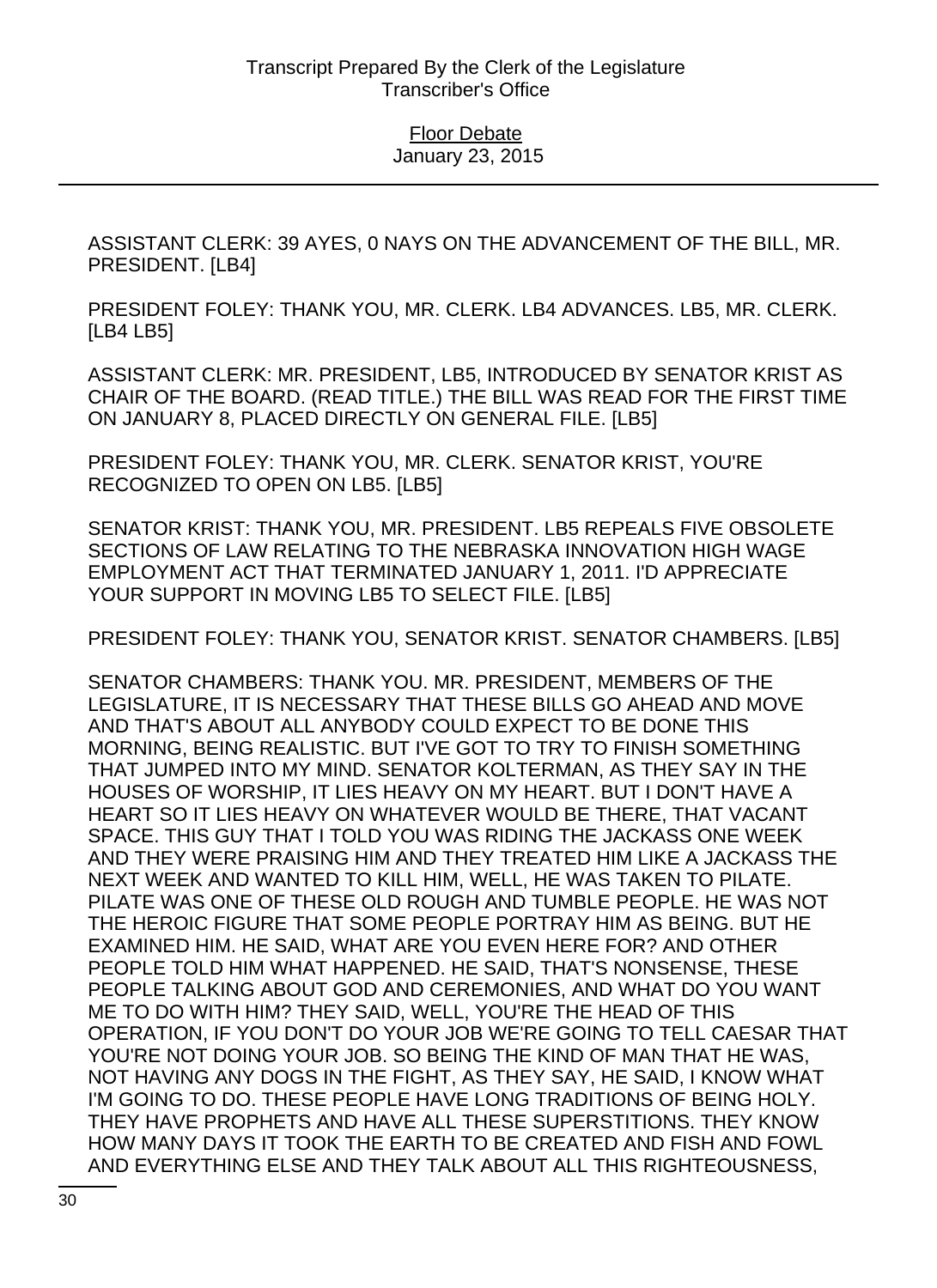ASSISTANT CLERK: 39 AYES, 0 NAYS ON THE ADVANCEMENT OF THE BILL, MR. PRESIDENT. [LB4]

PRESIDENT FOLEY: THANK YOU, MR. CLERK. LB4 ADVANCES. LB5, MR. CLERK. [LB4 LB5]

ASSISTANT CLERK: MR. PRESIDENT, LB5, INTRODUCED BY SENATOR KRIST AS CHAIR OF THE BOARD. (READ TITLE.) THE BILL WAS READ FOR THE FIRST TIME ON JANUARY 8, PLACED DIRECTLY ON GENERAL FILE. [LB5]

PRESIDENT FOLEY: THANK YOU, MR. CLERK. SENATOR KRIST, YOU'RE RECOGNIZED TO OPEN ON LB5. [LB5]

SENATOR KRIST: THANK YOU, MR. PRESIDENT. LB5 REPEALS FIVE OBSOLETE SECTIONS OF LAW RELATING TO THE NEBRASKA INNOVATION HIGH WAGE EMPLOYMENT ACT THAT TERMINATED JANUARY 1, 2011. I'D APPRECIATE YOUR SUPPORT IN MOVING LB5 TO SELECT FILE. [LB5]

PRESIDENT FOLEY: THANK YOU, SENATOR KRIST. SENATOR CHAMBERS. [LB5]

SENATOR CHAMBERS: THANK YOU. MR. PRESIDENT, MEMBERS OF THE LEGISLATURE, IT IS NECESSARY THAT THESE BILLS GO AHEAD AND MOVE AND THAT'S ABOUT ALL ANYBODY COULD EXPECT TO BE DONE THIS MORNING, BEING REALISTIC. BUT I'VE GOT TO TRY TO FINISH SOMETHING THAT JUMPED INTO MY MIND. SENATOR KOLTERMAN, AS THEY SAY IN THE HOUSES OF WORSHIP, IT LIES HEAVY ON MY HEART. BUT I DON'T HAVE A HEART SO IT LIES HEAVY ON WHATEVER WOULD BE THERE, THAT VACANT SPACE. THIS GUY THAT I TOLD YOU WAS RIDING THE JACKASS ONE WEEK AND THEY WERE PRAISING HIM AND THEY TREATED HIM LIKE A JACKASS THE NEXT WEEK AND WANTED TO KILL HIM, WELL, HE WAS TAKEN TO PILATE. PILATE WAS ONE OF THESE OLD ROUGH AND TUMBLE PEOPLE. HE WAS NOT THE HEROIC FIGURE THAT SOME PEOPLE PORTRAY HIM AS BEING. BUT HE EXAMINED HIM. HE SAID, WHAT ARE YOU EVEN HERE FOR? AND OTHER PEOPLE TOLD HIM WHAT HAPPENED. HE SAID, THAT'S NONSENSE, THESE PEOPLE TALKING ABOUT GOD AND CEREMONIES, AND WHAT DO YOU WANT ME TO DO WITH HIM? THEY SAID, WELL, YOU'RE THE HEAD OF THIS OPERATION, IF YOU DON'T DO YOUR JOB WE'RE GOING TO TELL CAESAR THAT YOU'RE NOT DOING YOUR JOB. SO BEING THE KIND OF MAN THAT HE WAS, NOT HAVING ANY DOGS IN THE FIGHT, AS THEY SAY, HE SAID, I KNOW WHAT I'M GOING TO DO. THESE PEOPLE HAVE LONG TRADITIONS OF BEING HOLY. THEY HAVE PROPHETS AND HAVE ALL THESE SUPERSTITIONS. THEY KNOW HOW MANY DAYS IT TOOK THE EARTH TO BE CREATED AND FISH AND FOWL AND EVERYTHING ELSE AND THEY TALK ABOUT ALL THIS RIGHTEOUSNESS,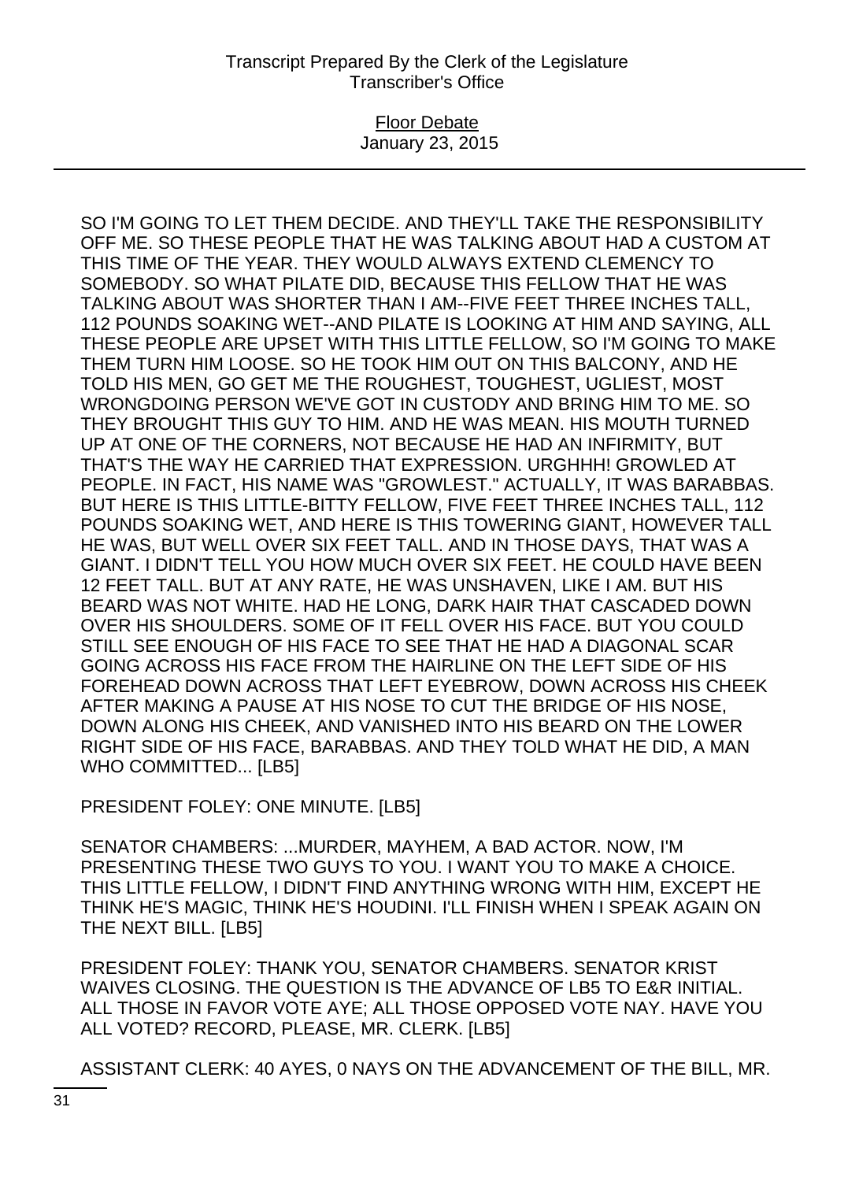SO I'M GOING TO LET THEM DECIDE. AND THEY'LL TAKE THE RESPONSIBILITY OFF ME. SO THESE PEOPLE THAT HE WAS TALKING ABOUT HAD A CUSTOM AT THIS TIME OF THE YEAR. THEY WOULD ALWAYS EXTEND CLEMENCY TO SOMEBODY. SO WHAT PILATE DID, BECAUSE THIS FELLOW THAT HE WAS TALKING ABOUT WAS SHORTER THAN I AM--FIVE FEET THREE INCHES TALL, 112 POUNDS SOAKING WET--AND PILATE IS LOOKING AT HIM AND SAYING, ALL THESE PEOPLE ARE UPSET WITH THIS LITTLE FELLOW, SO I'M GOING TO MAKE THEM TURN HIM LOOSE. SO HE TOOK HIM OUT ON THIS BALCONY, AND HE TOLD HIS MEN, GO GET ME THE ROUGHEST, TOUGHEST, UGLIEST, MOST WRONGDOING PERSON WE'VE GOT IN CUSTODY AND BRING HIM TO ME. SO THEY BROUGHT THIS GUY TO HIM. AND HE WAS MEAN. HIS MOUTH TURNED UP AT ONE OF THE CORNERS, NOT BECAUSE HE HAD AN INFIRMITY, BUT THAT'S THE WAY HE CARRIED THAT EXPRESSION. URGHHH! GROWLED AT PEOPLE. IN FACT, HIS NAME WAS "GROWLEST." ACTUALLY, IT WAS BARABBAS. BUT HERE IS THIS LITTLE-BITTY FELLOW, FIVE FEET THREE INCHES TALL, 112 POUNDS SOAKING WET, AND HERE IS THIS TOWERING GIANT, HOWEVER TALL HE WAS, BUT WELL OVER SIX FEET TALL. AND IN THOSE DAYS, THAT WAS A GIANT. I DIDN'T TELL YOU HOW MUCH OVER SIX FEET. HE COULD HAVE BEEN 12 FEET TALL. BUT AT ANY RATE, HE WAS UNSHAVEN, LIKE I AM. BUT HIS BEARD WAS NOT WHITE. HAD HE LONG, DARK HAIR THAT CASCADED DOWN OVER HIS SHOULDERS. SOME OF IT FELL OVER HIS FACE. BUT YOU COULD STILL SEE ENOUGH OF HIS FACE TO SEE THAT HE HAD A DIAGONAL SCAR GOING ACROSS HIS FACE FROM THE HAIRLINE ON THE LEFT SIDE OF HIS FOREHEAD DOWN ACROSS THAT LEFT EYEBROW, DOWN ACROSS HIS CHEEK AFTER MAKING A PAUSE AT HIS NOSE TO CUT THE BRIDGE OF HIS NOSE, DOWN ALONG HIS CHEEK, AND VANISHED INTO HIS BEARD ON THE LOWER RIGHT SIDE OF HIS FACE, BARABBAS. AND THEY TOLD WHAT HE DID, A MAN WHO COMMITTED... [LB5]

PRESIDENT FOLEY: ONE MINUTE. [LB5]

SENATOR CHAMBERS: ...MURDER, MAYHEM, A BAD ACTOR. NOW, I'M PRESENTING THESE TWO GUYS TO YOU. I WANT YOU TO MAKE A CHOICE. THIS LITTLE FELLOW, I DIDN'T FIND ANYTHING WRONG WITH HIM, EXCEPT HE THINK HE'S MAGIC, THINK HE'S HOUDINI. I'LL FINISH WHEN I SPEAK AGAIN ON THE NEXT BILL. [LB5]

PRESIDENT FOLEY: THANK YOU, SENATOR CHAMBERS. SENATOR KRIST WAIVES CLOSING. THE QUESTION IS THE ADVANCE OF LB5 TO E&R INITIAL. ALL THOSE IN FAVOR VOTE AYE; ALL THOSE OPPOSED VOTE NAY. HAVE YOU ALL VOTED? RECORD, PLEASE, MR. CLERK. [LB5]

ASSISTANT CLERK: 40 AYES, 0 NAYS ON THE ADVANCEMENT OF THE BILL, MR.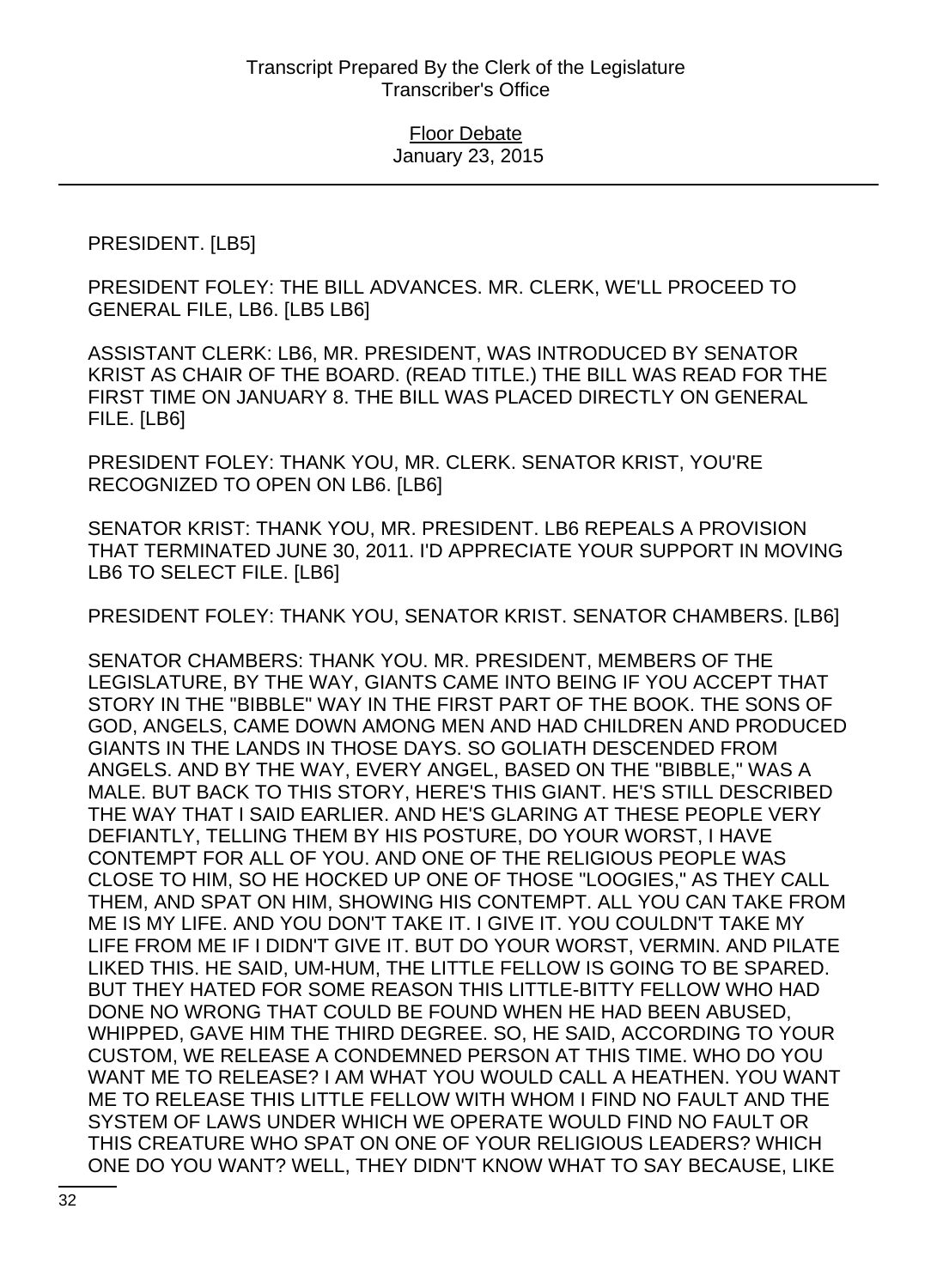PRESIDENT. [LB5]

PRESIDENT FOLEY: THE BILL ADVANCES. MR. CLERK, WE'LL PROCEED TO GENERAL FILE, LB6. [LB5 LB6]

ASSISTANT CLERK: LB6, MR. PRESIDENT, WAS INTRODUCED BY SENATOR KRIST AS CHAIR OF THE BOARD. (READ TITLE.) THE BILL WAS READ FOR THE FIRST TIME ON JANUARY 8. THE BILL WAS PLACED DIRECTLY ON GENERAL FILE. [LB6]

PRESIDENT FOLEY: THANK YOU, MR. CLERK. SENATOR KRIST, YOU'RE RECOGNIZED TO OPEN ON LB6. [LB6]

SENATOR KRIST: THANK YOU, MR. PRESIDENT. LB6 REPEALS A PROVISION THAT TERMINATED JUNE 30, 2011. I'D APPRECIATE YOUR SUPPORT IN MOVING LB6 TO SELECT FILE. [LB6]

PRESIDENT FOLEY: THANK YOU, SENATOR KRIST. SENATOR CHAMBERS. [LB6]

SENATOR CHAMBERS: THANK YOU. MR. PRESIDENT, MEMBERS OF THE LEGISLATURE, BY THE WAY, GIANTS CAME INTO BEING IF YOU ACCEPT THAT STORY IN THE "BIBBLE" WAY IN THE FIRST PART OF THE BOOK. THE SONS OF GOD, ANGELS, CAME DOWN AMONG MEN AND HAD CHILDREN AND PRODUCED GIANTS IN THE LANDS IN THOSE DAYS. SO GOLIATH DESCENDED FROM ANGELS. AND BY THE WAY, EVERY ANGEL, BASED ON THE "BIBBLE," WAS A MALE. BUT BACK TO THIS STORY, HERE'S THIS GIANT. HE'S STILL DESCRIBED THE WAY THAT I SAID EARLIER. AND HE'S GLARING AT THESE PEOPLE VERY DEFIANTLY, TELLING THEM BY HIS POSTURE, DO YOUR WORST, I HAVE CONTEMPT FOR ALL OF YOU. AND ONE OF THE RELIGIOUS PEOPLE WAS CLOSE TO HIM, SO HE HOCKED UP ONE OF THOSE "LOOGIES," AS THEY CALL THEM, AND SPAT ON HIM, SHOWING HIS CONTEMPT. ALL YOU CAN TAKE FROM ME IS MY LIFE. AND YOU DON'T TAKE IT. I GIVE IT. YOU COULDN'T TAKE MY LIFE FROM ME IF I DIDN'T GIVE IT. BUT DO YOUR WORST, VERMIN. AND PILATE LIKED THIS. HE SAID, UM-HUM, THE LITTLE FELLOW IS GOING TO BE SPARED. BUT THEY HATED FOR SOME REASON THIS LITTLE-BITTY FELLOW WHO HAD DONE NO WRONG THAT COULD BE FOUND WHEN HE HAD BEEN ABUSED, WHIPPED, GAVE HIM THE THIRD DEGREE. SO, HE SAID, ACCORDING TO YOUR CUSTOM, WE RELEASE A CONDEMNED PERSON AT THIS TIME. WHO DO YOU WANT ME TO RELEASE? I AM WHAT YOU WOULD CALL A HEATHEN. YOU WANT ME TO RELEASE THIS LITTLE FELLOW WITH WHOM I FIND NO FAULT AND THE SYSTEM OF LAWS UNDER WHICH WE OPERATE WOULD FIND NO FAULT OR THIS CREATURE WHO SPAT ON ONE OF YOUR RELIGIOUS LEADERS? WHICH ONE DO YOU WANT? WELL, THEY DIDN'T KNOW WHAT TO SAY BECAUSE, LIKE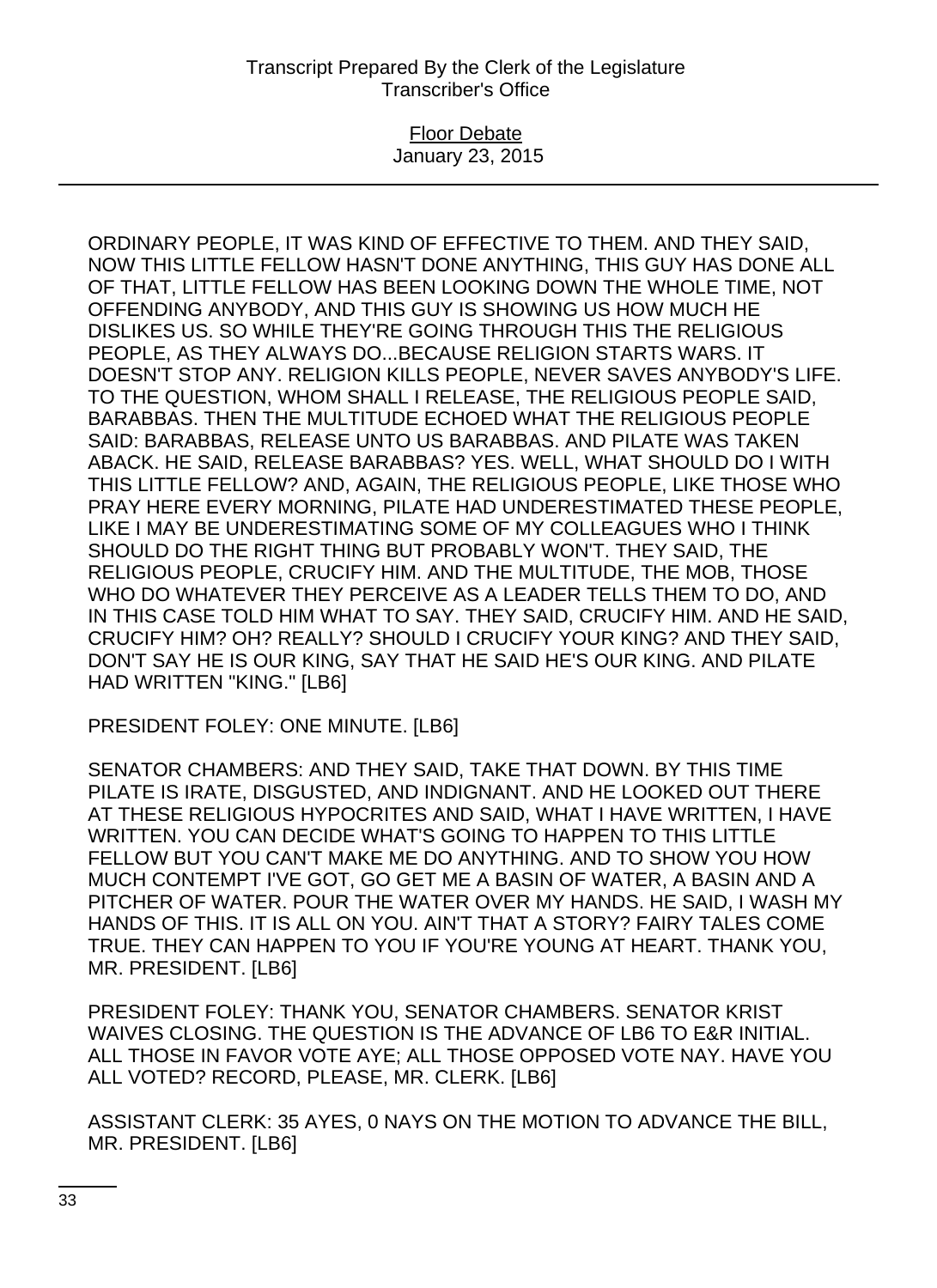ORDINARY PEOPLE, IT WAS KIND OF EFFECTIVE TO THEM. AND THEY SAID, NOW THIS LITTLE FELLOW HASN'T DONE ANYTHING, THIS GUY HAS DONE ALL OF THAT, LITTLE FELLOW HAS BEEN LOOKING DOWN THE WHOLE TIME, NOT OFFENDING ANYBODY, AND THIS GUY IS SHOWING US HOW MUCH HE DISLIKES US. SO WHILE THEY'RE GOING THROUGH THIS THE RELIGIOUS PEOPLE, AS THEY ALWAYS DO...BECAUSE RELIGION STARTS WARS. IT DOESN'T STOP ANY. RELIGION KILLS PEOPLE, NEVER SAVES ANYBODY'S LIFE. TO THE QUESTION, WHOM SHALL I RELEASE, THE RELIGIOUS PEOPLE SAID, BARABBAS. THEN THE MULTITUDE ECHOED WHAT THE RELIGIOUS PEOPLE SAID: BARABBAS, RELEASE UNTO US BARABBAS. AND PILATE WAS TAKEN ABACK. HE SAID, RELEASE BARABBAS? YES. WELL, WHAT SHOULD DO I WITH THIS LITTLE FELLOW? AND, AGAIN, THE RELIGIOUS PEOPLE, LIKE THOSE WHO PRAY HERE EVERY MORNING, PILATE HAD UNDERESTIMATED THESE PEOPLE, LIKE I MAY BE UNDERESTIMATING SOME OF MY COLLEAGUES WHO I THINK SHOULD DO THE RIGHT THING BUT PROBABLY WON'T. THEY SAID, THE RELIGIOUS PEOPLE, CRUCIFY HIM. AND THE MULTITUDE, THE MOB, THOSE WHO DO WHATEVER THEY PERCEIVE AS A LEADER TELLS THEM TO DO, AND IN THIS CASE TOLD HIM WHAT TO SAY. THEY SAID, CRUCIFY HIM. AND HE SAID, CRUCIFY HIM? OH? REALLY? SHOULD I CRUCIFY YOUR KING? AND THEY SAID, DON'T SAY HE IS OUR KING, SAY THAT HE SAID HE'S OUR KING. AND PILATE HAD WRITTEN "KING." [LB6]

PRESIDENT FOLEY: ONE MINUTE. [LB6]

SENATOR CHAMBERS: AND THEY SAID, TAKE THAT DOWN. BY THIS TIME PILATE IS IRATE, DISGUSTED, AND INDIGNANT. AND HE LOOKED OUT THERE AT THESE RELIGIOUS HYPOCRITES AND SAID, WHAT I HAVE WRITTEN, I HAVE WRITTEN. YOU CAN DECIDE WHAT'S GOING TO HAPPEN TO THIS LITTLE FELLOW BUT YOU CAN'T MAKE ME DO ANYTHING. AND TO SHOW YOU HOW MUCH CONTEMPT I'VE GOT, GO GET ME A BASIN OF WATER, A BASIN AND A PITCHER OF WATER. POUR THE WATER OVER MY HANDS. HE SAID, I WASH MY HANDS OF THIS. IT IS ALL ON YOU. AIN'T THAT A STORY? FAIRY TALES COME TRUE. THEY CAN HAPPEN TO YOU IF YOU'RE YOUNG AT HEART. THANK YOU, MR. PRESIDENT. [LB6]

PRESIDENT FOLEY: THANK YOU, SENATOR CHAMBERS. SENATOR KRIST WAIVES CLOSING. THE QUESTION IS THE ADVANCE OF LB6 TO E&R INITIAL. ALL THOSE IN FAVOR VOTE AYE; ALL THOSE OPPOSED VOTE NAY. HAVE YOU ALL VOTED? RECORD, PLEASE, MR. CLERK. [LB6]

ASSISTANT CLERK: 35 AYES, 0 NAYS ON THE MOTION TO ADVANCE THE BILL, MR. PRESIDENT. [LB6]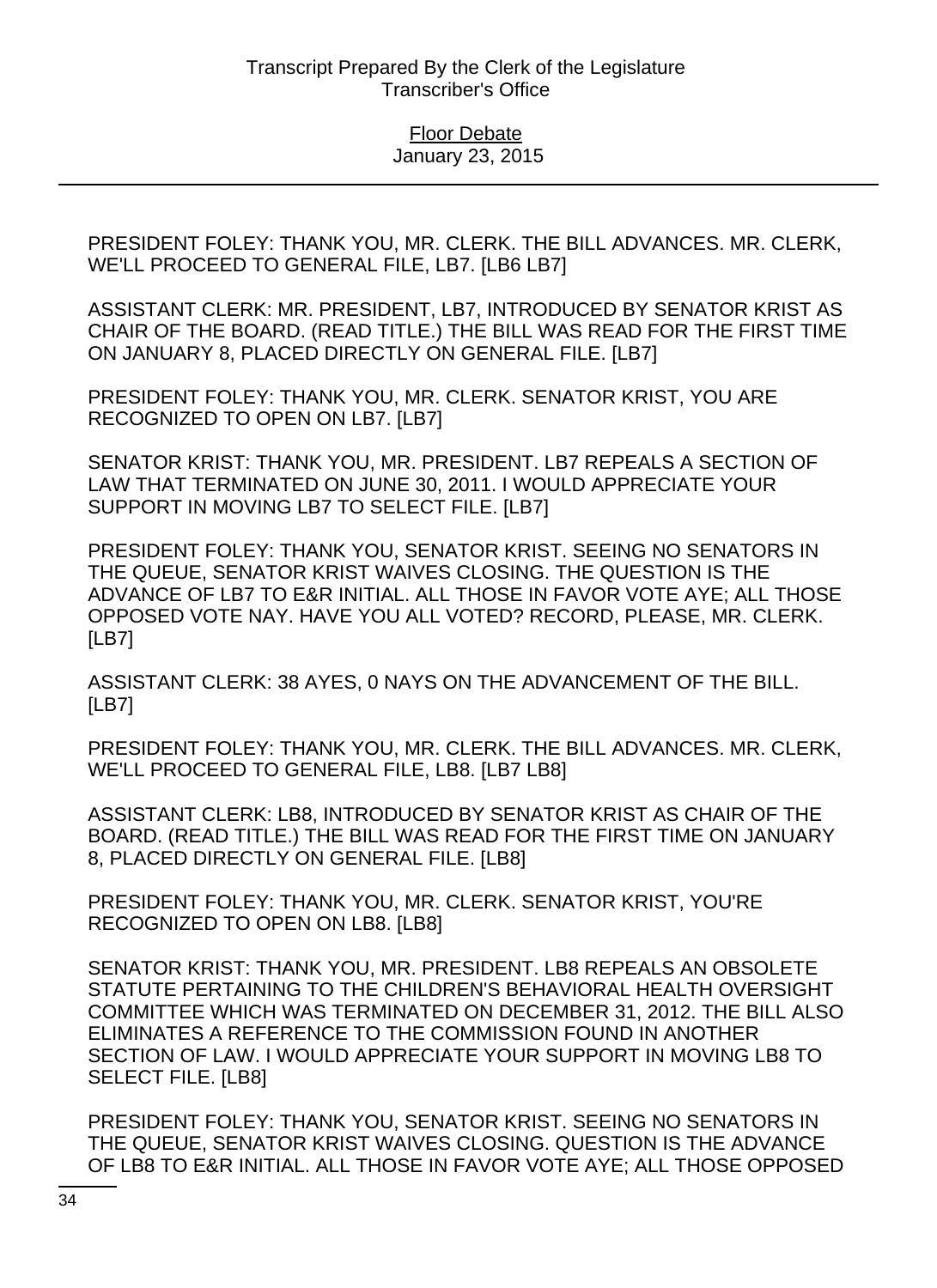PRESIDENT FOLEY: THANK YOU, MR. CLERK. THE BILL ADVANCES. MR. CLERK, WE'LL PROCEED TO GENERAL FILE, LB7. [LB6 LB7]

ASSISTANT CLERK: MR. PRESIDENT, LB7, INTRODUCED BY SENATOR KRIST AS CHAIR OF THE BOARD. (READ TITLE.) THE BILL WAS READ FOR THE FIRST TIME ON JANUARY 8, PLACED DIRECTLY ON GENERAL FILE. [LB7]

PRESIDENT FOLEY: THANK YOU, MR. CLERK. SENATOR KRIST, YOU ARE RECOGNIZED TO OPEN ON LB7. [LB7]

SENATOR KRIST: THANK YOU, MR. PRESIDENT. LB7 REPEALS A SECTION OF LAW THAT TERMINATED ON JUNE 30, 2011. I WOULD APPRECIATE YOUR SUPPORT IN MOVING LB7 TO SELECT FILE. [LB7]

PRESIDENT FOLEY: THANK YOU, SENATOR KRIST. SEEING NO SENATORS IN THE QUEUE, SENATOR KRIST WAIVES CLOSING. THE QUESTION IS THE ADVANCE OF LB7 TO E&R INITIAL. ALL THOSE IN FAVOR VOTE AYE; ALL THOSE OPPOSED VOTE NAY. HAVE YOU ALL VOTED? RECORD, PLEASE, MR. CLERK. [LB7]

ASSISTANT CLERK: 38 AYES, 0 NAYS ON THE ADVANCEMENT OF THE BILL. [LB7]

PRESIDENT FOLEY: THANK YOU, MR. CLERK. THE BILL ADVANCES. MR. CLERK, WE'LL PROCEED TO GENERAL FILE, LB8. [LB7 LB8]

ASSISTANT CLERK: LB8, INTRODUCED BY SENATOR KRIST AS CHAIR OF THE BOARD. (READ TITLE.) THE BILL WAS READ FOR THE FIRST TIME ON JANUARY 8, PLACED DIRECTLY ON GENERAL FILE. [LB8]

PRESIDENT FOLEY: THANK YOU, MR. CLERK. SENATOR KRIST, YOU'RE RECOGNIZED TO OPEN ON LB8. [LB8]

SENATOR KRIST: THANK YOU, MR. PRESIDENT. LB8 REPEALS AN OBSOLETE STATUTE PERTAINING TO THE CHILDREN'S BEHAVIORAL HEALTH OVERSIGHT COMMITTEE WHICH WAS TERMINATED ON DECEMBER 31, 2012. THE BILL ALSO ELIMINATES A REFERENCE TO THE COMMISSION FOUND IN ANOTHER SECTION OF LAW. I WOULD APPRECIATE YOUR SUPPORT IN MOVING LB8 TO SELECT FILE. [LB8]

PRESIDENT FOLEY: THANK YOU, SENATOR KRIST. SEEING NO SENATORS IN THE QUEUE, SENATOR KRIST WAIVES CLOSING. QUESTION IS THE ADVANCE OF LB8 TO E&R INITIAL. ALL THOSE IN FAVOR VOTE AYE; ALL THOSE OPPOSED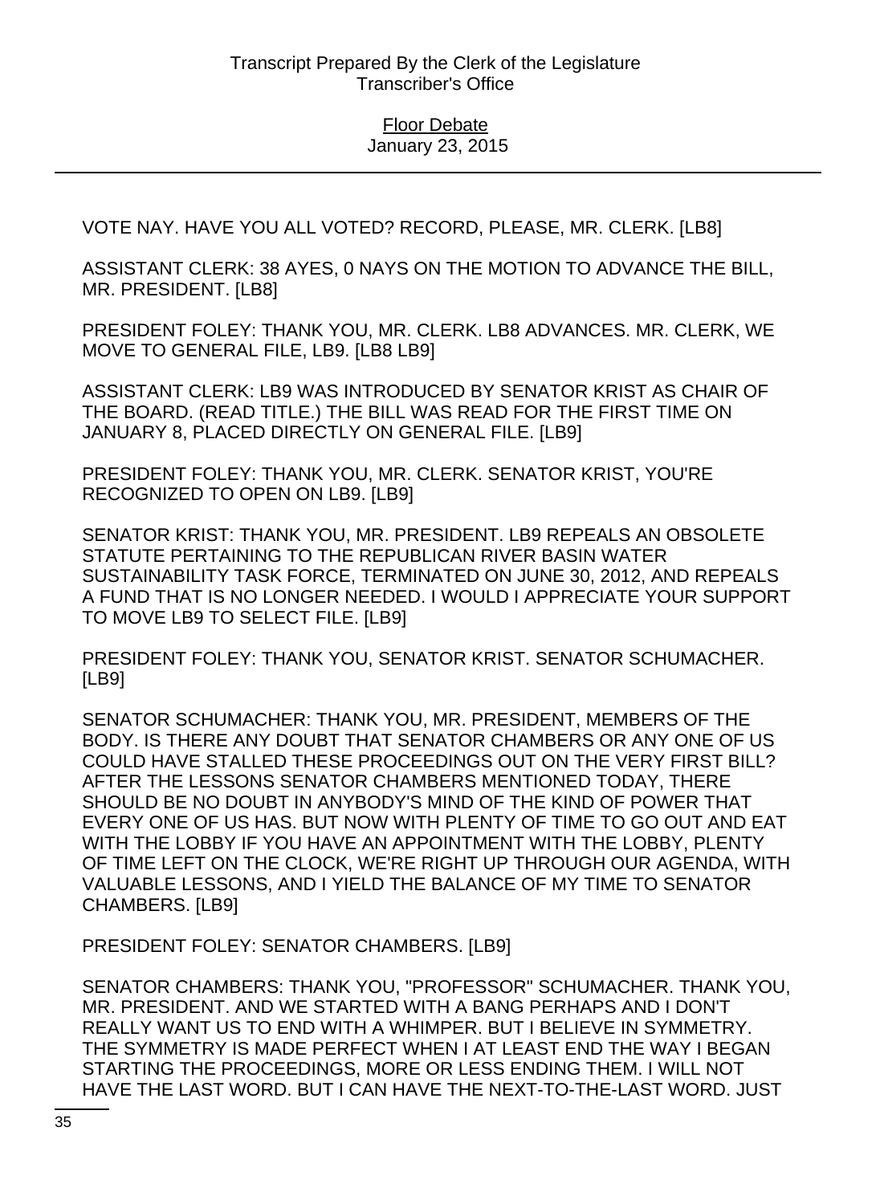VOTE NAY. HAVE YOU ALL VOTED? RECORD, PLEASE, MR. CLERK. [LB8]

ASSISTANT CLERK: 38 AYES, 0 NAYS ON THE MOTION TO ADVANCE THE BILL, MR. PRESIDENT. [LB8]

PRESIDENT FOLEY: THANK YOU, MR. CLERK. LB8 ADVANCES. MR. CLERK, WE MOVE TO GENERAL FILE, LB9. [LB8 LB9]

ASSISTANT CLERK: LB9 WAS INTRODUCED BY SENATOR KRIST AS CHAIR OF THE BOARD. (READ TITLE.) THE BILL WAS READ FOR THE FIRST TIME ON JANUARY 8, PLACED DIRECTLY ON GENERAL FILE. [LB9]

PRESIDENT FOLEY: THANK YOU, MR. CLERK. SENATOR KRIST, YOU'RE RECOGNIZED TO OPEN ON LB9. [LB9]

SENATOR KRIST: THANK YOU, MR. PRESIDENT. LB9 REPEALS AN OBSOLETE STATUTE PERTAINING TO THE REPUBLICAN RIVER BASIN WATER SUSTAINABILITY TASK FORCE, TERMINATED ON JUNE 30, 2012, AND REPEALS A FUND THAT IS NO LONGER NEEDED. I WOULD I APPRECIATE YOUR SUPPORT TO MOVE LB9 TO SELECT FILE. [LB9]

PRESIDENT FOLEY: THANK YOU, SENATOR KRIST. SENATOR SCHUMACHER. [LB9]

SENATOR SCHUMACHER: THANK YOU, MR. PRESIDENT, MEMBERS OF THE BODY. IS THERE ANY DOUBT THAT SENATOR CHAMBERS OR ANY ONE OF US COULD HAVE STALLED THESE PROCEEDINGS OUT ON THE VERY FIRST BILL? AFTER THE LESSONS SENATOR CHAMBERS MENTIONED TODAY, THERE SHOULD BE NO DOUBT IN ANYBODY'S MIND OF THE KIND OF POWER THAT EVERY ONE OF US HAS. BUT NOW WITH PLENTY OF TIME TO GO OUT AND EAT WITH THE LOBBY IF YOU HAVE AN APPOINTMENT WITH THE LOBBY, PLENTY OF TIME LEFT ON THE CLOCK, WE'RE RIGHT UP THROUGH OUR AGENDA, WITH VALUABLE LESSONS, AND I YIELD THE BALANCE OF MY TIME TO SENATOR CHAMBERS. [LB9]

PRESIDENT FOLEY: SENATOR CHAMBERS. [LB9]

SENATOR CHAMBERS: THANK YOU, "PROFESSOR" SCHUMACHER. THANK YOU, MR. PRESIDENT. AND WE STARTED WITH A BANG PERHAPS AND I DON'T REALLY WANT US TO END WITH A WHIMPER. BUT I BELIEVE IN SYMMETRY. THE SYMMETRY IS MADE PERFECT WHEN I AT LEAST END THE WAY I BEGAN STARTING THE PROCEEDINGS, MORE OR LESS ENDING THEM. I WILL NOT HAVE THE LAST WORD. BUT I CAN HAVE THE NEXT-TO-THE-LAST WORD. JUST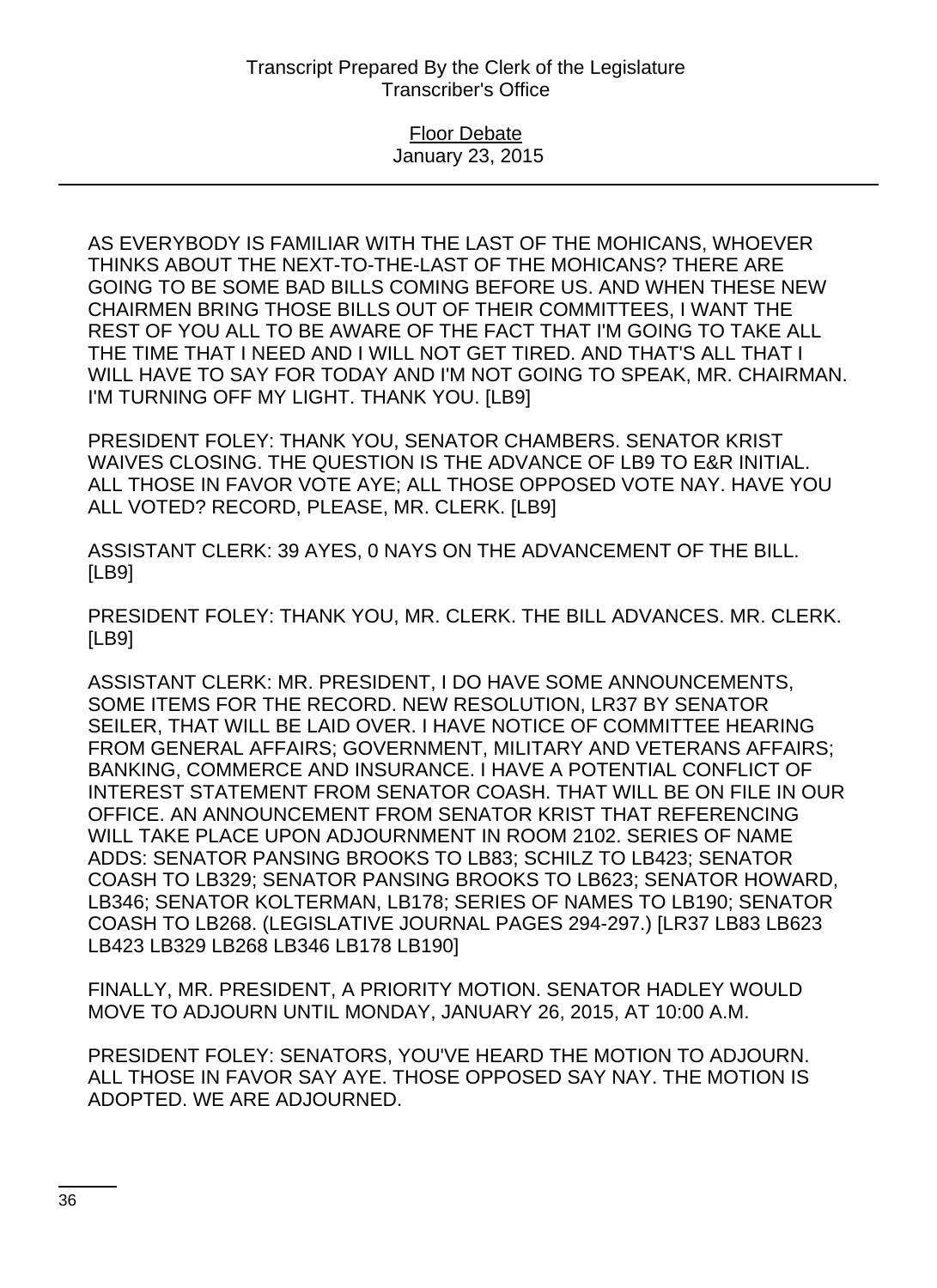AS EVERYBODY IS FAMILIAR WITH THE LAST OF THE MOHICANS, WHOEVER THINKS ABOUT THE NEXT-TO-THE-LAST OF THE MOHICANS? THERE ARE GOING TO BE SOME BAD BILLS COMING BEFORE US. AND WHEN THESE NEW CHAIRMEN BRING THOSE BILLS OUT OF THEIR COMMITTEES, I WANT THE REST OF YOU ALL TO BE AWARE OF THE FACT THAT I'M GOING TO TAKE ALL THE TIME THAT I NEED AND I WILL NOT GET TIRED. AND THAT'S ALL THAT I WILL HAVE TO SAY FOR TODAY AND I'M NOT GOING TO SPEAK, MR. CHAIRMAN. I'M TURNING OFF MY LIGHT. THANK YOU. [LB9]

PRESIDENT FOLEY: THANK YOU, SENATOR CHAMBERS. SENATOR KRIST WAIVES CLOSING. THE QUESTION IS THE ADVANCE OF LB9 TO E&R INITIAL. ALL THOSE IN FAVOR VOTE AYE; ALL THOSE OPPOSED VOTE NAY. HAVE YOU ALL VOTED? RECORD, PLEASE, MR. CLERK. [LB9]

ASSISTANT CLERK: 39 AYES, 0 NAYS ON THE ADVANCEMENT OF THE BILL. [LB9]

PRESIDENT FOLEY: THANK YOU, MR. CLERK. THE BILL ADVANCES. MR. CLERK. [LB9]

ASSISTANT CLERK: MR. PRESIDENT, I DO HAVE SOME ANNOUNCEMENTS, SOME ITEMS FOR THE RECORD. NEW RESOLUTION, LR37 BY SENATOR SEILER, THAT WILL BE LAID OVER. I HAVE NOTICE OF COMMITTEE HEARING FROM GENERAL AFFAIRS; GOVERNMENT, MILITARY AND VETERANS AFFAIRS; BANKING, COMMERCE AND INSURANCE. I HAVE A POTENTIAL CONFLICT OF INTEREST STATEMENT FROM SENATOR COASH. THAT WILL BE ON FILE IN OUR OFFICE. AN ANNOUNCEMENT FROM SENATOR KRIST THAT REFERENCING WILL TAKE PLACE UPON ADJOURNMENT IN ROOM 2102. SERIES OF NAME ADDS: SENATOR PANSING BROOKS TO LB83; SCHILZ TO LB423; SENATOR COASH TO LB329; SENATOR PANSING BROOKS TO LB623; SENATOR HOWARD, LB346; SENATOR KOLTERMAN, LB178; SERIES OF NAMES TO LB190; SENATOR COASH TO LB268. (LEGISLATIVE JOURNAL PAGES 294-297.) [LR37 LB83 LB623 LB423 LB329 LB268 LB346 LB178 LB190]

FINALLY, MR. PRESIDENT, A PRIORITY MOTION. SENATOR HADLEY WOULD MOVE TO ADJOURN UNTIL MONDAY, JANUARY 26, 2015, AT 10:00 A.M.

PRESIDENT FOLEY: SENATORS, YOU'VE HEARD THE MOTION TO ADJOURN. ALL THOSE IN FAVOR SAY AYE. THOSE OPPOSED SAY NAY. THE MOTION IS ADOPTED. WE ARE ADJOURNED.